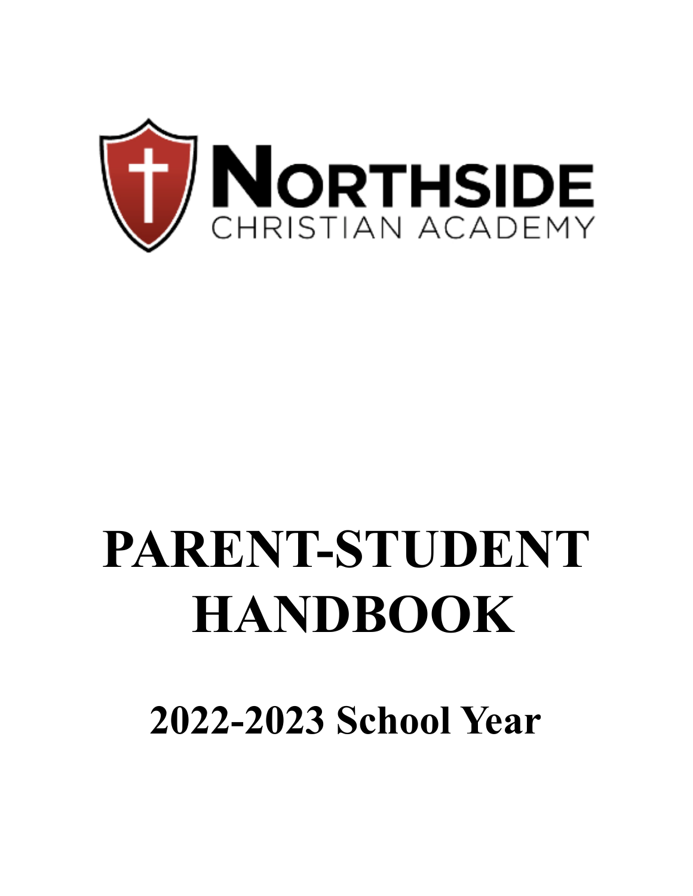NORTHSIDE
CHRISTIAN ACADEMY

# PARENT-STUDENT HANDBOOK

## 2022-2023 School Year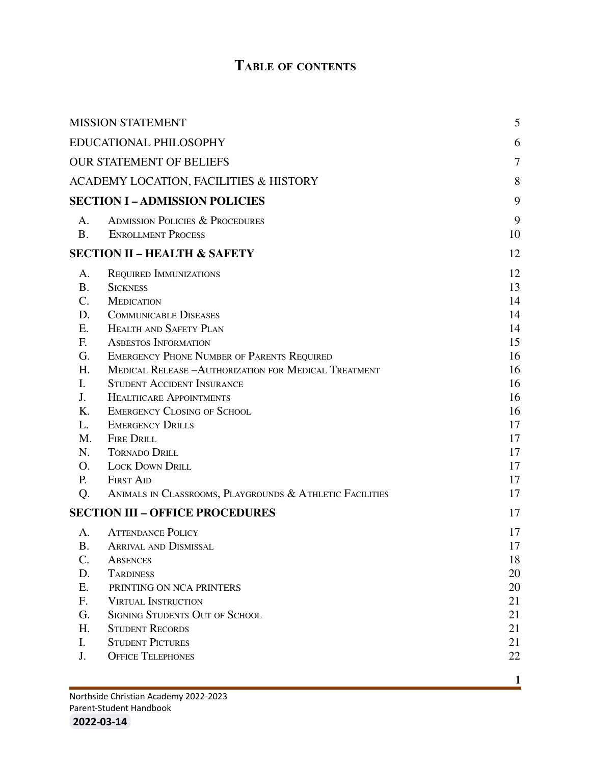# Table of contents

| | |
|---|---|
| MISSION STATEMENT | 5 |
| EDUCATIONAL PHILOSOPHY | 6 |
| OUR STATEMENT OF BELIEFS | 7 |
| ACADEMY LOCATION, FACILITIES & HISTORY | 8 |
| **SECTION I – ADMISSION POLICIES** | 9 |
| A. Admission Policies & Procedures | 9 |
| B. Enrollment Process | 10 |
| **SECTION II – HEALTH & SAFETY** | 12 |
| A. Required Immunizations | 12 |
| B. Sickness | 13 |
| C. Medication | 14 |
| D. Communicable Diseases | 14 |
| E. Health and Safety Plan | 14 |
| F. Asbestos Information | 15 |
| G. Emergency Phone Number of Parents Required | 16 |
| H. Medical Release –Authorization for Medical Treatment | 16 |
| I. Student Accident Insurance | 16 |
| J. Healthcare Appointments | 16 |
| K. Emergency Closing of School | 16 |
| L. Emergency Drills | 17 |
| M. Fire Drill | 17 |
| N. Tornado Drill | 17 |
| O. Lock Down Drill | 17 |
| P. First Aid | 17 |
| Q. Animals in Classrooms, Playgrounds & Athletic Facilities | 17 |
| **SECTION III – OFFICE PROCEDURES** | 17 |
| A. Attendance Policy | 17 |
| B. Arrival and Dismissal | 17 |
| C. Absences | 18 |
| D. Tardiness | 20 |
| E. PRINTING ON NCA PRINTERS | 20 |
| F. Virtual Instruction | 21 |
| G. Signing Students Out of School | 21 |
| H. Student Records | 21 |
| I. Student Pictures | 21 |
| J. Office Telephones | 22 |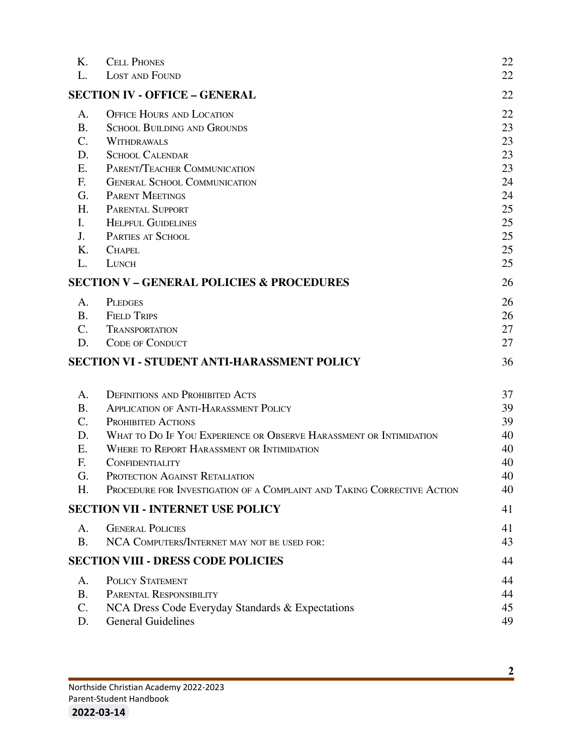| | | |
|---|---|---|
| K. | Cell Phones | 22 |
| L. | Lost and Found | 22 |
| **SECTION IV - OFFICE – GENERAL** | | 22 |
| A. | Office Hours and Location | 22 |
| B. | School Building and Grounds | 23 |
| C. | Withdrawals | 23 |
| D. | School Calendar | 23 |
| E. | Parent/Teacher Communication | 23 |
| F. | General School Communication | 24 |
| G. | Parent Meetings | 24 |
| H. | Parental Support | 25 |
| I. | Helpful Guidelines | 25 |
| J. | Parties at School | 25 |
| K. | Chapel | 25 |
| L. | Lunch | 25 |
| **SECTION V – GENERAL POLICIES & PROCEDURES** | | 26 |
| A. | Pledges | 26 |
| B. | Field Trips | 26 |
| C. | Transportation | 27 |
| D. | Code of Conduct | 27 |
| **SECTION VI - STUDENT ANTI-HARASSMENT POLICY** | | 36 |
| A. | Definitions and Prohibited Acts | 37 |
| B. | Application of Anti-Harassment Policy | 39 |
| C. | Prohibited Actions | 39 |
| D. | What to Do If You Experience or Observe Harassment or Intimidation | 40 |
| E. | Where to Report Harassment or Intimidation | 40 |
| F. | Confidentiality | 40 |
| G. | Protection Against Retaliation | 40 |
| H. | Procedure for Investigation of a Complaint and Taking Corrective Action | 40 |
| **SECTION VII - INTERNET USE POLICY** | | 41 |
| A. | General Policies | 41 |
| B. | NCA Computers/Internet may not be used for: | 43 |
| **SECTION VIII - DRESS CODE POLICIES** | | 44 |
| A. | Policy Statement | 44 |
| B. | Parental Responsibility | 44 |
| C. | NCA Dress Code Everyday Standards & Expectations | 45 |
| D. | General Guidelines | 49 |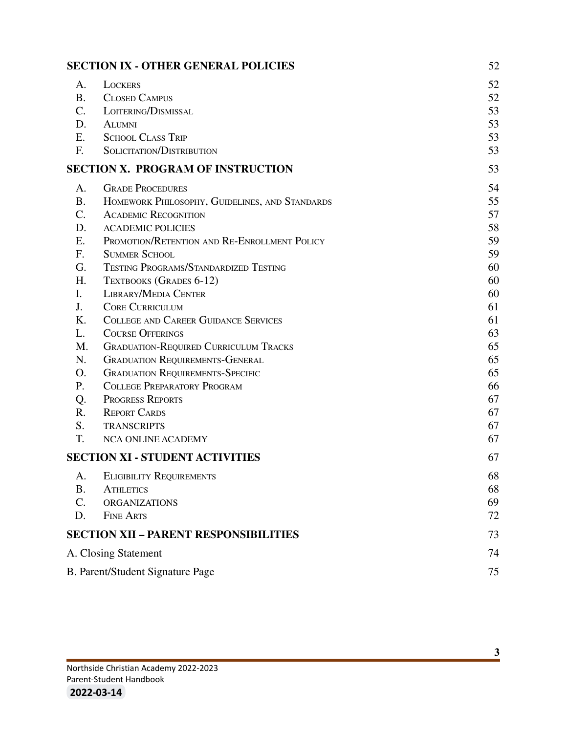**SECTION IX - OTHER GENERAL POLICIES** 52

A. LOCKERS 52
B. CLOSED CAMPUS 52
C. LOITERING/DISMISSAL 53
D. ALUMNI 53
E. SCHOOL CLASS TRIP 53
F. SOLICITATION/DISTRIBUTION 53

**SECTION X. PROGRAM OF INSTRUCTION** 53

A. GRADE PROCEDURES 54
B. HOMEWORK PHILOSOPHY, GUIDELINES, AND STANDARDS 55
C. ACADEMIC RECOGNITION 57
D. ACADEMIC POLICIES 58
E. PROMOTION/RETENTION AND RE-ENROLLMENT POLICY 59
F. SUMMER SCHOOL 59
G. TESTING PROGRAMS/STANDARDIZED TESTING 60
H. TEXTBOOKS (GRADES 6-12) 60
I. LIBRARY/MEDIA CENTER 60
J. CORE CURRICULUM 61
K. COLLEGE AND CAREER GUIDANCE SERVICES 61
L. COURSE OFFERINGS 63
M. GRADUATION-REQUIRED CURRICULUM TRACKS 65
N. GRADUATION REQUIREMENTS-GENERAL 65
O. GRADUATION REQUIREMENTS-SPECIFIC 65
P. COLLEGE PREPARATORY PROGRAM 66
Q. PROGRESS REPORTS 67
R. REPORT CARDS 67
S. TRANSCRIPTS 67
T. NCA ONLINE ACADEMY 67

**SECTION XI - STUDENT ACTIVITIES** 67

A. ELIGIBILITY REQUIREMENTS 68
B. ATHLETICS 68
C. ORGANIZATIONS 69
D. FINE ARTS 72

**SECTION XII – PARENT RESPONSIBILITIES** 73

A. Closing Statement 74

B. Parent/Student Signature Page 75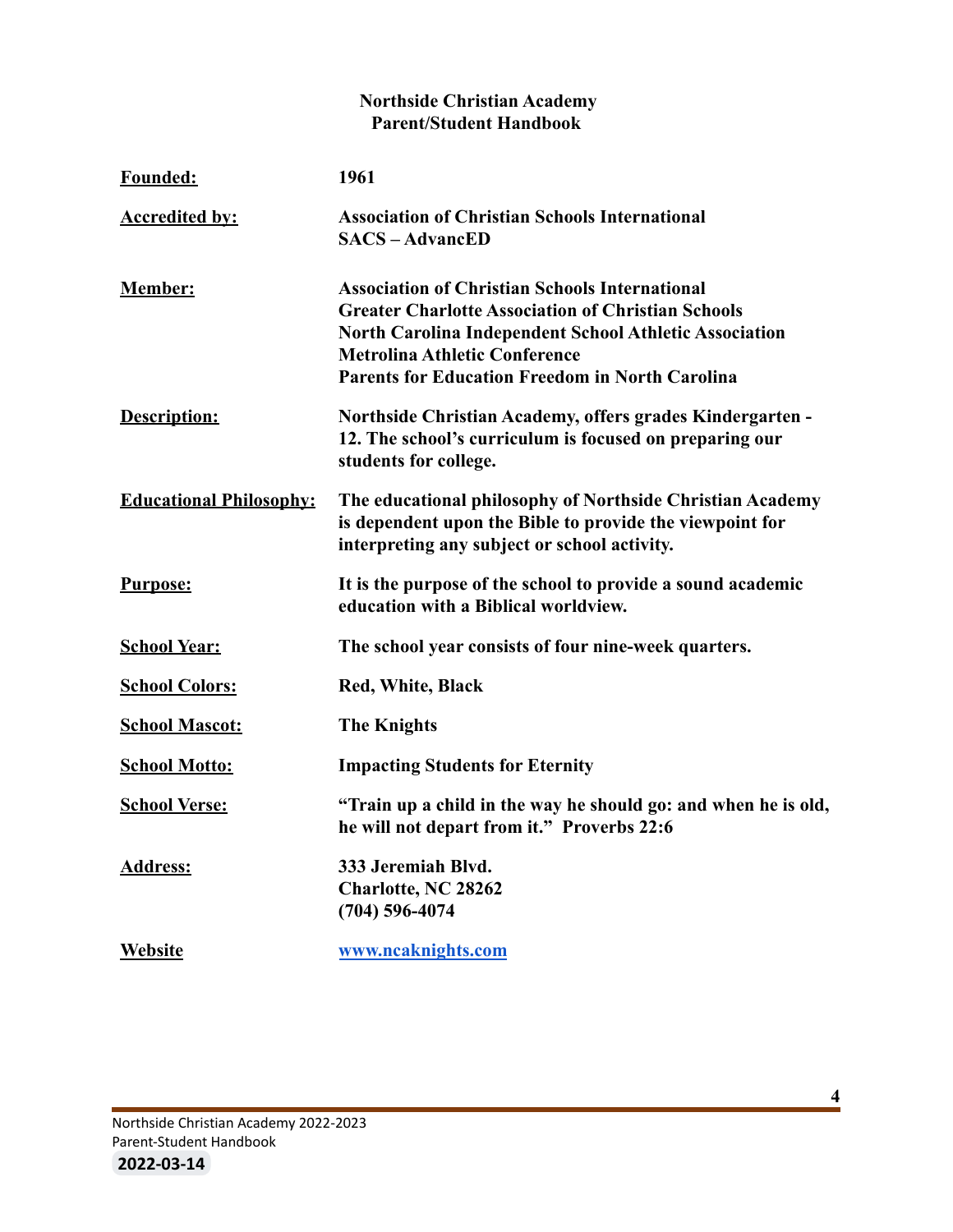**Northside Christian Academy**
**Parent/Student Handbook**

| | |
|---|---|
| **Founded:** | **1961** |
| **Accredited by:** | **Association of Christian Schools International**<br>**SACS – AdvancED** |
| **Member:** | **Association of Christian Schools International**<br>**Greater Charlotte Association of Christian Schools**<br>**North Carolina Independent School Athletic Association**<br>**Metrolina Athletic Conference**<br>**Parents for Education Freedom in North Carolina** |
| **Description:** | **Northside Christian Academy, offers grades Kindergarten - 12. The school's curriculum is focused on preparing our students for college.** |
| **Educational Philosophy:** | **The educational philosophy of Northside Christian Academy is dependent upon the Bible to provide the viewpoint for interpreting any subject or school activity.** |
| **Purpose:** | **It is the purpose of the school to provide a sound academic education with a Biblical worldview.** |
| **School Year:** | **The school year consists of four nine-week quarters.** |
| **School Colors:** | **Red, White, Black** |
| **School Mascot:** | **The Knights** |
| **School Motto:** | **Impacting Students for Eternity** |
| **School Verse:** | **"Train up a child in the way he should go: and when he is old, he will not depart from it." Proverbs 22:6** |
| **Address:** | **333 Jeremiah Blvd.**<br>**Charlotte, NC 28262**<br>**(704) 596-4074** |
| **Website** | **www.ncaknights.com** |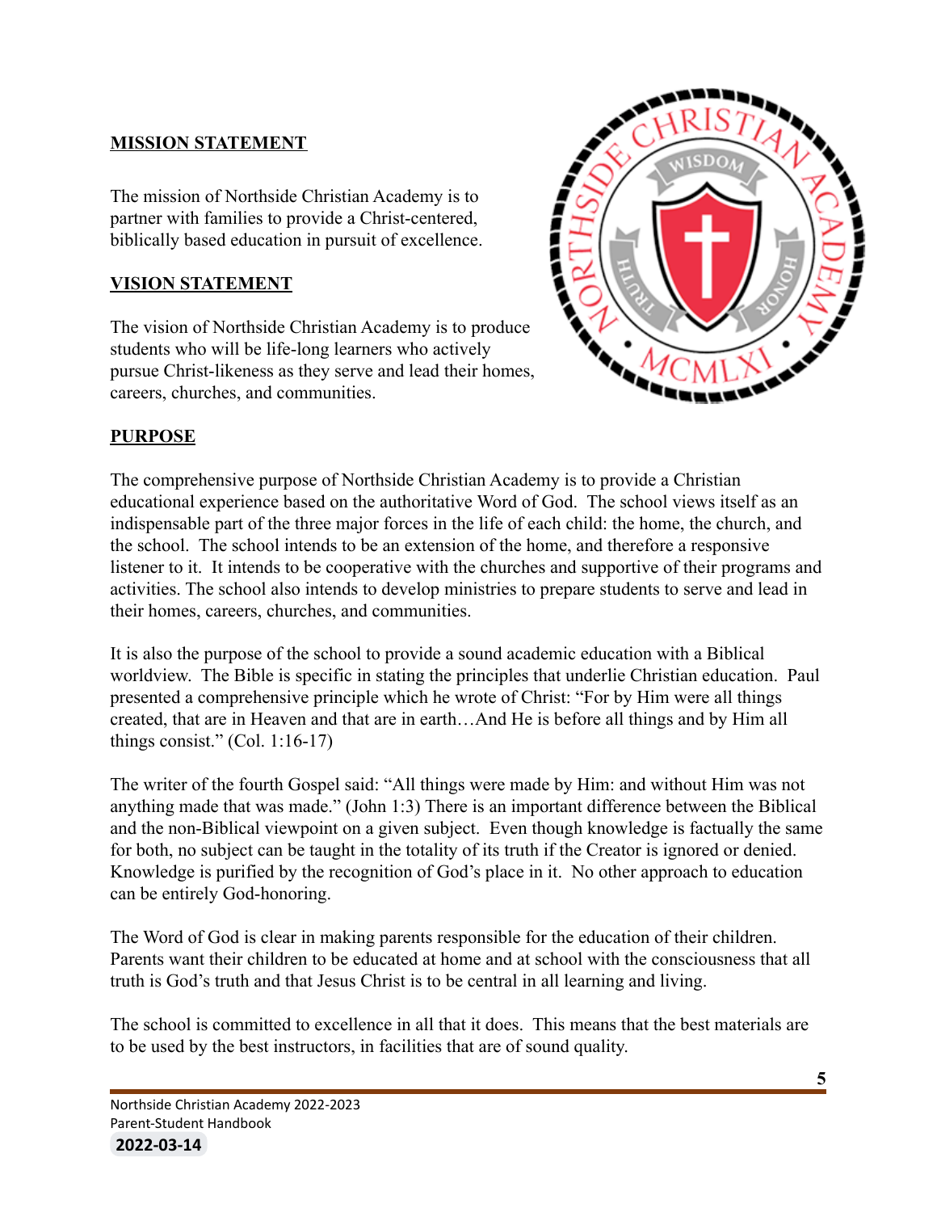## MISSION STATEMENT

The mission of Northside Christian Academy is to partner with families to provide a Christ-centered, biblically based education in pursuit of excellence.

## VISION STATEMENT

The vision of Northside Christian Academy is to produce students who will be life-long learners who actively pursue Christ-likeness as they serve and lead their homes, careers, churches, and communities.

## PURPOSE

The comprehensive purpose of Northside Christian Academy is to provide a Christian educational experience based on the authoritative Word of God. The school views itself as an indispensable part of the three major forces in the life of each child: the home, the church, and the school. The school intends to be an extension of the home, and therefore a responsive listener to it. It intends to be cooperative with the churches and supportive of their programs and activities. The school also intends to develop ministries to prepare students to serve and lead in their homes, careers, churches, and communities.

It is also the purpose of the school to provide a sound academic education with a Biblical worldview. The Bible is specific in stating the principles that underlie Christian education. Paul presented a comprehensive principle which he wrote of Christ: "For by Him were all things created, that are in Heaven and that are in earth…And He is before all things and by Him all things consist." (Col. 1:16-17)

The writer of the fourth Gospel said: "All things were made by Him: and without Him was not anything made that was made." (John 1:3) There is an important difference between the Biblical and the non-Biblical viewpoint on a given subject. Even though knowledge is factually the same for both, no subject can be taught in the totality of its truth if the Creator is ignored or denied. Knowledge is purified by the recognition of God's place in it. No other approach to education can be entirely God-honoring.

The Word of God is clear in making parents responsible for the education of their children. Parents want their children to be educated at home and at school with the consciousness that all truth is God's truth and that Jesus Christ is to be central in all learning and living.

The school is committed to excellence in all that it does. This means that the best materials are to be used by the best instructors, in facilities that are of sound quality.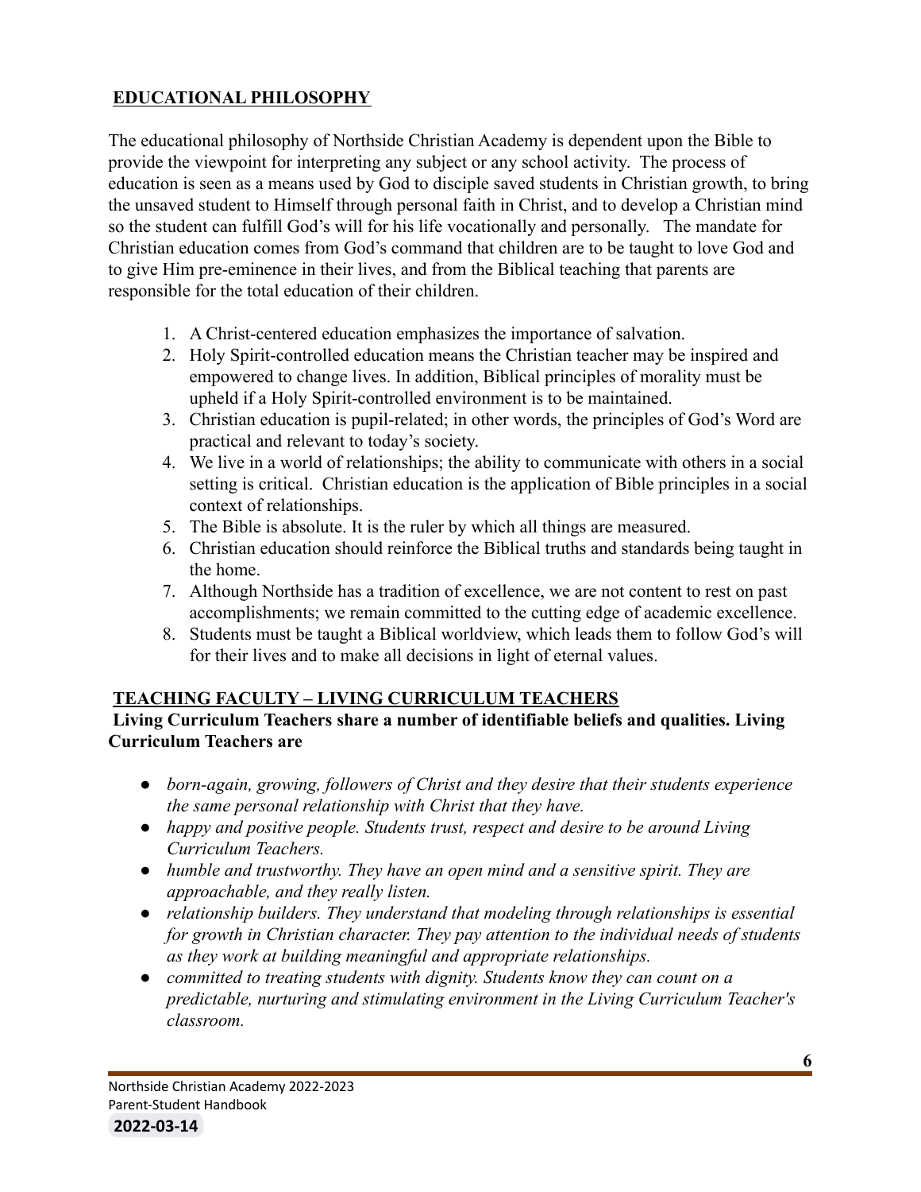## EDUCATIONAL PHILOSOPHY

The educational philosophy of Northside Christian Academy is dependent upon the Bible to provide the viewpoint for interpreting any subject or any school activity. The process of education is seen as a means used by God to disciple saved students in Christian growth, to bring the unsaved student to Himself through personal faith in Christ, and to develop a Christian mind so the student can fulfill God's will for his life vocationally and personally. The mandate for Christian education comes from God's command that children are to be taught to love God and to give Him pre-eminence in their lives, and from the Biblical teaching that parents are responsible for the total education of their children.

1. A Christ-centered education emphasizes the importance of salvation.
2. Holy Spirit-controlled education means the Christian teacher may be inspired and empowered to change lives. In addition, Biblical principles of morality must be upheld if a Holy Spirit-controlled environment is to be maintained.
3. Christian education is pupil-related; in other words, the principles of God's Word are practical and relevant to today's society.
4. We live in a world of relationships; the ability to communicate with others in a social setting is critical. Christian education is the application of Bible principles in a social context of relationships.
5. The Bible is absolute. It is the ruler by which all things are measured.
6. Christian education should reinforce the Biblical truths and standards being taught in the home.
7. Although Northside has a tradition of excellence, we are not content to rest on past accomplishments; we remain committed to the cutting edge of academic excellence.
8. Students must be taught a Biblical worldview, which leads them to follow God's will for their lives and to make all decisions in light of eternal values.

## TEACHING FACULTY – LIVING CURRICULUM TEACHERS

**Living Curriculum Teachers share a number of identifiable beliefs and qualities. Living Curriculum Teachers are**

- *born-again, growing, followers of Christ and they desire that their students experience the same personal relationship with Christ that they have.*
- *happy and positive people. Students trust, respect and desire to be around Living Curriculum Teachers.*
- *humble and trustworthy. They have an open mind and a sensitive spirit. They are approachable, and they really listen.*
- *relationship builders. They understand that modeling through relationships is essential for growth in Christian character. They pay attention to the individual needs of students as they work at building meaningful and appropriate relationships.*
- *committed to treating students with dignity. Students know they can count on a predictable, nurturing and stimulating environment in the Living Curriculum Teacher's classroom.*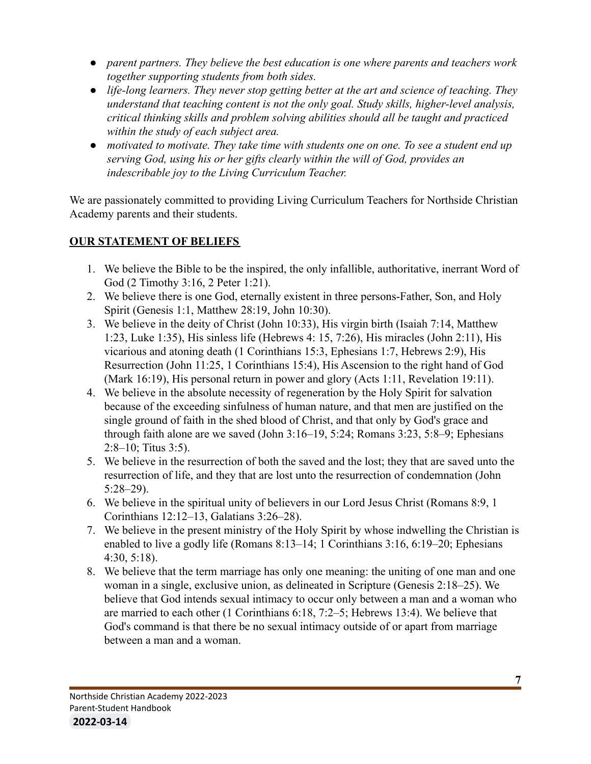- *parent partners. They believe the best education is one where parents and teachers work together supporting students from both sides.*
- *life-long learners. They never stop getting better at the art and science of teaching. They understand that teaching content is not the only goal. Study skills, higher-level analysis, critical thinking skills and problem solving abilities should all be taught and practiced within the study of each subject area.*
- *motivated to motivate. They take time with students one on one. To see a student end up serving God, using his or her gifts clearly within the will of God, provides an indescribable joy to the Living Curriculum Teacher.*

We are passionately committed to providing Living Curriculum Teachers for Northside Christian Academy parents and their students.

## **OUR STATEMENT OF BELIEFS**

1. We believe the Bible to be the inspired, the only infallible, authoritative, inerrant Word of God (2 Timothy 3:16, 2 Peter 1:21).
2. We believe there is one God, eternally existent in three persons-Father, Son, and Holy Spirit (Genesis 1:1, Matthew 28:19, John 10:30).
3. We believe in the deity of Christ (John 10:33), His virgin birth (Isaiah 7:14, Matthew 1:23, Luke 1:35), His sinless life (Hebrews 4: 15, 7:26), His miracles (John 2:11), His vicarious and atoning death (1 Corinthians 15:3, Ephesians 1:7, Hebrews 2:9), His Resurrection (John 11:25, 1 Corinthians 15:4), His Ascension to the right hand of God (Mark 16:19), His personal return in power and glory (Acts 1:11, Revelation 19:11).
4. We believe in the absolute necessity of regeneration by the Holy Spirit for salvation because of the exceeding sinfulness of human nature, and that men are justified on the single ground of faith in the shed blood of Christ, and that only by God's grace and through faith alone are we saved (John 3:16–19, 5:24; Romans 3:23, 5:8–9; Ephesians 2:8–10; Titus 3:5).
5. We believe in the resurrection of both the saved and the lost; they that are saved unto the resurrection of life, and they that are lost unto the resurrection of condemnation (John 5:28–29).
6. We believe in the spiritual unity of believers in our Lord Jesus Christ (Romans 8:9, 1 Corinthians 12:12–13, Galatians 3:26–28).
7. We believe in the present ministry of the Holy Spirit by whose indwelling the Christian is enabled to live a godly life (Romans 8:13–14; 1 Corinthians 3:16, 6:19–20; Ephesians 4:30, 5:18).
8. We believe that the term marriage has only one meaning: the uniting of one man and one woman in a single, exclusive union, as delineated in Scripture (Genesis 2:18–25). We believe that God intends sexual intimacy to occur only between a man and a woman who are married to each other (1 Corinthians 6:18, 7:2–5; Hebrews 13:4). We believe that God's command is that there be no sexual intimacy outside of or apart from marriage between a man and a woman.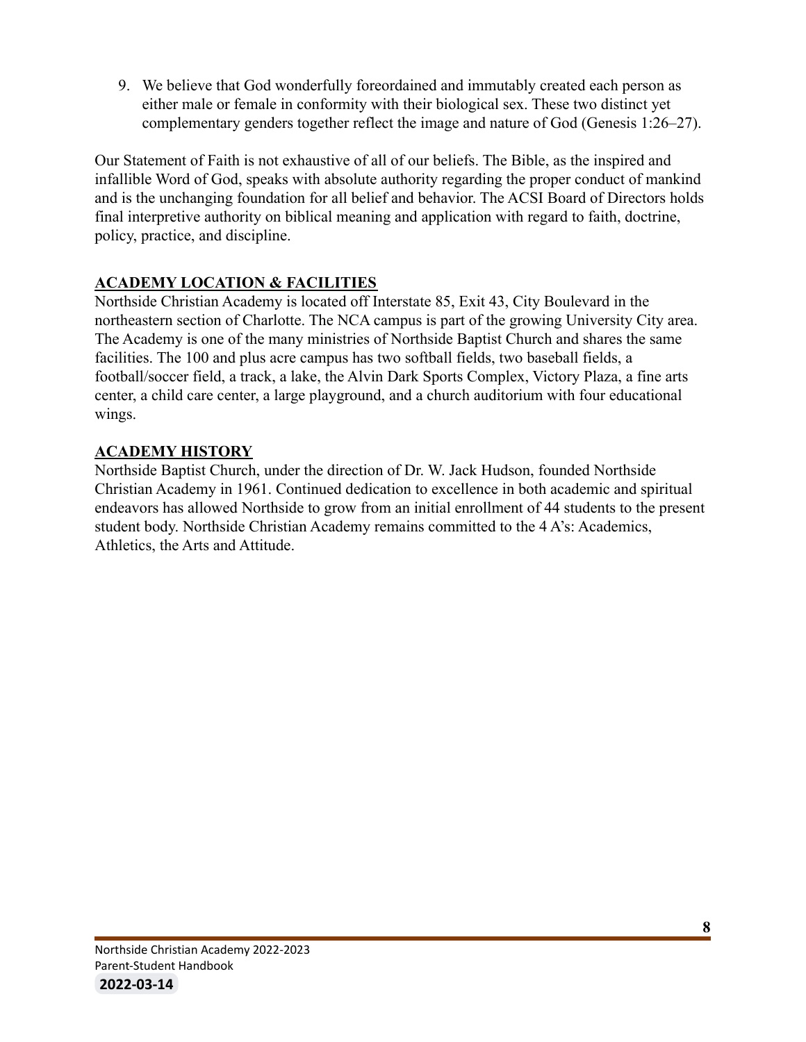9. We believe that God wonderfully foreordained and immutably created each person as either male or female in conformity with their biological sex. These two distinct yet complementary genders together reflect the image and nature of God (Genesis 1:26–27).

Our Statement of Faith is not exhaustive of all of our beliefs. The Bible, as the inspired and infallible Word of God, speaks with absolute authority regarding the proper conduct of mankind and is the unchanging foundation for all belief and behavior. The ACSI Board of Directors holds final interpretive authority on biblical meaning and application with regard to faith, doctrine, policy, practice, and discipline.

## ACADEMY LOCATION & FACILITIES

Northside Christian Academy is located off Interstate 85, Exit 43, City Boulevard in the northeastern section of Charlotte. The NCA campus is part of the growing University City area. The Academy is one of the many ministries of Northside Baptist Church and shares the same facilities. The 100 and plus acre campus has two softball fields, two baseball fields, a football/soccer field, a track, a lake, the Alvin Dark Sports Complex, Victory Plaza, a fine arts center, a child care center, a large playground, and a church auditorium with four educational wings.

## ACADEMY HISTORY

Northside Baptist Church, under the direction of Dr. W. Jack Hudson, founded Northside Christian Academy in 1961. Continued dedication to excellence in both academic and spiritual endeavors has allowed Northside to grow from an initial enrollment of 44 students to the present student body. Northside Christian Academy remains committed to the 4 A's: Academics, Athletics, the Arts and Attitude.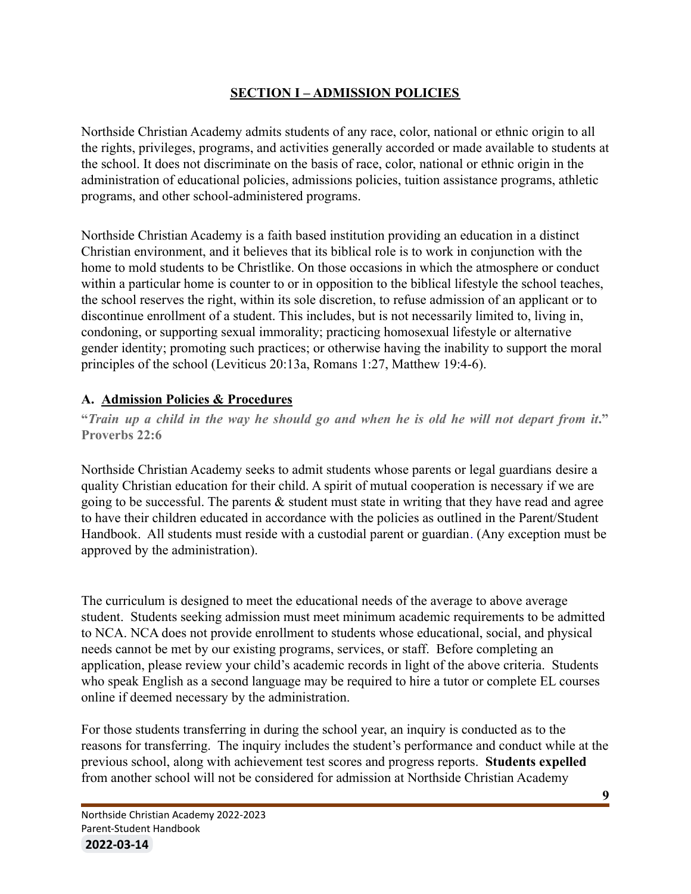## SECTION I – ADMISSION POLICIES

Northside Christian Academy admits students of any race, color, national or ethnic origin to all the rights, privileges, programs, and activities generally accorded or made available to students at the school. It does not discriminate on the basis of race, color, national or ethnic origin in the administration of educational policies, admissions policies, tuition assistance programs, athletic programs, and other school-administered programs.

Northside Christian Academy is a faith based institution providing an education in a distinct Christian environment, and it believes that its biblical role is to work in conjunction with the home to mold students to be Christlike. On those occasions in which the atmosphere or conduct within a particular home is counter to or in opposition to the biblical lifestyle the school teaches, the school reserves the right, within its sole discretion, to refuse admission of an applicant or to discontinue enrollment of a student. This includes, but is not necessarily limited to, living in, condoning, or supporting sexual immorality; practicing homosexual lifestyle or alternative gender identity; promoting such practices; or otherwise having the inability to support the moral principles of the school (Leviticus 20:13a, Romans 1:27, Matthew 19:4-6).

### A. Admission Policies & Procedures

**"*Train up a child in the way he should go and when he is old he will not depart from it*." Proverbs 22:6**

Northside Christian Academy seeks to admit students whose parents or legal guardians desire a quality Christian education for their child. A spirit of mutual cooperation is necessary if we are going to be successful. The parents & student must state in writing that they have read and agree to have their children educated in accordance with the policies as outlined in the Parent/Student Handbook. All students must reside with a custodial parent or guardian. (Any exception must be approved by the administration).

The curriculum is designed to meet the educational needs of the average to above average student. Students seeking admission must meet minimum academic requirements to be admitted to NCA. NCA does not provide enrollment to students whose educational, social, and physical needs cannot be met by our existing programs, services, or staff. Before completing an application, please review your child's academic records in light of the above criteria. Students who speak English as a second language may be required to hire a tutor or complete EL courses online if deemed necessary by the administration.

For those students transferring in during the school year, an inquiry is conducted as to the reasons for transferring. The inquiry includes the student's performance and conduct while at the previous school, along with achievement test scores and progress reports. **Students expelled** from another school will not be considered for admission at Northside Christian Academy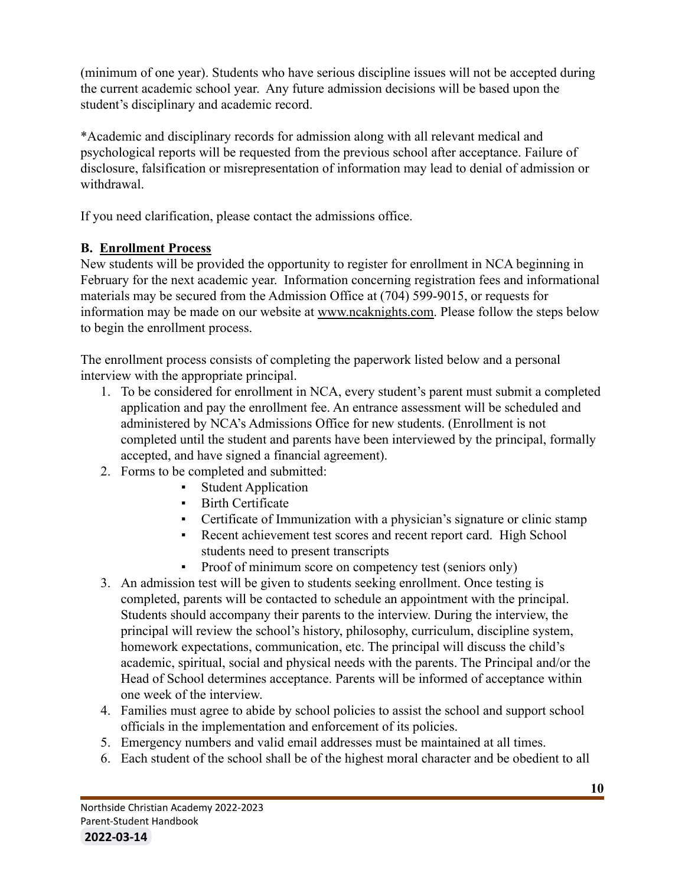(minimum of one year). Students who have serious discipline issues will not be accepted during the current academic school year.  Any future admission decisions will be based upon the student's disciplinary and academic record.

*Academic and disciplinary records for admission along with all relevant medical and psychological reports will be requested from the previous school after acceptance. Failure of disclosure, falsification or misrepresentation of information may lead to denial of admission or withdrawal.

If you need clarification, please contact the admissions office.

**B. Enrollment Process**

New students will be provided the opportunity to register for enrollment in NCA beginning in February for the next academic year.  Information concerning registration fees and informational materials may be secured from the Admission Office at (704) 599-9015, or requests for information may be made on our website at www.ncaknights.com. Please follow the steps below to begin the enrollment process.

The enrollment process consists of completing the paperwork listed below and a personal interview with the appropriate principal.

1. To be considered for enrollment in NCA, every student's parent must submit a completed application and pay the enrollment fee. An entrance assessment will be scheduled and administered by NCA's Admissions Office for new students. (Enrollment is not completed until the student and parents have been interviewed by the principal, formally accepted, and have signed a financial agreement).
2. Forms to be completed and submitted:
   - Student Application
   - Birth Certificate
   - Certificate of Immunization with a physician's signature or clinic stamp
   - Recent achievement test scores and recent report card.  High School students need to present transcripts
   - Proof of minimum score on competency test (seniors only)
3. An admission test will be given to students seeking enrollment. Once testing is completed, parents will be contacted to schedule an appointment with the principal. Students should accompany their parents to the interview. During the interview, the principal will review the school's history, philosophy, curriculum, discipline system, homework expectations, communication, etc. The principal will discuss the child's academic, spiritual, social and physical needs with the parents. The Principal and/or the Head of School determines acceptance. Parents will be informed of acceptance within one week of the interview.
4. Families must agree to abide by school policies to assist the school and support school officials in the implementation and enforcement of its policies.
5. Emergency numbers and valid email addresses must be maintained at all times.
6. Each student of the school shall be of the highest moral character and be obedient to all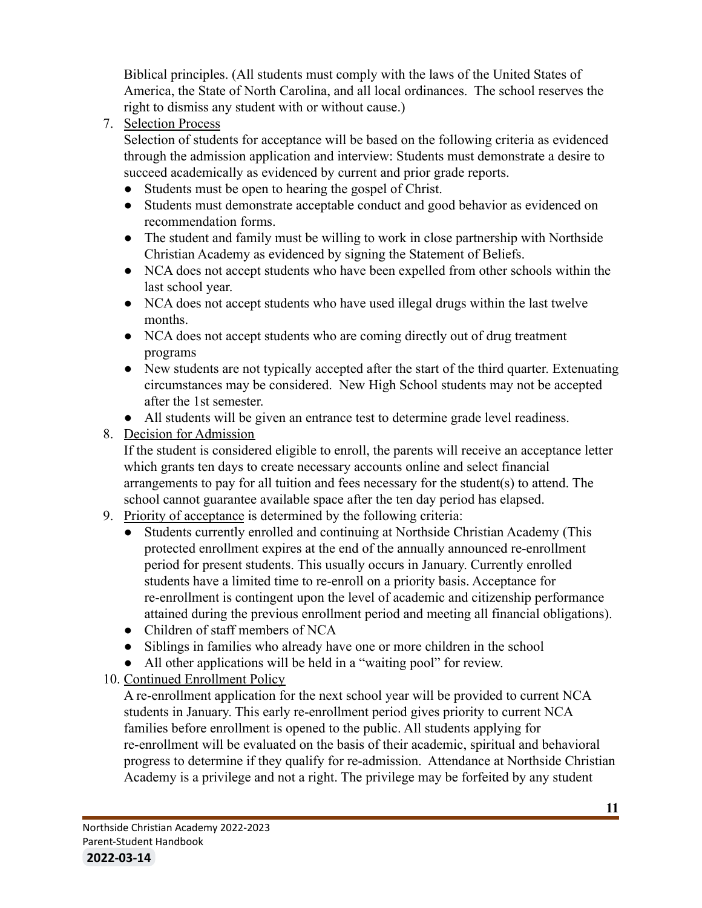Biblical principles. (All students must comply with the laws of the United States of America, the State of North Carolina, and all local ordinances. The school reserves the right to dismiss any student with or without cause.)

7. Selection Process

   Selection of students for acceptance will be based on the following criteria as evidenced through the admission application and interview: Students must demonstrate a desire to succeed academically as evidenced by current and prior grade reports.
   - Students must be open to hearing the gospel of Christ.
   - Students must demonstrate acceptable conduct and good behavior as evidenced on recommendation forms.
   - The student and family must be willing to work in close partnership with Northside Christian Academy as evidenced by signing the Statement of Beliefs.
   - NCA does not accept students who have been expelled from other schools within the last school year.
   - NCA does not accept students who have used illegal drugs within the last twelve months.
   - NCA does not accept students who are coming directly out of drug treatment programs
   - New students are not typically accepted after the start of the third quarter. Extenuating circumstances may be considered. New High School students may not be accepted after the 1st semester.
   - All students will be given an entrance test to determine grade level readiness.

8. Decision for Admission

   If the student is considered eligible to enroll, the parents will receive an acceptance letter which grants ten days to create necessary accounts online and select financial arrangements to pay for all tuition and fees necessary for the student(s) to attend. The school cannot guarantee available space after the ten day period has elapsed.

9. Priority of acceptance is determined by the following criteria:
   - Students currently enrolled and continuing at Northside Christian Academy (This protected enrollment expires at the end of the annually announced re-enrollment period for present students. This usually occurs in January. Currently enrolled students have a limited time to re-enroll on a priority basis. Acceptance for re-enrollment is contingent upon the level of academic and citizenship performance attained during the previous enrollment period and meeting all financial obligations).
   - Children of staff members of NCA
   - Siblings in families who already have one or more children in the school
   - All other applications will be held in a "waiting pool" for review.

10. Continued Enrollment Policy

    A re-enrollment application for the next school year will be provided to current NCA students in January. This early re-enrollment period gives priority to current NCA families before enrollment is opened to the public. All students applying for re-enrollment will be evaluated on the basis of their academic, spiritual and behavioral progress to determine if they qualify for re-admission. Attendance at Northside Christian Academy is a privilege and not a right. The privilege may be forfeited by any student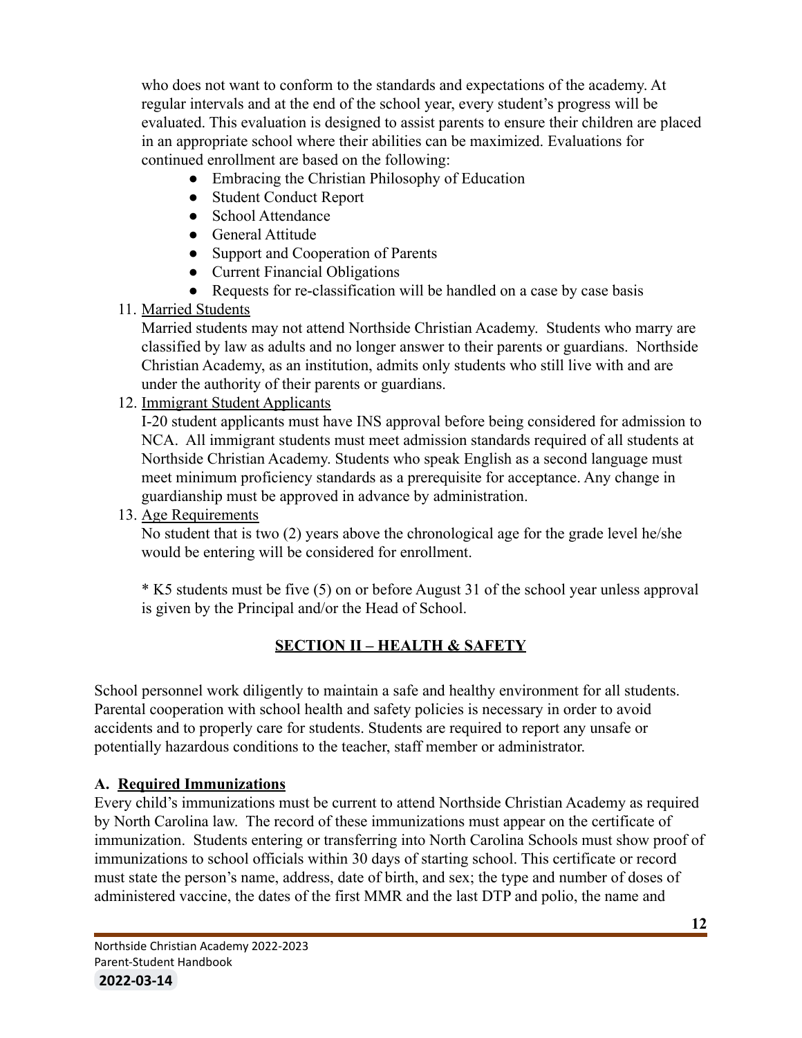who does not want to conform to the standards and expectations of the academy. At regular intervals and at the end of the school year, every student's progress will be evaluated. This evaluation is designed to assist parents to ensure their children are placed in an appropriate school where their abilities can be maximized. Evaluations for continued enrollment are based on the following:

- Embracing the Christian Philosophy of Education
- Student Conduct Report
- School Attendance
- General Attitude
- Support and Cooperation of Parents
- Current Financial Obligations
- Requests for re-classification will be handled on a case by case basis

11. <u>Married Students</u>
    Married students may not attend Northside Christian Academy. Students who marry are classified by law as adults and no longer answer to their parents or guardians. Northside Christian Academy, as an institution, admits only students who still live with and are under the authority of their parents or guardians.
12. <u>Immigrant Student Applicants</u>
    I-20 student applicants must have INS approval before being considered for admission to NCA. All immigrant students must meet admission standards required of all students at Northside Christian Academy. Students who speak English as a second language must meet minimum proficiency standards as a prerequisite for acceptance. Any change in guardianship must be approved in advance by administration.
13. <u>Age Requirements</u>
    No student that is two (2) years above the chronological age for the grade level he/she would be entering will be considered for enrollment.

    * K5 students must be five (5) on or before August 31 of the school year unless approval is given by the Principal and/or the Head of School.

## SECTION II – HEALTH & SAFETY

School personnel work diligently to maintain a safe and healthy environment for all students. Parental cooperation with school health and safety policies is necessary in order to avoid accidents and to properly care for students. Students are required to report any unsafe or potentially hazardous conditions to the teacher, staff member or administrator.

### A. Required Immunizations

Every child's immunizations must be current to attend Northside Christian Academy as required by North Carolina law. The record of these immunizations must appear on the certificate of immunization. Students entering or transferring into North Carolina Schools must show proof of immunizations to school officials within 30 days of starting school. This certificate or record must state the person's name, address, date of birth, and sex; the type and number of doses of administered vaccine, the dates of the first MMR and the last DTP and polio, the name and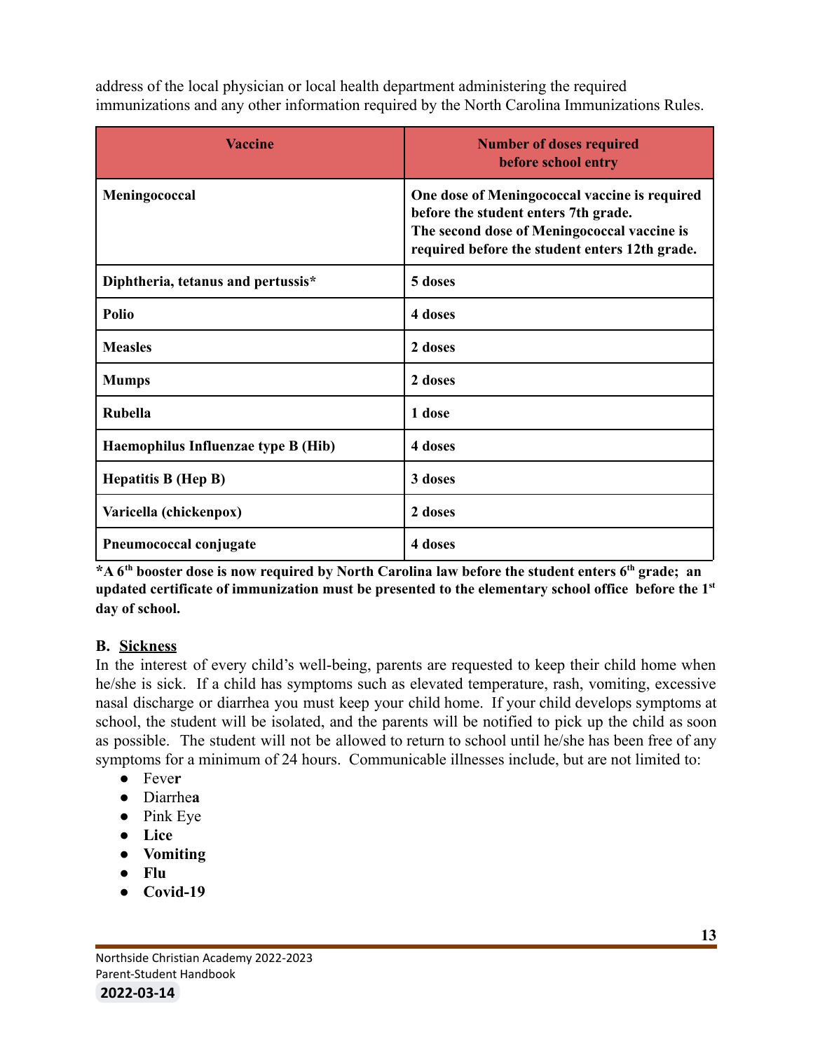address of the local physician or local health department administering the required immunizations and any other information required by the North Carolina Immunizations Rules.

| Vaccine | Number of doses required before school entry |
| --- | --- |
| **Meningococcal** | **One dose of Meningococcal vaccine is required before the student enters 7th grade. The second dose of Meningococcal vaccine is required before the student enters 12th grade.** |
| **Diphtheria, tetanus and pertussis*** | **5 doses** |
| **Polio** | **4 doses** |
| **Measles** | **2 doses** |
| **Mumps** | **2 doses** |
| **Rubella** | **1 dose** |
| **Haemophilus Influenzae type B (Hib)** | **4 doses** |
| **Hepatitis B (Hep B)** | **3 doses** |
| **Varicella (chickenpox)** | **2 doses** |
| **Pneumococcal conjugate** | **4 doses** |

**\*A 6th booster dose is now required by North Carolina law before the student enters 6th grade; an updated certificate of immunization must be presented to the elementary school office before the 1st day of school.**

**B. Sickness**

In the interest of every child's well-being, parents are requested to keep their child home when he/she is sick. If a child has symptoms such as elevated temperature, rash, vomiting, excessive nasal discharge or diarrhea you must keep your child home. If your child develops symptoms at school, the student will be isolated, and the parents will be notified to pick up the child as soon as possible. The student will not be allowed to return to school until he/she has been free of any symptoms for a minimum of 24 hours. Communicable illnesses include, but are not limited to:

- Fever
- Diarrhea
- Pink Eye
- **Lice**
- **Vomiting**
- **Flu**
- **Covid-19**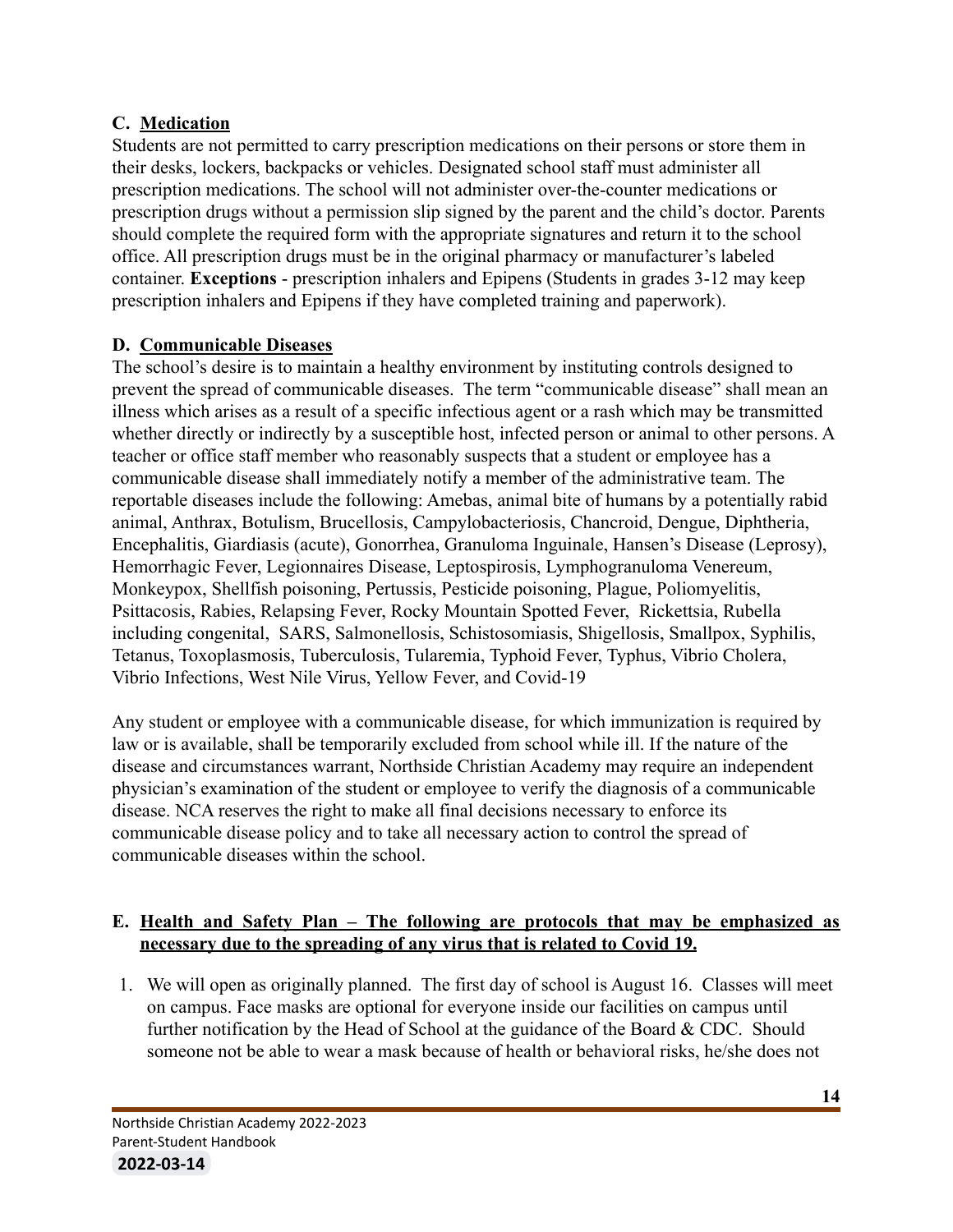### C. Medication

Students are not permitted to carry prescription medications on their persons or store them in their desks, lockers, backpacks or vehicles. Designated school staff must administer all prescription medications. The school will not administer over-the-counter medications or prescription drugs without a permission slip signed by the parent and the child's doctor. Parents should complete the required form with the appropriate signatures and return it to the school office. All prescription drugs must be in the original pharmacy or manufacturer's labeled container. **Exceptions** - prescription inhalers and Epipens (Students in grades 3-12 may keep prescription inhalers and Epipens if they have completed training and paperwork).

### D. Communicable Diseases

The school's desire is to maintain a healthy environment by instituting controls designed to prevent the spread of communicable diseases. The term "communicable disease" shall mean an illness which arises as a result of a specific infectious agent or a rash which may be transmitted whether directly or indirectly by a susceptible host, infected person or animal to other persons. A teacher or office staff member who reasonably suspects that a student or employee has a communicable disease shall immediately notify a member of the administrative team. The reportable diseases include the following: Amebas, animal bite of humans by a potentially rabid animal, Anthrax, Botulism, Brucellosis, Campylobacteriosis, Chancroid, Dengue, Diphtheria, Encephalitis, Giardiasis (acute), Gonorrhea, Granuloma Inguinale, Hansen's Disease (Leprosy), Hemorrhagic Fever, Legionnaires Disease, Leptospirosis, Lymphogranuloma Venereum, Monkeypox, Shellfish poisoning, Pertussis, Pesticide poisoning, Plague, Poliomyelitis, Psittacosis, Rabies, Relapsing Fever, Rocky Mountain Spotted Fever, Rickettsia, Rubella including congenital, SARS, Salmonellosis, Schistosomiasis, Shigellosis, Smallpox, Syphilis, Tetanus, Toxoplasmosis, Tuberculosis, Tularemia, Typhoid Fever, Typhus, Vibrio Cholera, Vibrio Infections, West Nile Virus, Yellow Fever, and Covid-19

Any student or employee with a communicable disease, for which immunization is required by law or is available, shall be temporarily excluded from school while ill. If the nature of the disease and circumstances warrant, Northside Christian Academy may require an independent physician's examination of the student or employee to verify the diagnosis of a communicable disease. NCA reserves the right to make all final decisions necessary to enforce its communicable disease policy and to take all necessary action to control the spread of communicable diseases within the school.

### E. Health and Safety Plan – The following are protocols that may be emphasized as necessary due to the spreading of any virus that is related to Covid 19.

1. We will open as originally planned. The first day of school is August 16. Classes will meet on campus. Face masks are optional for everyone inside our facilities on campus until further notification by the Head of School at the guidance of the Board & CDC. Should someone not be able to wear a mask because of health or behavioral risks, he/she does not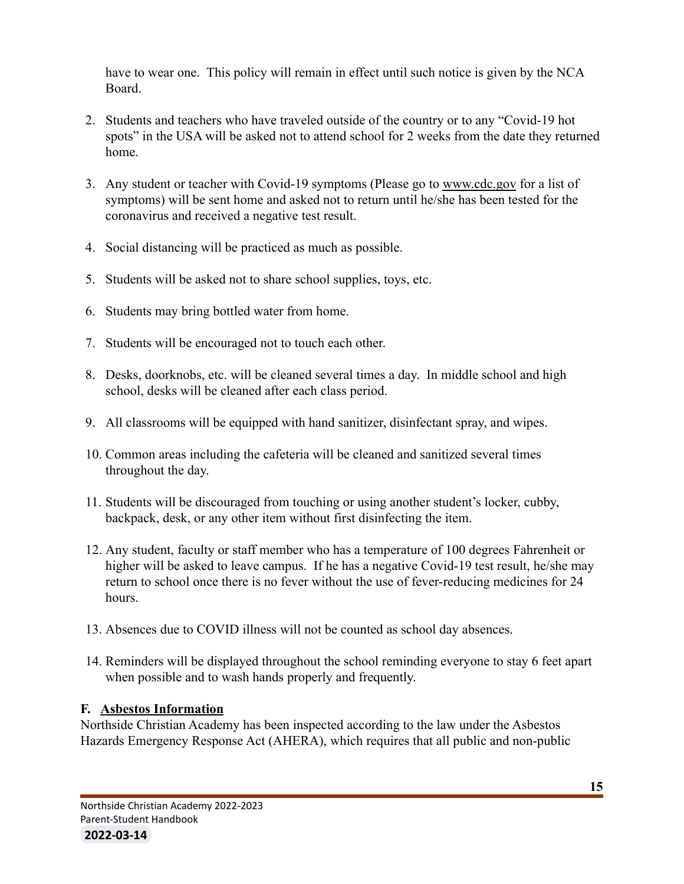have to wear one. This policy will remain in effect until such notice is given by the NCA Board.

2. Students and teachers who have traveled outside of the country or to any "Covid-19 hot spots" in the USA will be asked not to attend school for 2 weeks from the date they returned home.
3. Any student or teacher with Covid-19 symptoms (Please go to www.cdc.gov for a list of symptoms) will be sent home and asked not to return until he/she has been tested for the coronavirus and received a negative test result.
4. Social distancing will be practiced as much as possible.
5. Students will be asked not to share school supplies, toys, etc.
6. Students may bring bottled water from home.
7. Students will be encouraged not to touch each other.
8. Desks, doorknobs, etc. will be cleaned several times a day. In middle school and high school, desks will be cleaned after each class period.
9. All classrooms will be equipped with hand sanitizer, disinfectant spray, and wipes.
10. Common areas including the cafeteria will be cleaned and sanitized several times throughout the day.
11. Students will be discouraged from touching or using another student's locker, cubby, backpack, desk, or any other item without first disinfecting the item.
12. Any student, faculty or staff member who has a temperature of 100 degrees Fahrenheit or higher will be asked to leave campus. If he has a negative Covid-19 test result, he/she may return to school once there is no fever without the use of fever-reducing medicines for 24 hours.
13. Absences due to COVID illness will not be counted as school day absences.
14. Reminders will be displayed throughout the school reminding everyone to stay 6 feet apart when possible and to wash hands properly and frequently.

### F. Asbestos Information

Northside Christian Academy has been inspected according to the law under the Asbestos Hazards Emergency Response Act (AHERA), which requires that all public and non-public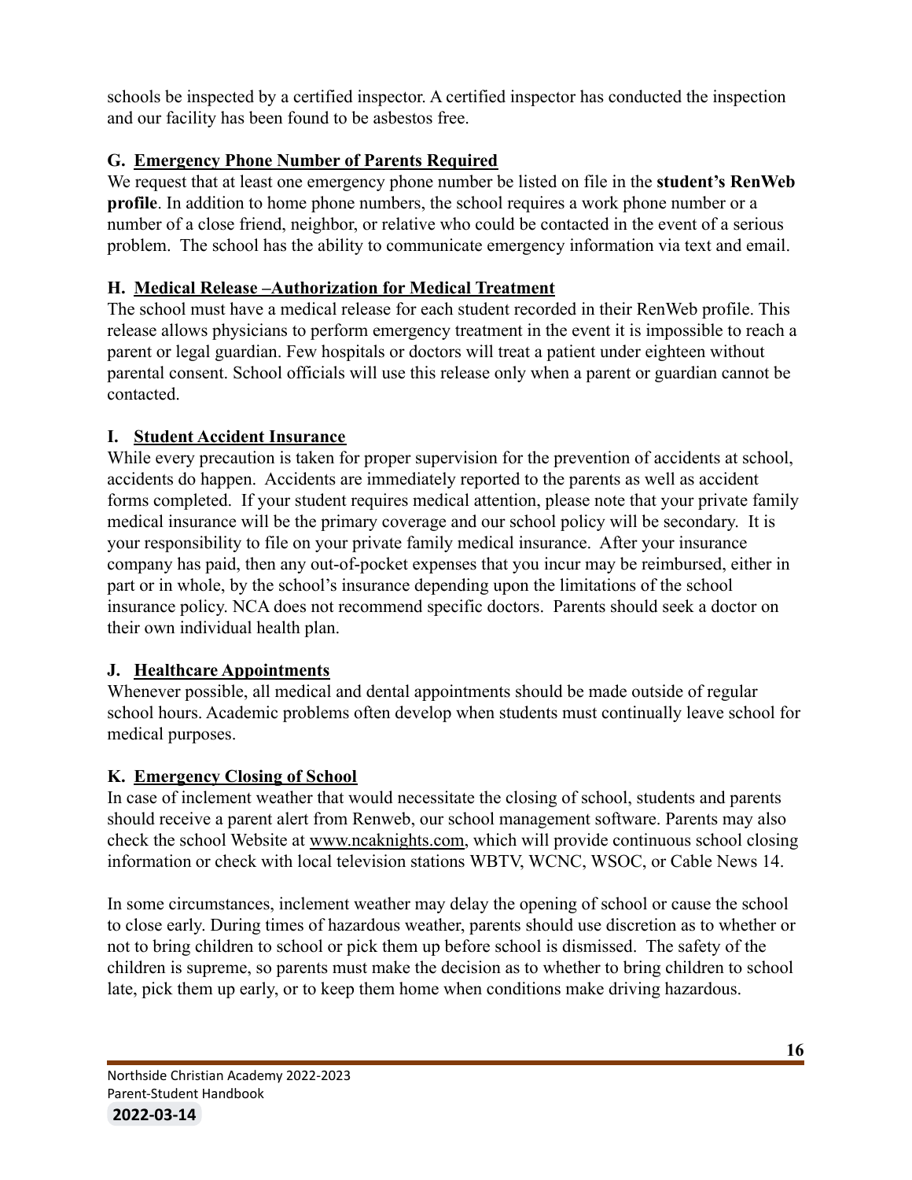schools be inspected by a certified inspector. A certified inspector has conducted the inspection and our facility has been found to be asbestos free.

### G. Emergency Phone Number of Parents Required

We request that at least one emergency phone number be listed on file in the **student's RenWeb profile**. In addition to home phone numbers, the school requires a work phone number or a number of a close friend, neighbor, or relative who could be contacted in the event of a serious problem. The school has the ability to communicate emergency information via text and email.

### H. Medical Release –Authorization for Medical Treatment

The school must have a medical release for each student recorded in their RenWeb profile. This release allows physicians to perform emergency treatment in the event it is impossible to reach a parent or legal guardian. Few hospitals or doctors will treat a patient under eighteen without parental consent. School officials will use this release only when a parent or guardian cannot be contacted.

### I. Student Accident Insurance

While every precaution is taken for proper supervision for the prevention of accidents at school, accidents do happen. Accidents are immediately reported to the parents as well as accident forms completed. If your student requires medical attention, please note that your private family medical insurance will be the primary coverage and our school policy will be secondary. It is your responsibility to file on your private family medical insurance. After your insurance company has paid, then any out-of-pocket expenses that you incur may be reimbursed, either in part or in whole, by the school's insurance depending upon the limitations of the school insurance policy. NCA does not recommend specific doctors. Parents should seek a doctor on their own individual health plan.

### J. Healthcare Appointments

Whenever possible, all medical and dental appointments should be made outside of regular school hours. Academic problems often develop when students must continually leave school for medical purposes.

### K. Emergency Closing of School

In case of inclement weather that would necessitate the closing of school, students and parents should receive a parent alert from Renweb, our school management software. Parents may also check the school Website at www.ncaknights.com, which will provide continuous school closing information or check with local television stations WBTV, WCNC, WSOC, or Cable News 14.

In some circumstances, inclement weather may delay the opening of school or cause the school to close early. During times of hazardous weather, parents should use discretion as to whether or not to bring children to school or pick them up before school is dismissed. The safety of the children is supreme, so parents must make the decision as to whether to bring children to school late, pick them up early, or to keep them home when conditions make driving hazardous.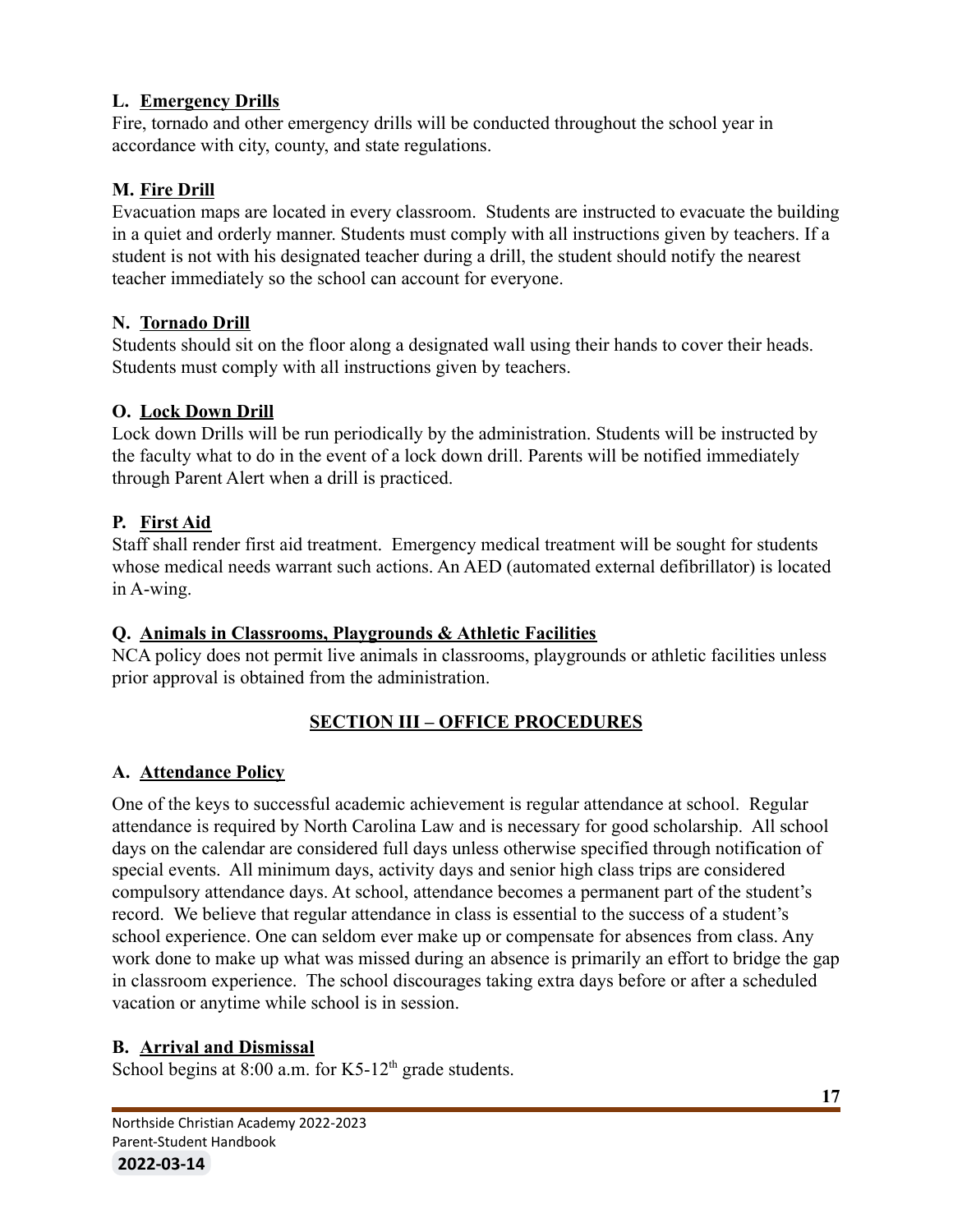**L. Emergency Drills**

Fire, tornado and other emergency drills will be conducted throughout the school year in accordance with city, county, and state regulations.

**M. Fire Drill**

Evacuation maps are located in every classroom. Students are instructed to evacuate the building in a quiet and orderly manner. Students must comply with all instructions given by teachers. If a student is not with his designated teacher during a drill, the student should notify the nearest teacher immediately so the school can account for everyone.

**N. Tornado Drill**

Students should sit on the floor along a designated wall using their hands to cover their heads. Students must comply with all instructions given by teachers.

**O. Lock Down Drill**

Lock down Drills will be run periodically by the administration. Students will be instructed by the faculty what to do in the event of a lock down drill. Parents will be notified immediately through Parent Alert when a drill is practiced.

**P. First Aid**

Staff shall render first aid treatment. Emergency medical treatment will be sought for students whose medical needs warrant such actions. An AED (automated external defibrillator) is located in A-wing.

**Q. Animals in Classrooms, Playgrounds & Athletic Facilities**

NCA policy does not permit live animals in classrooms, playgrounds or athletic facilities unless prior approval is obtained from the administration.

## SECTION III – OFFICE PROCEDURES

**A. Attendance Policy**

One of the keys to successful academic achievement is regular attendance at school. Regular attendance is required by North Carolina Law and is necessary for good scholarship. All school days on the calendar are considered full days unless otherwise specified through notification of special events. All minimum days, activity days and senior high class trips are considered compulsory attendance days. At school, attendance becomes a permanent part of the student's record. We believe that regular attendance in class is essential to the success of a student's school experience. One can seldom ever make up or compensate for absences from class. Any work done to make up what was missed during an absence is primarily an effort to bridge the gap in classroom experience. The school discourages taking extra days before or after a scheduled vacation or anytime while school is in session.

**B. Arrival and Dismissal**

School begins at 8:00 a.m. for K5-12th grade students.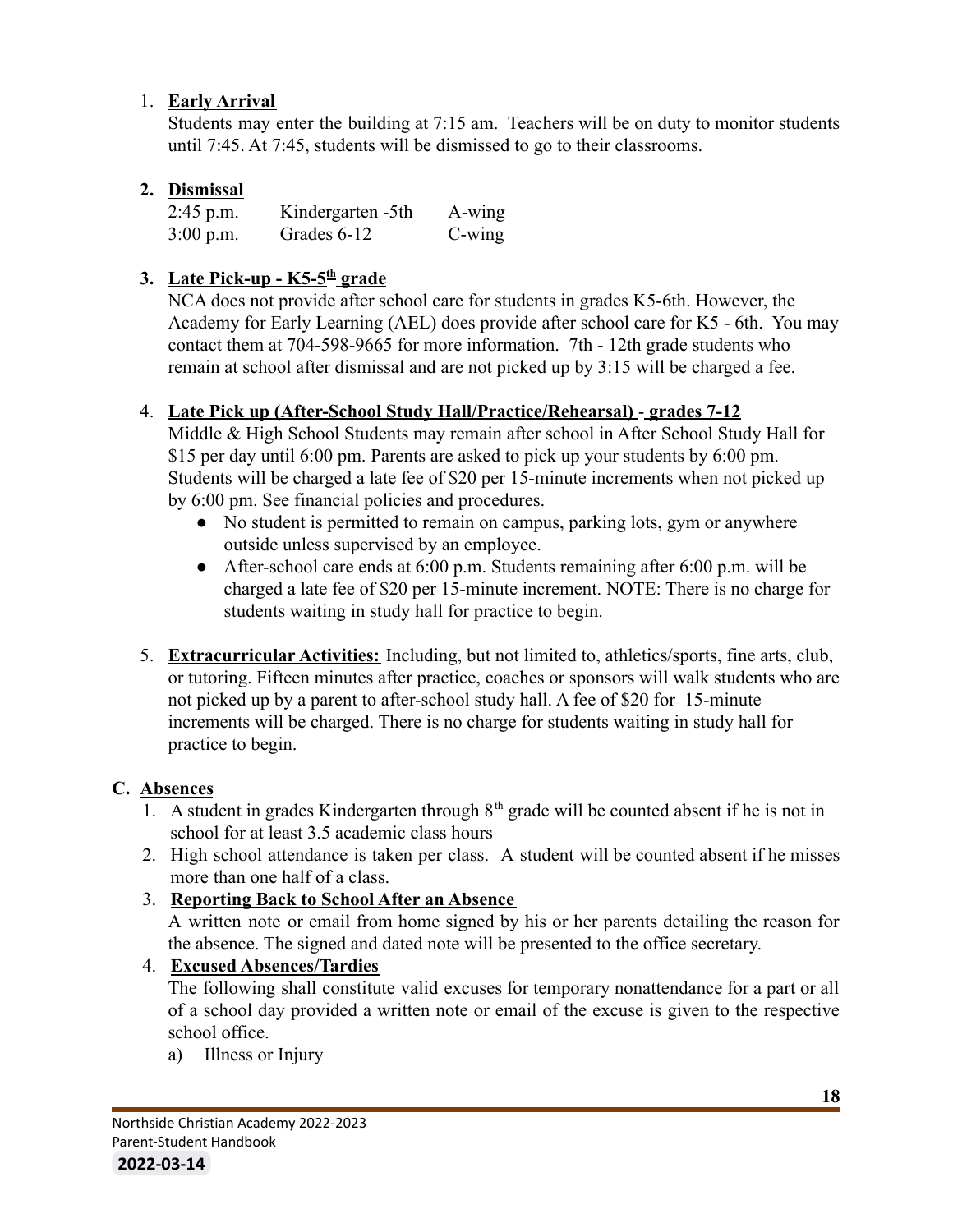1. **Early Arrival**
   Students may enter the building at 7:15 am. Teachers will be on duty to monitor students until 7:45. At 7:45, students will be dismissed to go to their classrooms.

2. **Dismissal**

| | | |
|---|---|---|
| 2:45 p.m. | Kindergarten -5th | A-wing |
| 3:00 p.m. | Grades 6-12 | C-wing |

3. **Late Pick-up - K5-5th grade**
   NCA does not provide after school care for students in grades K5-6th. However, the Academy for Early Learning (AEL) does provide after school care for K5 - 6th. You may contact them at 704-598-9665 for more information. 7th - 12th grade students who remain at school after dismissal and are not picked up by 3:15 will be charged a fee.

4. **Late Pick up (After-School Study Hall/Practice/Rehearsal) - grades 7-12**
   Middle & High School Students may remain after school in After School Study Hall for $15 per day until 6:00 pm. Parents are asked to pick up your students by 6:00 pm. Students will be charged a late fee of $20 per 15-minute increments when not picked up by 6:00 pm. See financial policies and procedures.
   - No student is permitted to remain on campus, parking lots, gym or anywhere outside unless supervised by an employee.
   - After-school care ends at 6:00 p.m. Students remaining after 6:00 p.m. will be charged a late fee of $20 per 15-minute increment. NOTE: There is no charge for students waiting in study hall for practice to begin.

5. **Extracurricular Activities:** Including, but not limited to, athletics/sports, fine arts, club, or tutoring. Fifteen minutes after practice, coaches or sponsors will walk students who are not picked up by a parent to after-school study hall. A fee of $20 for 15-minute increments will be charged. There is no charge for students waiting in study hall for practice to begin.

**C. Absences**

1. A student in grades Kindergarten through 8th grade will be counted absent if he is not in school for at least 3.5 academic class hours
2. High school attendance is taken per class. A student will be counted absent if he misses more than one half of a class.
3. **Reporting Back to School After an Absence**
   A written note or email from home signed by his or her parents detailing the reason for the absence. The signed and dated note will be presented to the office secretary.
4. **Excused Absences/Tardies**
   The following shall constitute valid excuses for temporary nonattendance for a part or all of a school day provided a written note or email of the excuse is given to the respective school office.
   a) Illness or Injury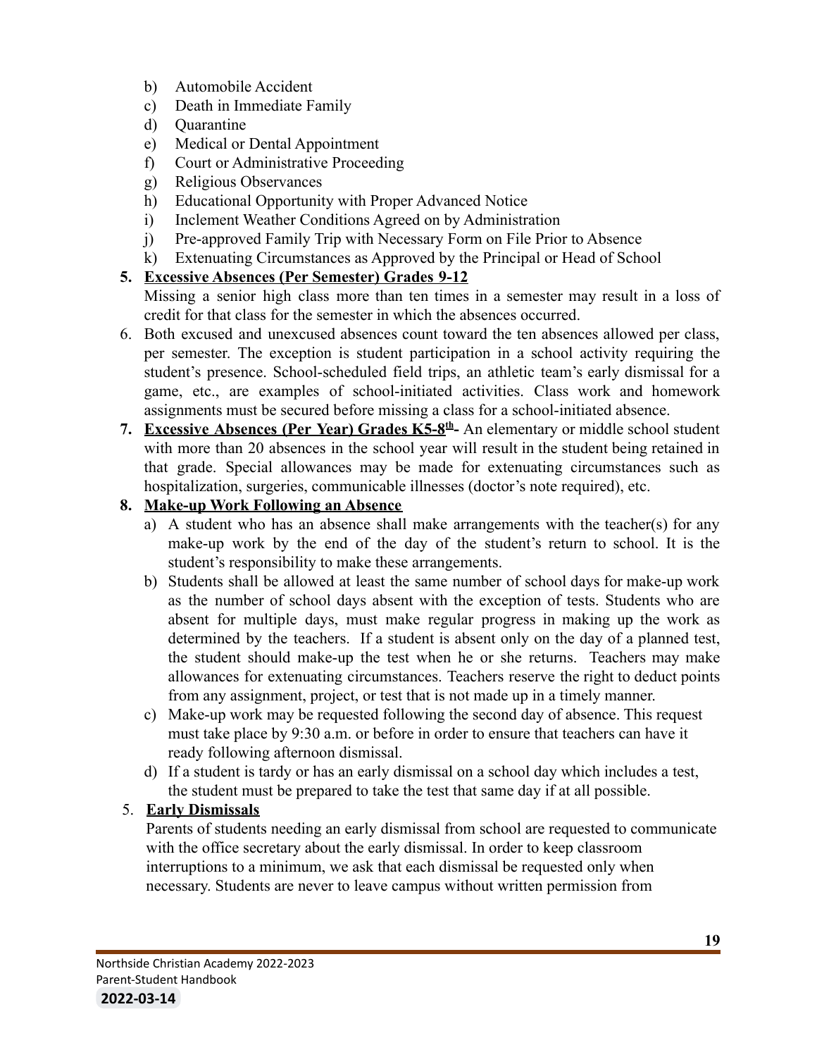b) Automobile Accident
c) Death in Immediate Family
d) Quarantine
e) Medical or Dental Appointment
f) Court or Administrative Proceeding
g) Religious Observances
h) Educational Opportunity with Proper Advanced Notice
i) Inclement Weather Conditions Agreed on by Administration
j) Pre-approved Family Trip with Necessary Form on File Prior to Absence
k) Extenuating Circumstances as Approved by the Principal or Head of School

5. **Excessive Absences (Per Semester) Grades 9-12**
   Missing a senior high class more than ten times in a semester may result in a loss of credit for that class for the semester in which the absences occurred.
6. Both excused and unexcused absences count toward the ten absences allowed per class, per semester. The exception is student participation in a school activity requiring the student's presence. School-scheduled field trips, an athletic team's early dismissal for a game, etc., are examples of school-initiated activities. Class work and homework assignments must be secured before missing a class for a school-initiated absence.
7. **Excessive Absences (Per Year) Grades K5-8th-** An elementary or middle school student with more than 20 absences in the school year will result in the student being retained in that grade. Special allowances may be made for extenuating circumstances such as hospitalization, surgeries, communicable illnesses (doctor's note required), etc.
8. **Make-up Work Following an Absence**
   a) A student who has an absence shall make arrangements with the teacher(s) for any make-up work by the end of the day of the student's return to school. It is the student's responsibility to make these arrangements.
   b) Students shall be allowed at least the same number of school days for make-up work as the number of school days absent with the exception of tests. Students who are absent for multiple days, must make regular progress in making up the work as determined by the teachers. If a student is absent only on the day of a planned test, the student should make-up the test when he or she returns. Teachers may make allowances for extenuating circumstances. Teachers reserve the right to deduct points from any assignment, project, or test that is not made up in a timely manner.
   c) Make-up work may be requested following the second day of absence. This request must take place by 9:30 a.m. or before in order to ensure that teachers can have it ready following afternoon dismissal.
   d) If a student is tardy or has an early dismissal on a school day which includes a test, the student must be prepared to take the test that same day if at all possible.

5. **Early Dismissals**
   Parents of students needing an early dismissal from school are requested to communicate with the office secretary about the early dismissal. In order to keep classroom interruptions to a minimum, we ask that each dismissal be requested only when necessary. Students are never to leave campus without written permission from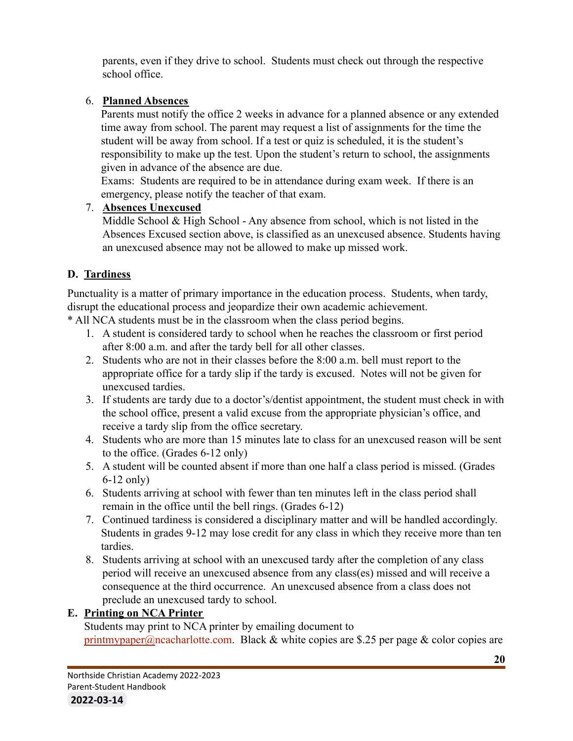parents, even if they drive to school. Students must check out through the respective school office.

6. **Planned Absences**
   Parents must notify the office 2 weeks in advance for a planned absence or any extended time away from school. The parent may request a list of assignments for the time the student will be away from school. If a test or quiz is scheduled, it is the student's responsibility to make up the test. Upon the student's return to school, the assignments given in advance of the absence are due.
   Exams: Students are required to be in attendance during exam week. If there is an emergency, please notify the teacher of that exam.
7. **Absences Unexcused**
   Middle School & High School - Any absence from school, which is not listed in the Absences Excused section above, is classified as an unexcused absence. Students having an unexcused absence may not be allowed to make up missed work.

## D. Tardiness

Punctuality is a matter of primary importance in the education process. Students, when tardy, disrupt the educational process and jeopardize their own academic achievement.
* All NCA students must be in the classroom when the class period begins.

1. A student is considered tardy to school when he reaches the classroom or first period after 8:00 a.m. and after the tardy bell for all other classes.
2. Students who are not in their classes before the 8:00 a.m. bell must report to the appropriate office for a tardy slip if the tardy is excused. Notes will not be given for unexcused tardies.
3. If students are tardy due to a doctor's/dentist appointment, the student must check in with the school office, present a valid excuse from the appropriate physician's office, and receive a tardy slip from the office secretary.
4. Students who are more than 15 minutes late to class for an unexcused reason will be sent to the office. (Grades 6-12 only)
5. A student will be counted absent if more than one half a class period is missed. (Grades 6-12 only)
6. Students arriving at school with fewer than ten minutes left in the class period shall remain in the office until the bell rings. (Grades 6-12)
7. Continued tardiness is considered a disciplinary matter and will be handled accordingly. Students in grades 9-12 may lose credit for any class in which they receive more than ten tardies.
8. Students arriving at school with an unexcused tardy after the completion of any class period will receive an unexcused absence from any class(es) missed and will receive a consequence at the third occurrence. An unexcused absence from a class does not preclude an unexcused tardy to school.

## E. Printing on NCA Printer

Students may print to NCA printer by emailing document to printmypaper@ncacharlotte.com. Black & white copies are $.25 per page & color copies are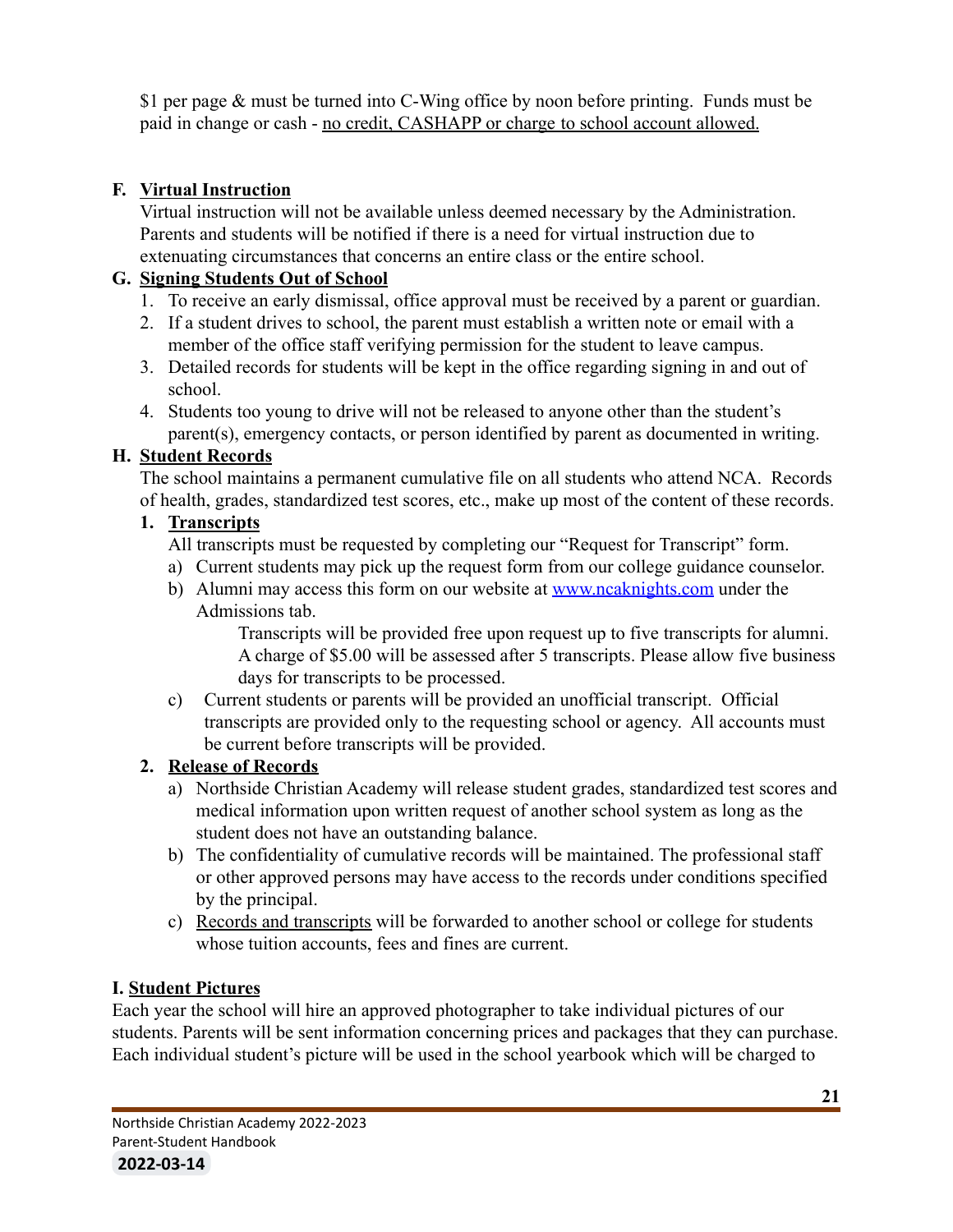$1 per page & must be turned into C-Wing office by noon before printing. Funds must be paid in change or cash - no credit, CASHAPP or charge to school account allowed.

**F. Virtual Instruction**

Virtual instruction will not be available unless deemed necessary by the Administration. Parents and students will be notified if there is a need for virtual instruction due to extenuating circumstances that concerns an entire class or the entire school.

**G. Signing Students Out of School**

1. To receive an early dismissal, office approval must be received by a parent or guardian.
2. If a student drives to school, the parent must establish a written note or email with a member of the office staff verifying permission for the student to leave campus.
3. Detailed records for students will be kept in the office regarding signing in and out of school.
4. Students too young to drive will not be released to anyone other than the student's parent(s), emergency contacts, or person identified by parent as documented in writing.

**H. Student Records**

The school maintains a permanent cumulative file on all students who attend NCA. Records of health, grades, standardized test scores, etc., make up most of the content of these records.

**1. Transcripts**

All transcripts must be requested by completing our "Request for Transcript" form.

a) Current students may pick up the request form from our college guidance counselor.

b) Alumni may access this form on our website at www.ncaknights.com under the Admissions tab.

Transcripts will be provided free upon request up to five transcripts for alumni. A charge of $5.00 will be assessed after 5 transcripts. Please allow five business days for transcripts to be processed.

c) Current students or parents will be provided an unofficial transcript. Official transcripts are provided only to the requesting school or agency. All accounts must be current before transcripts will be provided.

**2. Release of Records**

a) Northside Christian Academy will release student grades, standardized test scores and medical information upon written request of another school system as long as the student does not have an outstanding balance.

b) The confidentiality of cumulative records will be maintained. The professional staff or other approved persons may have access to the records under conditions specified by the principal.

c) Records and transcripts will be forwarded to another school or college for students whose tuition accounts, fees and fines are current.

**I. Student Pictures**

Each year the school will hire an approved photographer to take individual pictures of our students. Parents will be sent information concerning prices and packages that they can purchase. Each individual student's picture will be used in the school yearbook which will be charged to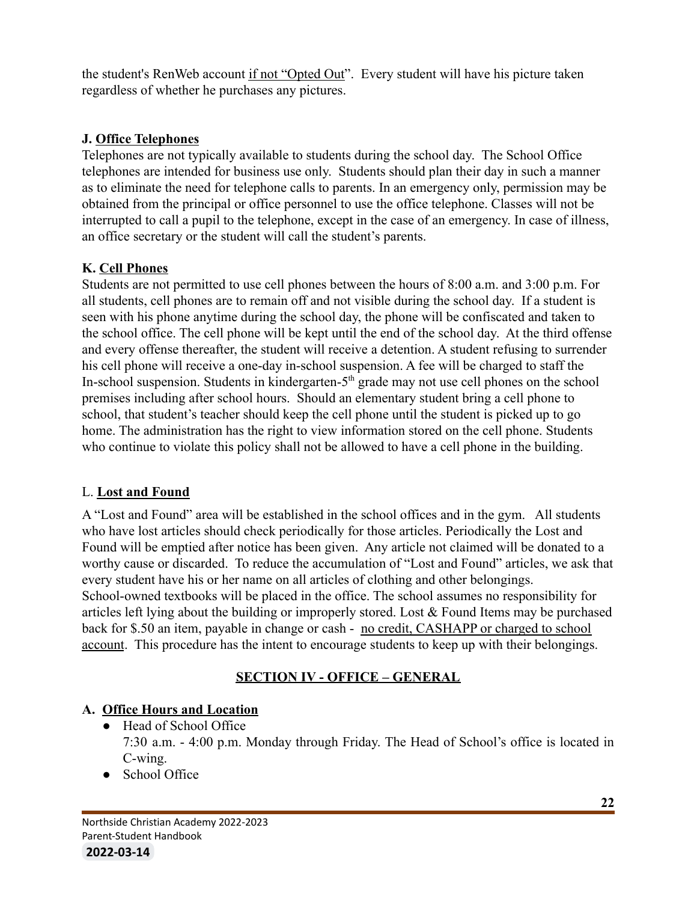the student's RenWeb account <u>if not "Opted Out</u>". Every student will have his picture taken regardless of whether he purchases any pictures.

**J. <u>Office Telephones</u>**

Telephones are not typically available to students during the school day. The School Office telephones are intended for business use only. Students should plan their day in such a manner as to eliminate the need for telephone calls to parents. In an emergency only, permission may be obtained from the principal or office personnel to use the office telephone. Classes will not be interrupted to call a pupil to the telephone, except in the case of an emergency. In case of illness, an office secretary or the student will call the student's parents.

**K. <u>Cell Phones</u>**

Students are not permitted to use cell phones between the hours of 8:00 a.m. and 3:00 p.m. For all students, cell phones are to remain off and not visible during the school day. If a student is seen with his phone anytime during the school day, the phone will be confiscated and taken to the school office. The cell phone will be kept until the end of the school day. At the third offense and every offense thereafter, the student will receive a detention. A student refusing to surrender his cell phone will receive a one-day in-school suspension. A fee will be charged to staff the In-school suspension. Students in kindergarten-5th grade may not use cell phones on the school premises including after school hours. Should an elementary student bring a cell phone to school, that student's teacher should keep the cell phone until the student is picked up to go home. The administration has the right to view information stored on the cell phone. Students who continue to violate this policy shall not be allowed to have a cell phone in the building.

L. **<u>Lost and Found</u>**

A "Lost and Found" area will be established in the school offices and in the gym. All students who have lost articles should check periodically for those articles. Periodically the Lost and Found will be emptied after notice has been given. Any article not claimed will be donated to a worthy cause or discarded. To reduce the accumulation of "Lost and Found" articles, we ask that every student have his or her name on all articles of clothing and other belongings. School-owned textbooks will be placed in the office. The school assumes no responsibility for articles left lying about the building or improperly stored. Lost & Found Items may be purchased back for $.50 an item, payable in change or cash - <u>no credit, CASHAPP or charged to school account</u>. This procedure has the intent to encourage students to keep up with their belongings.

## <u>SECTION IV - OFFICE – GENERAL</u>

**A. <u>Office Hours and Location</u>**

- Head of School Office
  7:30 a.m. - 4:00 p.m. Monday through Friday. The Head of School's office is located in C-wing.
- School Office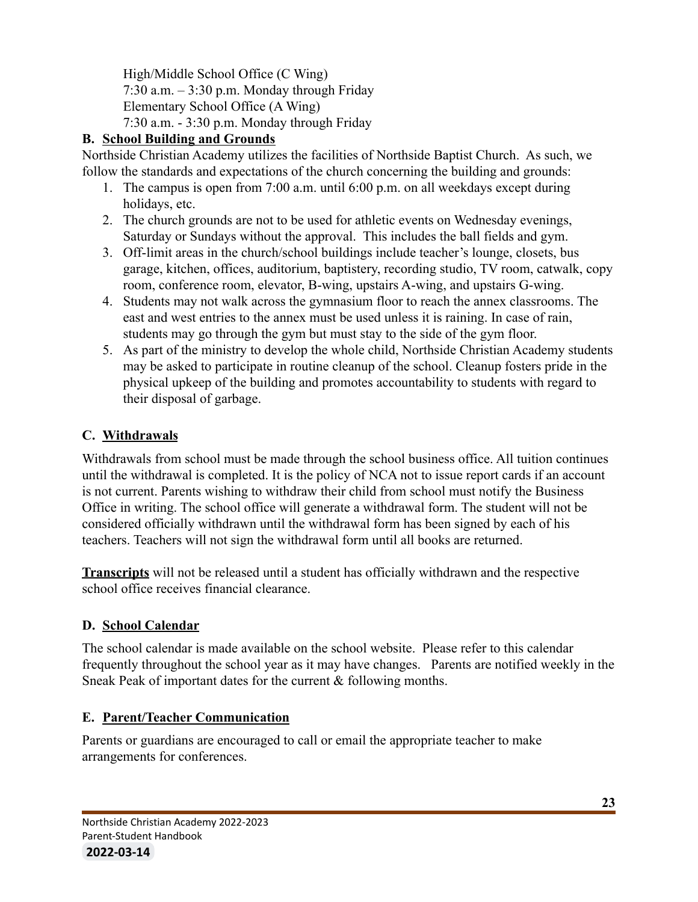High/Middle School Office (C Wing)
7:30 a.m. – 3:30 p.m. Monday through Friday
Elementary School Office (A Wing)
7:30 a.m. - 3:30 p.m. Monday through Friday

**B. School Building and Grounds**

Northside Christian Academy utilizes the facilities of Northside Baptist Church. As such, we follow the standards and expectations of the church concerning the building and grounds:

1. The campus is open from 7:00 a.m. until 6:00 p.m. on all weekdays except during holidays, etc.
2. The church grounds are not to be used for athletic events on Wednesday evenings, Saturday or Sundays without the approval. This includes the ball fields and gym.
3. Off-limit areas in the church/school buildings include teacher's lounge, closets, bus garage, kitchen, offices, auditorium, baptistery, recording studio, TV room, catwalk, copy room, conference room, elevator, B-wing, upstairs A-wing, and upstairs G-wing.
4. Students may not walk across the gymnasium floor to reach the annex classrooms. The east and west entries to the annex must be used unless it is raining. In case of rain, students may go through the gym but must stay to the side of the gym floor.
5. As part of the ministry to develop the whole child, Northside Christian Academy students may be asked to participate in routine cleanup of the school. Cleanup fosters pride in the physical upkeep of the building and promotes accountability to students with regard to their disposal of garbage.

**C. Withdrawals**

Withdrawals from school must be made through the school business office. All tuition continues until the withdrawal is completed. It is the policy of NCA not to issue report cards if an account is not current. Parents wishing to withdraw their child from school must notify the Business Office in writing. The school office will generate a withdrawal form. The student will not be considered officially withdrawn until the withdrawal form has been signed by each of his teachers. Teachers will not sign the withdrawal form until all books are returned.

**Transcripts** will not be released until a student has officially withdrawn and the respective school office receives financial clearance.

**D. School Calendar**

The school calendar is made available on the school website. Please refer to this calendar frequently throughout the school year as it may have changes. Parents are notified weekly in the Sneak Peak of important dates for the current & following months.

**E. Parent/Teacher Communication**

Parents or guardians are encouraged to call or email the appropriate teacher to make arrangements for conferences.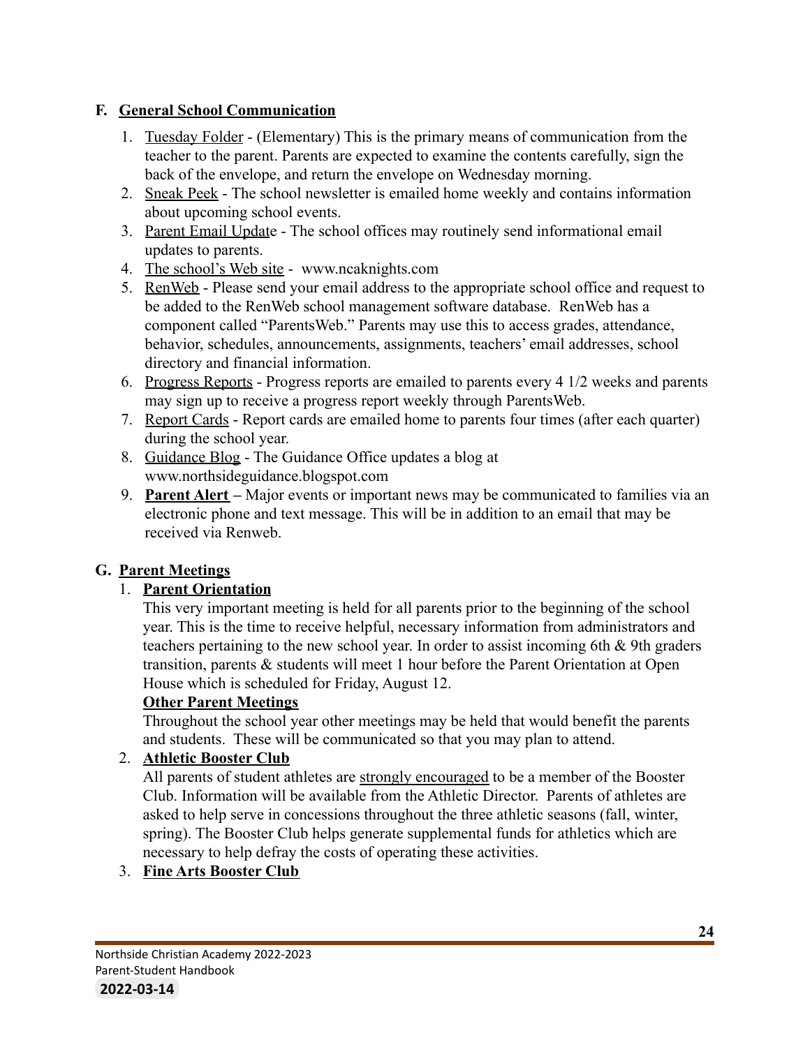## F. General School Communication

1. Tuesday Folder - (Elementary) This is the primary means of communication from the teacher to the parent. Parents are expected to examine the contents carefully, sign the back of the envelope, and return the envelope on Wednesday morning.
2. Sneak Peek - The school newsletter is emailed home weekly and contains information about upcoming school events.
3. Parent Email Update - The school offices may routinely send informational email updates to parents.
4. The school's Web site - www.ncaknights.com
5. RenWeb - Please send your email address to the appropriate school office and request to be added to the RenWeb school management software database. RenWeb has a component called "ParentsWeb." Parents may use this to access grades, attendance, behavior, schedules, announcements, assignments, teachers' email addresses, school directory and financial information.
6. Progress Reports - Progress reports are emailed to parents every 4 1/2 weeks and parents may sign up to receive a progress report weekly through ParentsWeb.
7. Report Cards - Report cards are emailed home to parents four times (after each quarter) during the school year.
8. Guidance Blog - The Guidance Office updates a blog at www.northsideguidance.blogspot.com
9. **Parent Alert** – Major events or important news may be communicated to families via an electronic phone and text message. This will be in addition to an email that may be received via Renweb.

## G. Parent Meetings

1. **Parent Orientation**

   This very important meeting is held for all parents prior to the beginning of the school year. This is the time to receive helpful, necessary information from administrators and teachers pertaining to the new school year. In order to assist incoming 6th & 9th graders transition, parents & students will meet 1 hour before the Parent Orientation at Open House which is scheduled for Friday, August 12.

   **Other Parent Meetings**

   Throughout the school year other meetings may be held that would benefit the parents and students. These will be communicated so that you may plan to attend.

2. **Athletic Booster Club**

   All parents of student athletes are strongly encouraged to be a member of the Booster Club. Information will be available from the Athletic Director. Parents of athletes are asked to help serve in concessions throughout the three athletic seasons (fall, winter, spring). The Booster Club helps generate supplemental funds for athletics which are necessary to help defray the costs of operating these activities.

3. **Fine Arts Booster Club**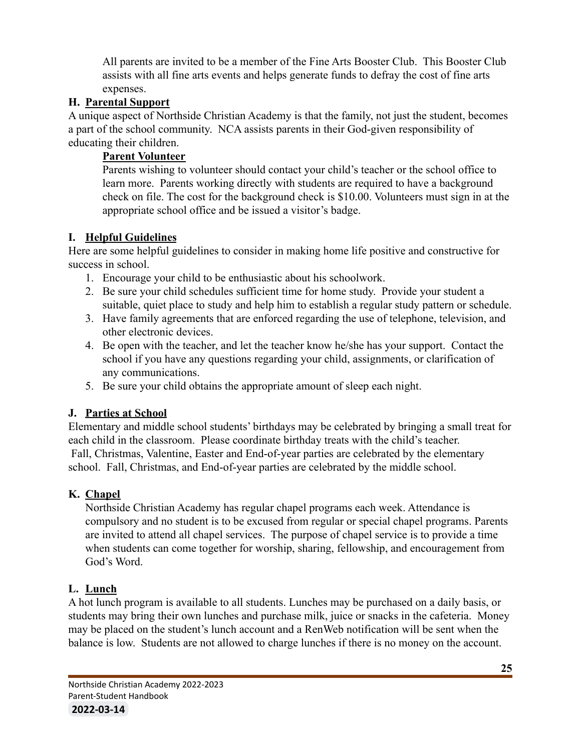All parents are invited to be a member of the Fine Arts Booster Club. This Booster Club assists with all fine arts events and helps generate funds to defray the cost of fine arts expenses.

## H. Parental Support

A unique aspect of Northside Christian Academy is that the family, not just the student, becomes a part of the school community. NCA assists parents in their God-given responsibility of educating their children.

### Parent Volunteer

Parents wishing to volunteer should contact your child's teacher or the school office to learn more. Parents working directly with students are required to have a background check on file. The cost for the background check is $10.00. Volunteers must sign in at the appropriate school office and be issued a visitor's badge.

## I. Helpful Guidelines

Here are some helpful guidelines to consider in making home life positive and constructive for success in school.

1. Encourage your child to be enthusiastic about his schoolwork.
2. Be sure your child schedules sufficient time for home study. Provide your student a suitable, quiet place to study and help him to establish a regular study pattern or schedule.
3. Have family agreements that are enforced regarding the use of telephone, television, and other electronic devices.
4. Be open with the teacher, and let the teacher know he/she has your support. Contact the school if you have any questions regarding your child, assignments, or clarification of any communications.
5. Be sure your child obtains the appropriate amount of sleep each night.

## J. Parties at School

Elementary and middle school students' birthdays may be celebrated by bringing a small treat for each child in the classroom. Please coordinate birthday treats with the child's teacher. Fall, Christmas, Valentine, Easter and End-of-year parties are celebrated by the elementary school. Fall, Christmas, and End-of-year parties are celebrated by the middle school.

## K. Chapel

Northside Christian Academy has regular chapel programs each week. Attendance is compulsory and no student is to be excused from regular or special chapel programs. Parents are invited to attend all chapel services. The purpose of chapel service is to provide a time when students can come together for worship, sharing, fellowship, and encouragement from God's Word.

## L. Lunch

A hot lunch program is available to all students. Lunches may be purchased on a daily basis, or students may bring their own lunches and purchase milk, juice or snacks in the cafeteria. Money may be placed on the student's lunch account and a RenWeb notification will be sent when the balance is low. Students are not allowed to charge lunches if there is no money on the account.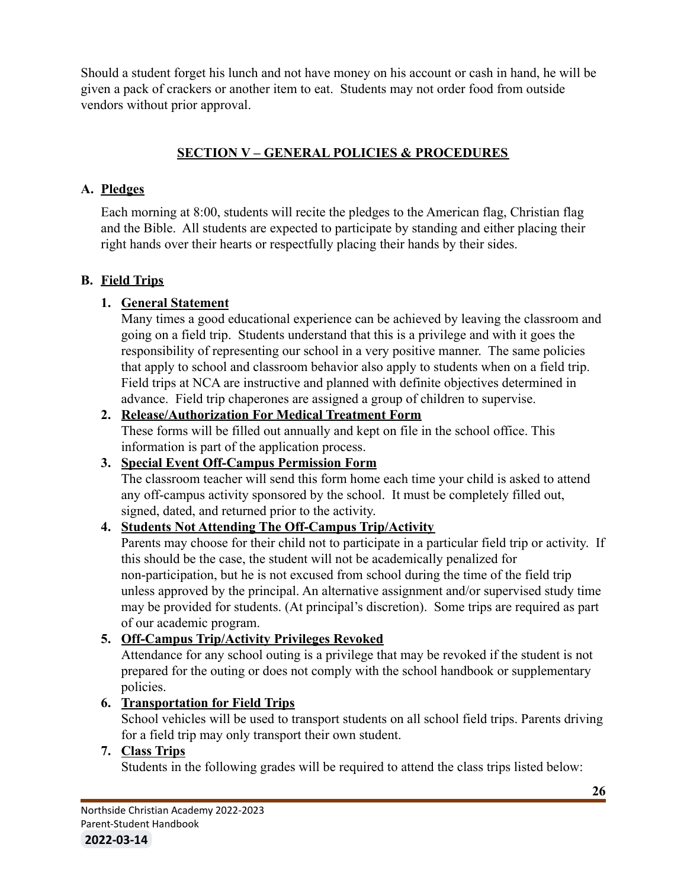Should a student forget his lunch and not have money on his account or cash in hand, he will be given a pack of crackers or another item to eat. Students may not order food from outside vendors without prior approval.

## SECTION V – GENERAL POLICIES & PROCEDURES

### A. Pledges

Each morning at 8:00, students will recite the pledges to the American flag, Christian flag and the Bible. All students are expected to participate by standing and either placing their right hands over their hearts or respectfully placing their hands by their sides.

### B. Field Trips

1. **General Statement**
   Many times a good educational experience can be achieved by leaving the classroom and going on a field trip. Students understand that this is a privilege and with it goes the responsibility of representing our school in a very positive manner. The same policies that apply to school and classroom behavior also apply to students when on a field trip. Field trips at NCA are instructive and planned with definite objectives determined in advance. Field trip chaperones are assigned a group of children to supervise.
2. **Release/Authorization For Medical Treatment Form**
   These forms will be filled out annually and kept on file in the school office. This information is part of the application process.
3. **Special Event Off-Campus Permission Form**
   The classroom teacher will send this form home each time your child is asked to attend any off-campus activity sponsored by the school. It must be completely filled out, signed, dated, and returned prior to the activity.
4. **Students Not Attending The Off-Campus Trip/Activity**
   Parents may choose for their child not to participate in a particular field trip or activity. If this should be the case, the student will not be academically penalized for non-participation, but he is not excused from school during the time of the field trip unless approved by the principal. An alternative assignment and/or supervised study time may be provided for students. (At principal's discretion). Some trips are required as part of our academic program.
5. **Off-Campus Trip/Activity Privileges Revoked**
   Attendance for any school outing is a privilege that may be revoked if the student is not prepared for the outing or does not comply with the school handbook or supplementary policies.
6. **Transportation for Field Trips**
   School vehicles will be used to transport students on all school field trips. Parents driving for a field trip may only transport their own student.
7. **Class Trips**
   Students in the following grades will be required to attend the class trips listed below: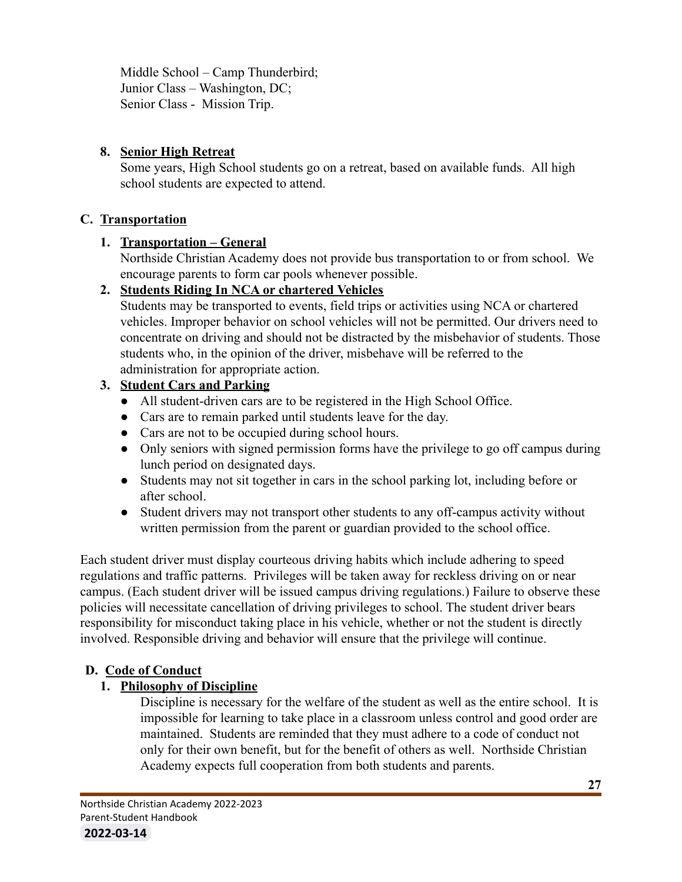Middle School – Camp Thunderbird;
Junior Class – Washington, DC;
Senior Class - Mission Trip.

8. **Senior High Retreat**
   Some years, High School students go on a retreat, based on available funds. All high school students are expected to attend.

## C. Transportation

1. **Transportation – General**
   Northside Christian Academy does not provide bus transportation to or from school. We encourage parents to form car pools whenever possible.
2. **Students Riding In NCA or chartered Vehicles**
   Students may be transported to events, field trips or activities using NCA or chartered vehicles. Improper behavior on school vehicles will not be permitted. Our drivers need to concentrate on driving and should not be distracted by the misbehavior of students. Those students who, in the opinion of the driver, misbehave will be referred to the administration for appropriate action.
3. **Student Cars and Parking**
   - All student-driven cars are to be registered in the High School Office.
   - Cars are to remain parked until students leave for the day.
   - Cars are not to be occupied during school hours.
   - Only seniors with signed permission forms have the privilege to go off campus during lunch period on designated days.
   - Students may not sit together in cars in the school parking lot, including before or after school.
   - Student drivers may not transport other students to any off-campus activity without written permission from the parent or guardian provided to the school office.

Each student driver must display courteous driving habits which include adhering to speed regulations and traffic patterns. Privileges will be taken away for reckless driving on or near campus. (Each student driver will be issued campus driving regulations.) Failure to observe these policies will necessitate cancellation of driving privileges to school. The student driver bears responsibility for misconduct taking place in his vehicle, whether or not the student is directly involved. Responsible driving and behavior will ensure that the privilege will continue.

## D. Code of Conduct

1. **Philosophy of Discipline**
   Discipline is necessary for the welfare of the student as well as the entire school. It is impossible for learning to take place in a classroom unless control and good order are maintained. Students are reminded that they must adhere to a code of conduct not only for their own benefit, but for the benefit of others as well. Northside Christian Academy expects full cooperation from both students and parents.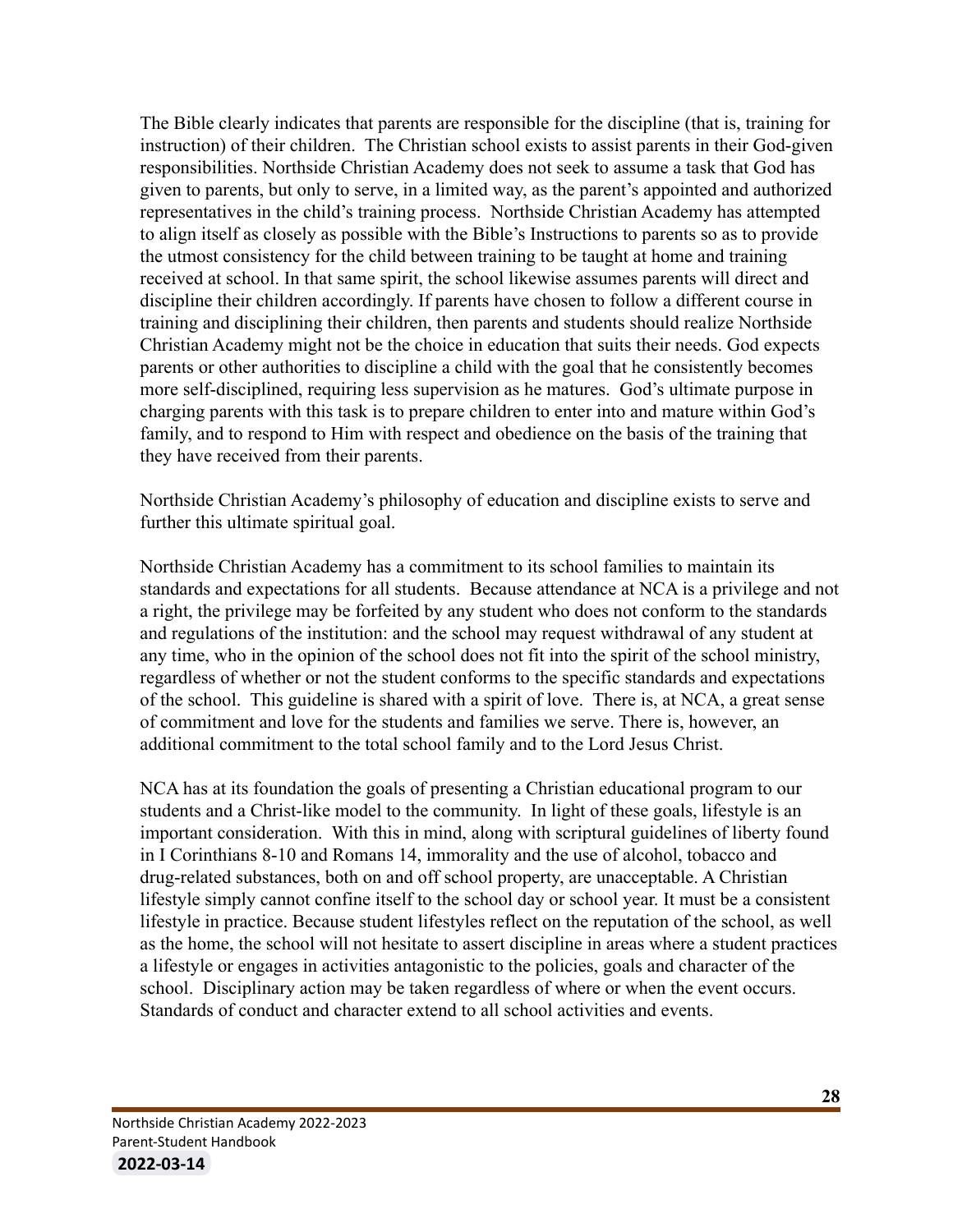The Bible clearly indicates that parents are responsible for the discipline (that is, training for instruction) of their children. The Christian school exists to assist parents in their God-given responsibilities. Northside Christian Academy does not seek to assume a task that God has given to parents, but only to serve, in a limited way, as the parent's appointed and authorized representatives in the child's training process. Northside Christian Academy has attempted to align itself as closely as possible with the Bible's Instructions to parents so as to provide the utmost consistency for the child between training to be taught at home and training received at school. In that same spirit, the school likewise assumes parents will direct and discipline their children accordingly. If parents have chosen to follow a different course in training and disciplining their children, then parents and students should realize Northside Christian Academy might not be the choice in education that suits their needs. God expects parents or other authorities to discipline a child with the goal that he consistently becomes more self-disciplined, requiring less supervision as he matures. God's ultimate purpose in charging parents with this task is to prepare children to enter into and mature within God's family, and to respond to Him with respect and obedience on the basis of the training that they have received from their parents.

Northside Christian Academy's philosophy of education and discipline exists to serve and further this ultimate spiritual goal.

Northside Christian Academy has a commitment to its school families to maintain its standards and expectations for all students. Because attendance at NCA is a privilege and not a right, the privilege may be forfeited by any student who does not conform to the standards and regulations of the institution: and the school may request withdrawal of any student at any time, who in the opinion of the school does not fit into the spirit of the school ministry, regardless of whether or not the student conforms to the specific standards and expectations of the school. This guideline is shared with a spirit of love. There is, at NCA, a great sense of commitment and love for the students and families we serve. There is, however, an additional commitment to the total school family and to the Lord Jesus Christ.

NCA has at its foundation the goals of presenting a Christian educational program to our students and a Christ-like model to the community. In light of these goals, lifestyle is an important consideration. With this in mind, along with scriptural guidelines of liberty found in I Corinthians 8-10 and Romans 14, immorality and the use of alcohol, tobacco and drug-related substances, both on and off school property, are unacceptable. A Christian lifestyle simply cannot confine itself to the school day or school year. It must be a consistent lifestyle in practice. Because student lifestyles reflect on the reputation of the school, as well as the home, the school will not hesitate to assert discipline in areas where a student practices a lifestyle or engages in activities antagonistic to the policies, goals and character of the school. Disciplinary action may be taken regardless of where or when the event occurs. Standards of conduct and character extend to all school activities and events.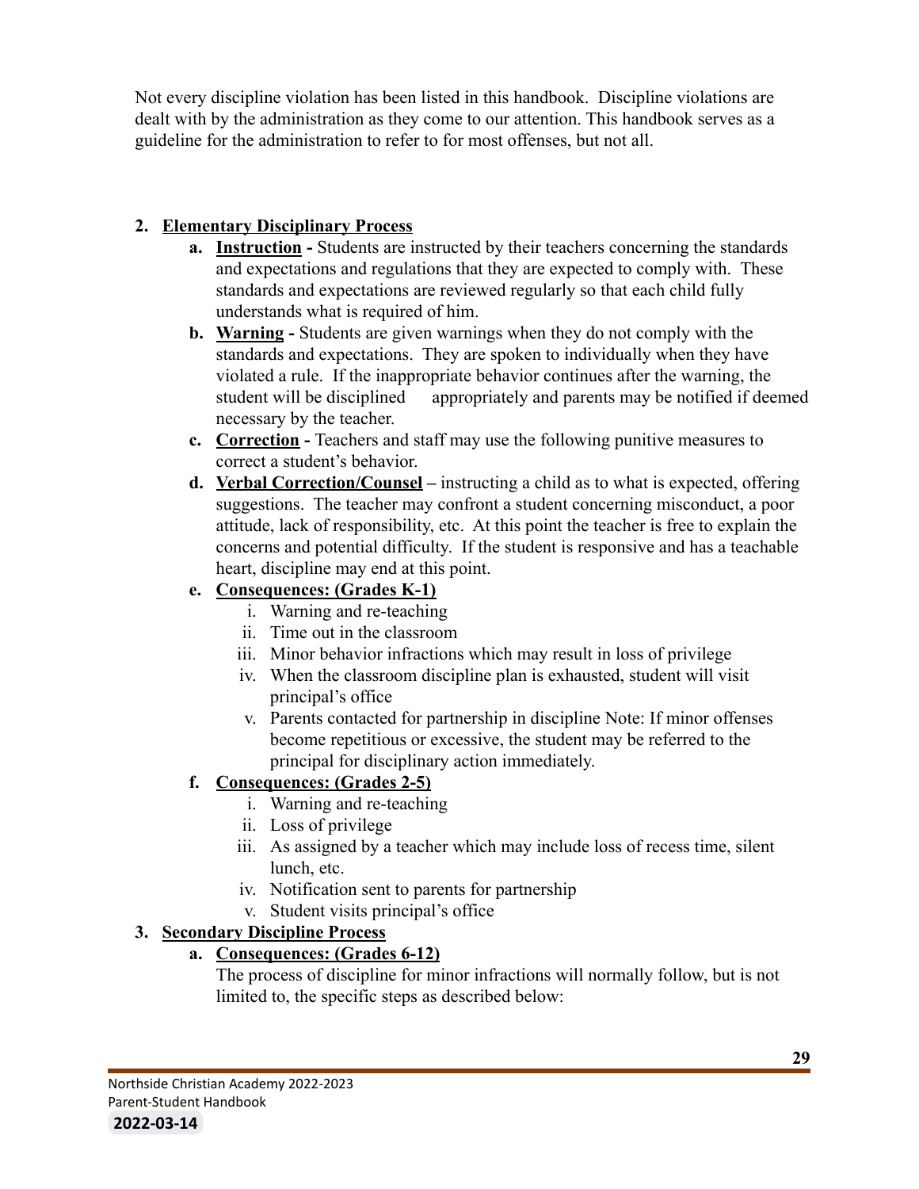Not every discipline violation has been listed in this handbook. Discipline violations are dealt with by the administration as they come to our attention. This handbook serves as a guideline for the administration to refer to for most offenses, but not all.

2. **Elementary Disciplinary Process**
    a. **Instruction -** Students are instructed by their teachers concerning the standards and expectations and regulations that they are expected to comply with. These standards and expectations are reviewed regularly so that each child fully understands what is required of him.
    b. **Warning -** Students are given warnings when they do not comply with the standards and expectations. They are spoken to individually when they have violated a rule. If the inappropriate behavior continues after the warning, the student will be disciplined appropriately and parents may be notified if deemed necessary by the teacher.
    c. **Correction -** Teachers and staff may use the following punitive measures to correct a student's behavior.
    d. **Verbal Correction/Counsel –** instructing a child as to what is expected, offering suggestions. The teacher may confront a student concerning misconduct, a poor attitude, lack of responsibility, etc. At this point the teacher is free to explain the concerns and potential difficulty. If the student is responsive and has a teachable heart, discipline may end at this point.
    e. **Consequences: (Grades K-1)**
        i. Warning and re-teaching
        ii. Time out in the classroom
        iii. Minor behavior infractions which may result in loss of privilege
        iv. When the classroom discipline plan is exhausted, student will visit principal's office
        v. Parents contacted for partnership in discipline Note: If minor offenses become repetitious or excessive, the student may be referred to the principal for disciplinary action immediately.
    f. **Consequences: (Grades 2-5)**
        i. Warning and re-teaching
        ii. Loss of privilege
        iii. As assigned by a teacher which may include loss of recess time, silent lunch, etc.
        iv. Notification sent to parents for partnership
        v. Student visits principal's office
3. **Secondary Discipline Process**
    a. **Consequences: (Grades 6-12)**
    The process of discipline for minor infractions will normally follow, but is not limited to, the specific steps as described below: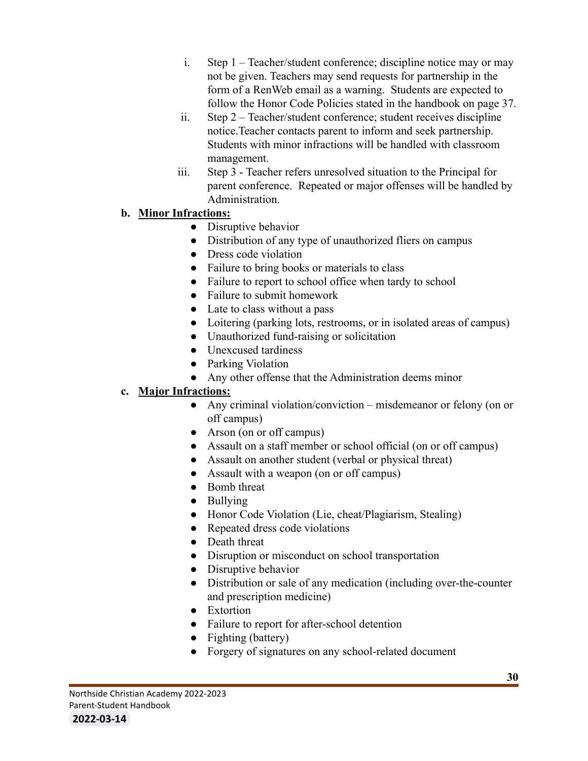i. Step 1 – Teacher/student conference; discipline notice may or may not be given. Teachers may send requests for partnership in the form of a RenWeb email as a warning. Students are expected to follow the Honor Code Policies stated in the handbook on page 37.
ii. Step 2 – Teacher/student conference; student receives discipline notice.Teacher contacts parent to inform and seek partnership. Students with minor infractions will be handled with classroom management.
iii. Step 3 - Teacher refers unresolved situation to the Principal for parent conference. Repeated or major offenses will be handled by Administration.

**b. Minor Infractions:**

- Disruptive behavior
- Distribution of any type of unauthorized fliers on campus
- Dress code violation
- Failure to bring books or materials to class
- Failure to report to school office when tardy to school
- Failure to submit homework
- Late to class without a pass
- Loitering (parking lots, restrooms, or in isolated areas of campus)
- Unauthorized fund-raising or solicitation
- Unexcused tardiness
- Parking Violation
- Any other offense that the Administration deems minor

**c. Major Infractions:**

- Any criminal violation/conviction – misdemeanor or felony (on or off campus)
- Arson (on or off campus)
- Assault on a staff member or school official (on or off campus)
- Assault on another student (verbal or physical threat)
- Assault with a weapon (on or off campus)
- Bomb threat
- Bullying
- Honor Code Violation (Lie, cheat/Plagiarism, Stealing)
- Repeated dress code violations
- Death threat
- Disruption or misconduct on school transportation
- Disruptive behavior
- Distribution or sale of any medication (including over-the-counter and prescription medicine)
- Extortion
- Failure to report for after-school detention
- Fighting (battery)
- Forgery of signatures on any school-related document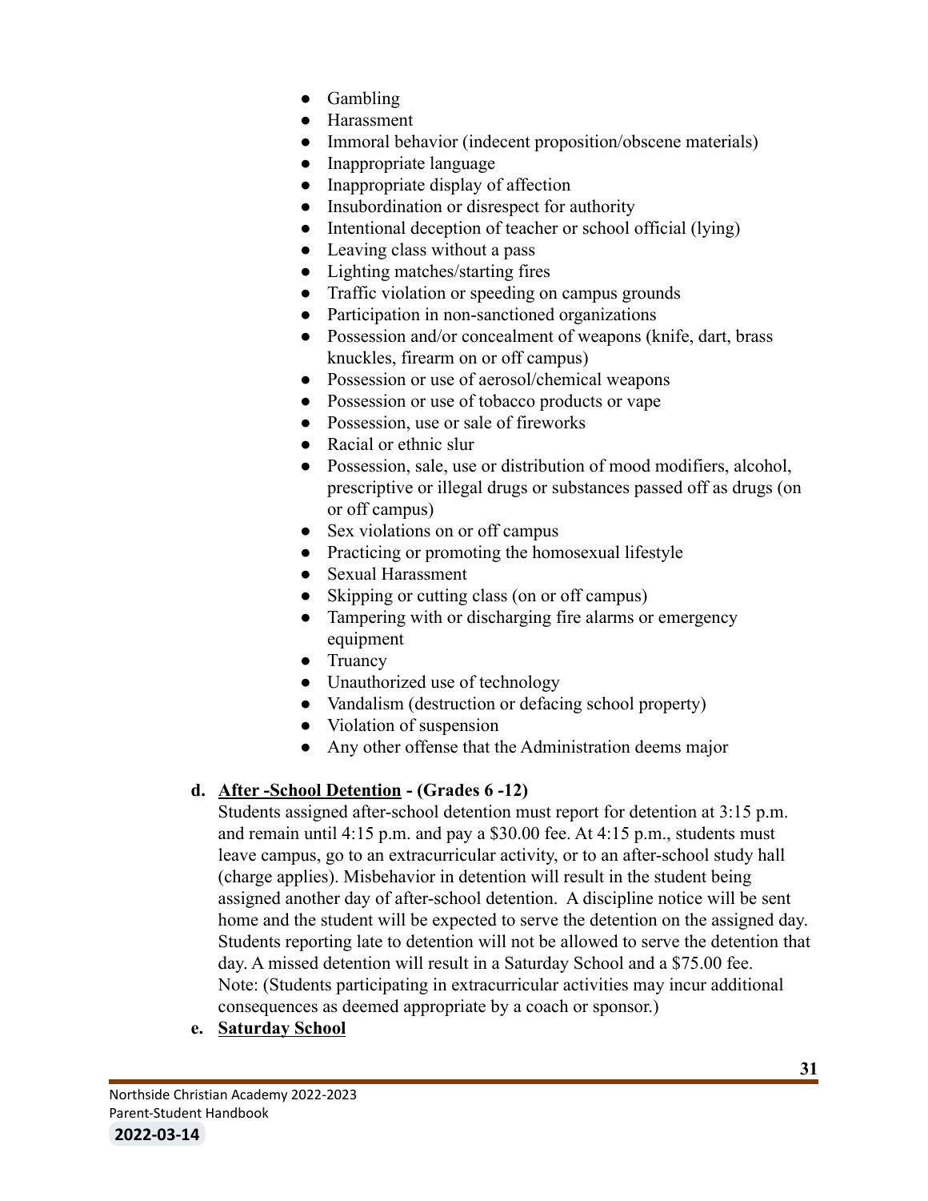- Gambling
- Harassment
- Immoral behavior (indecent proposition/obscene materials)
- Inappropriate language
- Inappropriate display of affection
- Insubordination or disrespect for authority
- Intentional deception of teacher or school official (lying)
- Leaving class without a pass
- Lighting matches/starting fires
- Traffic violation or speeding on campus grounds
- Participation in non-sanctioned organizations
- Possession and/or concealment of weapons (knife, dart, brass knuckles, firearm on or off campus)
- Possession or use of aerosol/chemical weapons
- Possession or use of tobacco products or vape
- Possession, use or sale of fireworks
- Racial or ethnic slur
- Possession, sale, use or distribution of mood modifiers, alcohol, prescriptive or illegal drugs or substances passed off as drugs (on or off campus)
- Sex violations on or off campus
- Practicing or promoting the homosexual lifestyle
- Sexual Harassment
- Skipping or cutting class (on or off campus)
- Tampering with or discharging fire alarms or emergency equipment
- Truancy
- Unauthorized use of technology
- Vandalism (destruction or defacing school property)
- Violation of suspension
- Any other offense that the Administration deems major

**d. <u>After -School Detention</u> - (Grades 6 -12)**

Students assigned after-school detention must report for detention at 3:15 p.m. and remain until 4:15 p.m. and pay a $30.00 fee. At 4:15 p.m., students must leave campus, go to an extracurricular activity, or to an after-school study hall (charge applies). Misbehavior in detention will result in the student being assigned another day of after-school detention. A discipline notice will be sent home and the student will be expected to serve the detention on the assigned day. Students reporting late to detention will not be allowed to serve the detention that day. A missed detention will result in a Saturday School and a $75.00 fee. Note: (Students participating in extracurricular activities may incur additional consequences as deemed appropriate by a coach or sponsor.)

**e. <u>Saturday School</u>**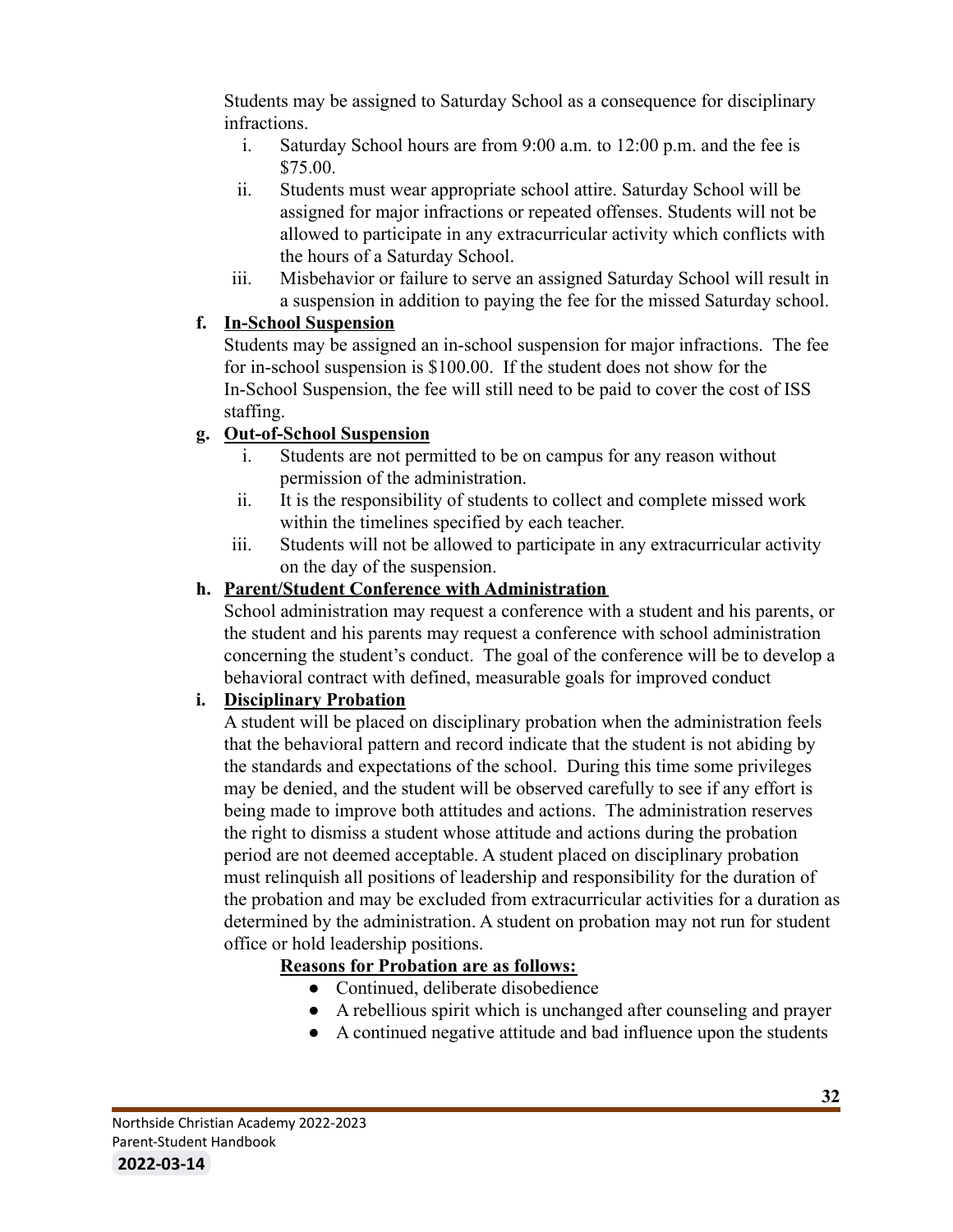Students may be assigned to Saturday School as a consequence for disciplinary infractions.

i. Saturday School hours are from 9:00 a.m. to 12:00 p.m. and the fee is $75.00.
ii. Students must wear appropriate school attire. Saturday School will be assigned for major infractions or repeated offenses. Students will not be allowed to participate in any extracurricular activity which conflicts with the hours of a Saturday School.
iii. Misbehavior or failure to serve an assigned Saturday School will result in a suspension in addition to paying the fee for the missed Saturday school.

**f. <u>In-School Suspension</u>**

Students may be assigned an in-school suspension for major infractions. The fee for in-school suspension is $100.00. If the student does not show for the In-School Suspension, the fee will still need to be paid to cover the cost of ISS staffing.

**g. <u>Out-of-School Suspension</u>**

i. Students are not permitted to be on campus for any reason without permission of the administration.
ii. It is the responsibility of students to collect and complete missed work within the timelines specified by each teacher.
iii. Students will not be allowed to participate in any extracurricular activity on the day of the suspension.

**h. <u>Parent/Student Conference with Administration</u>**

School administration may request a conference with a student and his parents, or the student and his parents may request a conference with school administration concerning the student's conduct. The goal of the conference will be to develop a behavioral contract with defined, measurable goals for improved conduct

**i. <u>Disciplinary Probation</u>**

A student will be placed on disciplinary probation when the administration feels that the behavioral pattern and record indicate that the student is not abiding by the standards and expectations of the school. During this time some privileges may be denied, and the student will be observed carefully to see if any effort is being made to improve both attitudes and actions. The administration reserves the right to dismiss a student whose attitude and actions during the probation period are not deemed acceptable. A student placed on disciplinary probation must relinquish all positions of leadership and responsibility for the duration of the probation and may be excluded from extracurricular activities for a duration as determined by the administration. A student on probation may not run for student office or hold leadership positions.

**<u>Reasons for Probation are as follows:</u>**

- Continued, deliberate disobedience
- A rebellious spirit which is unchanged after counseling and prayer
- A continued negative attitude and bad influence upon the students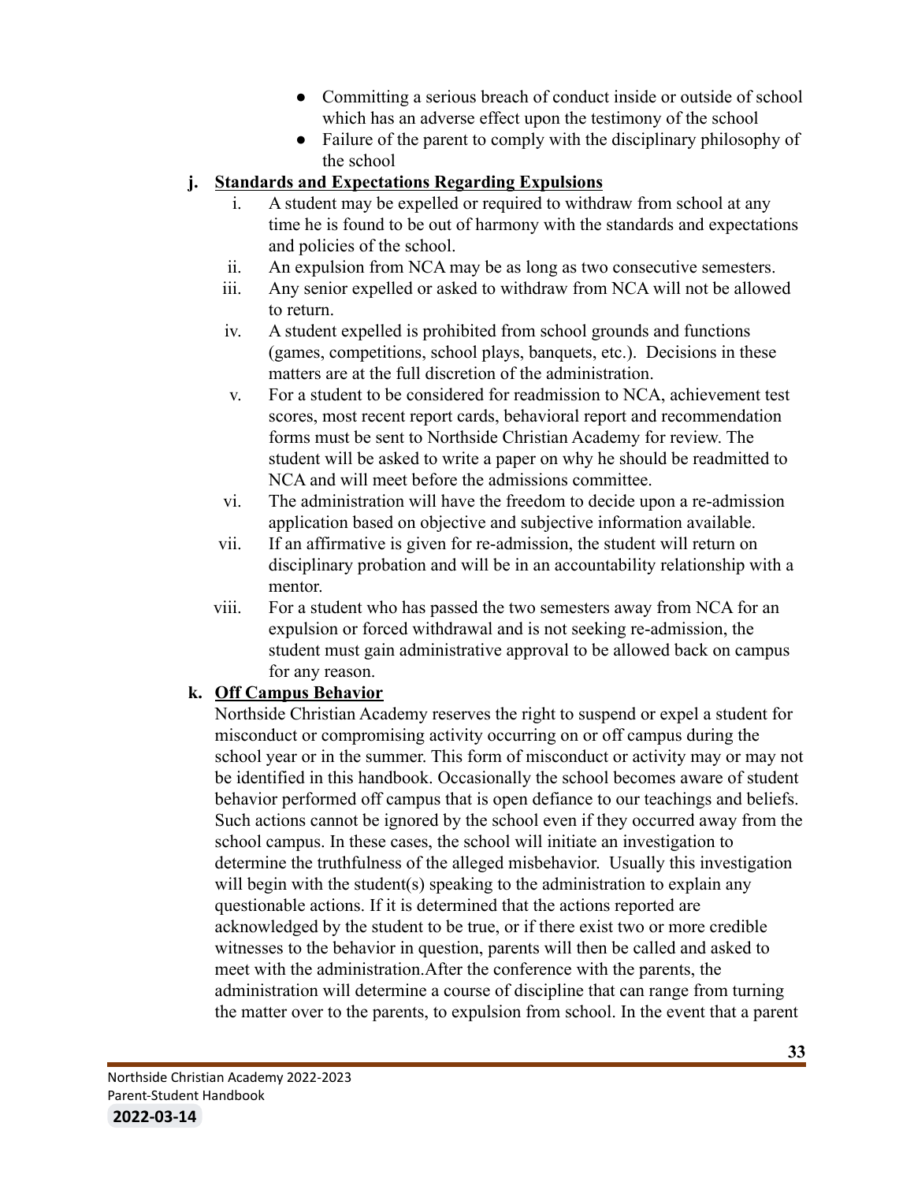- Committing a serious breach of conduct inside or outside of school which has an adverse effect upon the testimony of the school
- Failure of the parent to comply with the disciplinary philosophy of the school

**j. Standards and Expectations Regarding Expulsions**

i. A student may be expelled or required to withdraw from school at any time he is found to be out of harmony with the standards and expectations and policies of the school.

ii. An expulsion from NCA may be as long as two consecutive semesters.

iii. Any senior expelled or asked to withdraw from NCA will not be allowed to return.

iv. A student expelled is prohibited from school grounds and functions (games, competitions, school plays, banquets, etc.). Decisions in these matters are at the full discretion of the administration.

v. For a student to be considered for readmission to NCA, achievement test scores, most recent report cards, behavioral report and recommendation forms must be sent to Northside Christian Academy for review. The student will be asked to write a paper on why he should be readmitted to NCA and will meet before the admissions committee.

vi. The administration will have the freedom to decide upon a re-admission application based on objective and subjective information available.

vii. If an affirmative is given for re-admission, the student will return on disciplinary probation and will be in an accountability relationship with a mentor.

viii. For a student who has passed the two semesters away from NCA for an expulsion or forced withdrawal and is not seeking re-admission, the student must gain administrative approval to be allowed back on campus for any reason.

**k. Off Campus Behavior**

Northside Christian Academy reserves the right to suspend or expel a student for misconduct or compromising activity occurring on or off campus during the school year or in the summer. This form of misconduct or activity may or may not be identified in this handbook. Occasionally the school becomes aware of student behavior performed off campus that is open defiance to our teachings and beliefs. Such actions cannot be ignored by the school even if they occurred away from the school campus. In these cases, the school will initiate an investigation to determine the truthfulness of the alleged misbehavior. Usually this investigation will begin with the student(s) speaking to the administration to explain any questionable actions. If it is determined that the actions reported are acknowledged by the student to be true, or if there exist two or more credible witnesses to the behavior in question, parents will then be called and asked to meet with the administration.After the conference with the parents, the administration will determine a course of discipline that can range from turning the matter over to the parents, to expulsion from school. In the event that a parent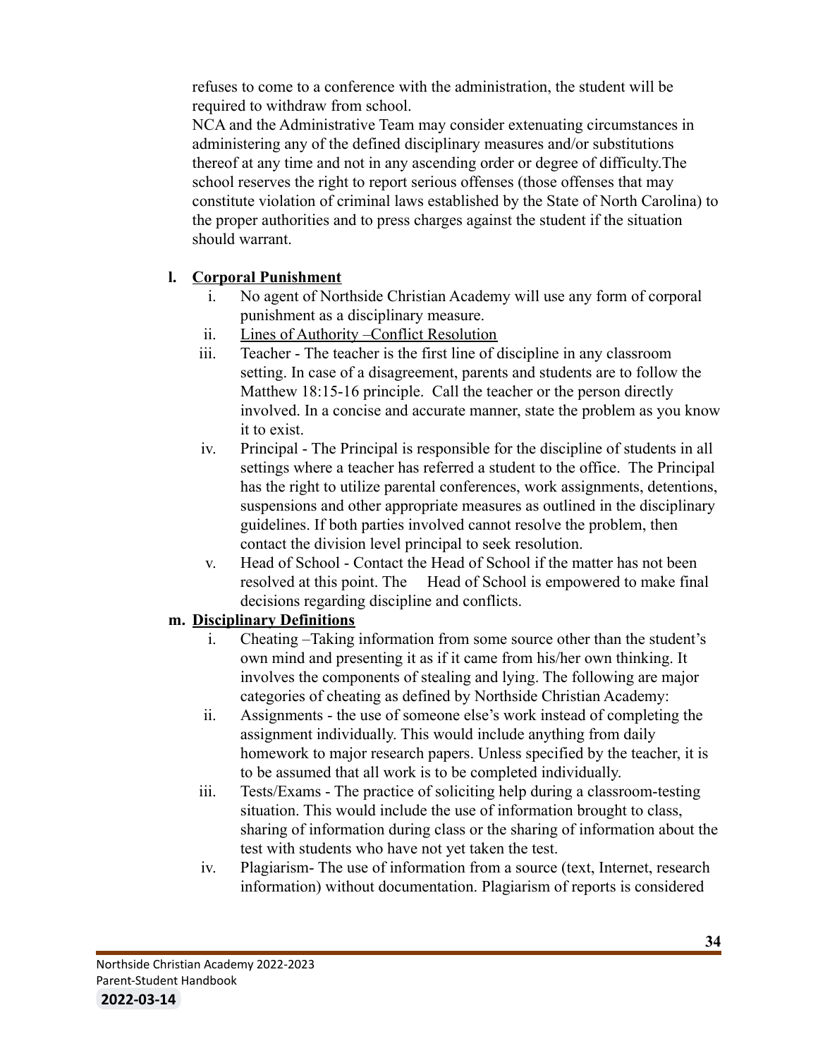refuses to come to a conference with the administration, the student will be required to withdraw from school.

NCA and the Administrative Team may consider extenuating circumstances in administering any of the defined disciplinary measures and/or substitutions thereof at any time and not in any ascending order or degree of difficulty.The school reserves the right to report serious offenses (those offenses that may constitute violation of criminal laws established by the State of North Carolina) to the proper authorities and to press charges against the student if the situation should warrant.

**l. Corporal Punishment**

i. No agent of Northside Christian Academy will use any form of corporal punishment as a disciplinary measure.

ii. Lines of Authority –Conflict Resolution

iii. Teacher - The teacher is the first line of discipline in any classroom setting. In case of a disagreement, parents and students are to follow the Matthew 18:15-16 principle. Call the teacher or the person directly involved. In a concise and accurate manner, state the problem as you know it to exist.

iv. Principal - The Principal is responsible for the discipline of students in all settings where a teacher has referred a student to the office. The Principal has the right to utilize parental conferences, work assignments, detentions, suspensions and other appropriate measures as outlined in the disciplinary guidelines. If both parties involved cannot resolve the problem, then contact the division level principal to seek resolution.

v. Head of School - Contact the Head of School if the matter has not been resolved at this point. The Head of School is empowered to make final decisions regarding discipline and conflicts.

**m. Disciplinary Definitions**

i. Cheating –Taking information from some source other than the student's own mind and presenting it as if it came from his/her own thinking. It involves the components of stealing and lying. The following are major categories of cheating as defined by Northside Christian Academy:

ii. Assignments - the use of someone else's work instead of completing the assignment individually. This would include anything from daily homework to major research papers. Unless specified by the teacher, it is to be assumed that all work is to be completed individually.

iii. Tests/Exams - The practice of soliciting help during a classroom-testing situation. This would include the use of information brought to class, sharing of information during class or the sharing of information about the test with students who have not yet taken the test.

iv. Plagiarism- The use of information from a source (text, Internet, research information) without documentation. Plagiarism of reports is considered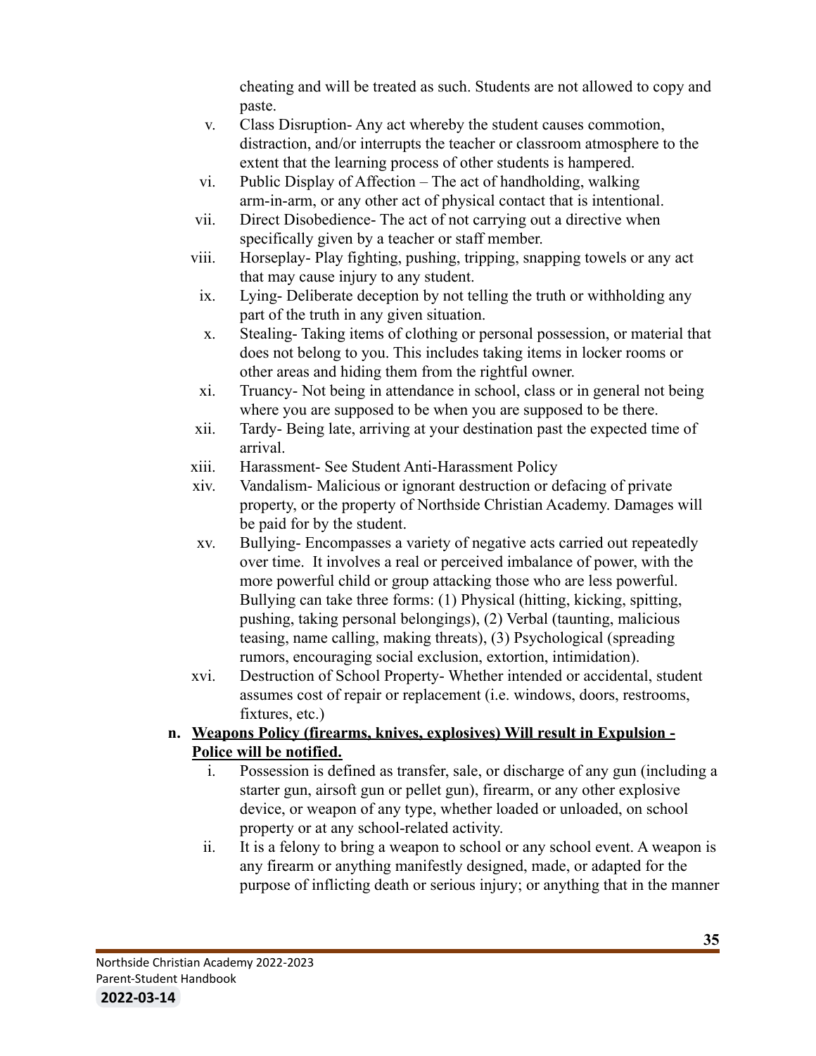cheating and will be treated as such. Students are not allowed to copy and paste.

v. Class Disruption- Any act whereby the student causes commotion, distraction, and/or interrupts the teacher or classroom atmosphere to the extent that the learning process of other students is hampered.

vi. Public Display of Affection – The act of handholding, walking arm-in-arm, or any other act of physical contact that is intentional.

vii. Direct Disobedience- The act of not carrying out a directive when specifically given by a teacher or staff member.

viii. Horseplay- Play fighting, pushing, tripping, snapping towels or any act that may cause injury to any student.

ix. Lying- Deliberate deception by not telling the truth or withholding any part of the truth in any given situation.

x. Stealing- Taking items of clothing or personal possession, or material that does not belong to you. This includes taking items in locker rooms or other areas and hiding them from the rightful owner.

xi. Truancy- Not being in attendance in school, class or in general not being where you are supposed to be when you are supposed to be there.

xii. Tardy- Being late, arriving at your destination past the expected time of arrival.

xiii. Harassment- See Student Anti-Harassment Policy

xiv. Vandalism- Malicious or ignorant destruction or defacing of private property, or the property of Northside Christian Academy. Damages will be paid for by the student.

xv. Bullying- Encompasses a variety of negative acts carried out repeatedly over time. It involves a real or perceived imbalance of power, with the more powerful child or group attacking those who are less powerful. Bullying can take three forms: (1) Physical (hitting, kicking, spitting, pushing, taking personal belongings), (2) Verbal (taunting, malicious teasing, name calling, making threats), (3) Psychological (spreading rumors, encouraging social exclusion, extortion, intimidation).

xvi. Destruction of School Property- Whether intended or accidental, student assumes cost of repair or replacement (i.e. windows, doors, restrooms, fixtures, etc.)

**n. Weapons Policy (firearms, knives, explosives) Will result in Expulsion - Police will be notified.**

i. Possession is defined as transfer, sale, or discharge of any gun (including a starter gun, airsoft gun or pellet gun), firearm, or any other explosive device, or weapon of any type, whether loaded or unloaded, on school property or at any school-related activity.

ii. It is a felony to bring a weapon to school or any school event. A weapon is any firearm or anything manifestly designed, made, or adapted for the purpose of inflicting death or serious injury; or anything that in the manner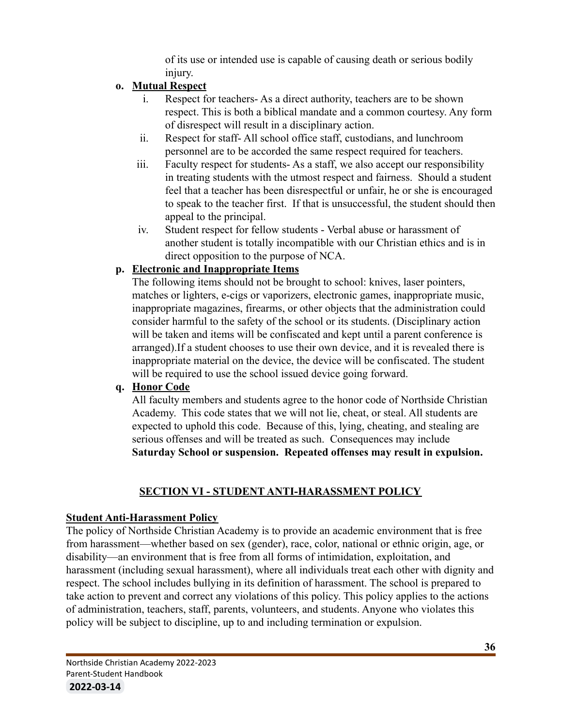of its use or intended use is capable of causing death or serious bodily injury.

**o. Mutual Respect**

i. Respect for teachers- As a direct authority, teachers are to be shown respect. This is both a biblical mandate and a common courtesy. Any form of disrespect will result in a disciplinary action.

ii. Respect for staff- All school office staff, custodians, and lunchroom personnel are to be accorded the same respect required for teachers.

iii. Faculty respect for students- As a staff, we also accept our responsibility in treating students with the utmost respect and fairness. Should a student feel that a teacher has been disrespectful or unfair, he or she is encouraged to speak to the teacher first. If that is unsuccessful, the student should then appeal to the principal.

iv. Student respect for fellow students - Verbal abuse or harassment of another student is totally incompatible with our Christian ethics and is in direct opposition to the purpose of NCA.

**p. Electronic and Inappropriate Items**

The following items should not be brought to school: knives, laser pointers, matches or lighters, e-cigs or vaporizers, electronic games, inappropriate music, inappropriate magazines, firearms, or other objects that the administration could consider harmful to the safety of the school or its students. (Disciplinary action will be taken and items will be confiscated and kept until a parent conference is arranged).If a student chooses to use their own device, and it is revealed there is inappropriate material on the device, the device will be confiscated. The student will be required to use the school issued device going forward.

**q. Honor Code**

All faculty members and students agree to the honor code of Northside Christian Academy. This code states that we will not lie, cheat, or steal. All students are expected to uphold this code. Because of this, lying, cheating, and stealing are serious offenses and will be treated as such. Consequences may include **Saturday School or suspension. Repeated offenses may result in expulsion.**

## SECTION VI - STUDENT ANTI-HARASSMENT POLICY

### Student Anti-Harassment Policy

The policy of Northside Christian Academy is to provide an academic environment that is free from harassment—whether based on sex (gender), race, color, national or ethnic origin, age, or disability—an environment that is free from all forms of intimidation, exploitation, and harassment (including sexual harassment), where all individuals treat each other with dignity and respect. The school includes bullying in its definition of harassment. The school is prepared to take action to prevent and correct any violations of this policy. This policy applies to the actions of administration, teachers, staff, parents, volunteers, and students. Anyone who violates this policy will be subject to discipline, up to and including termination or expulsion.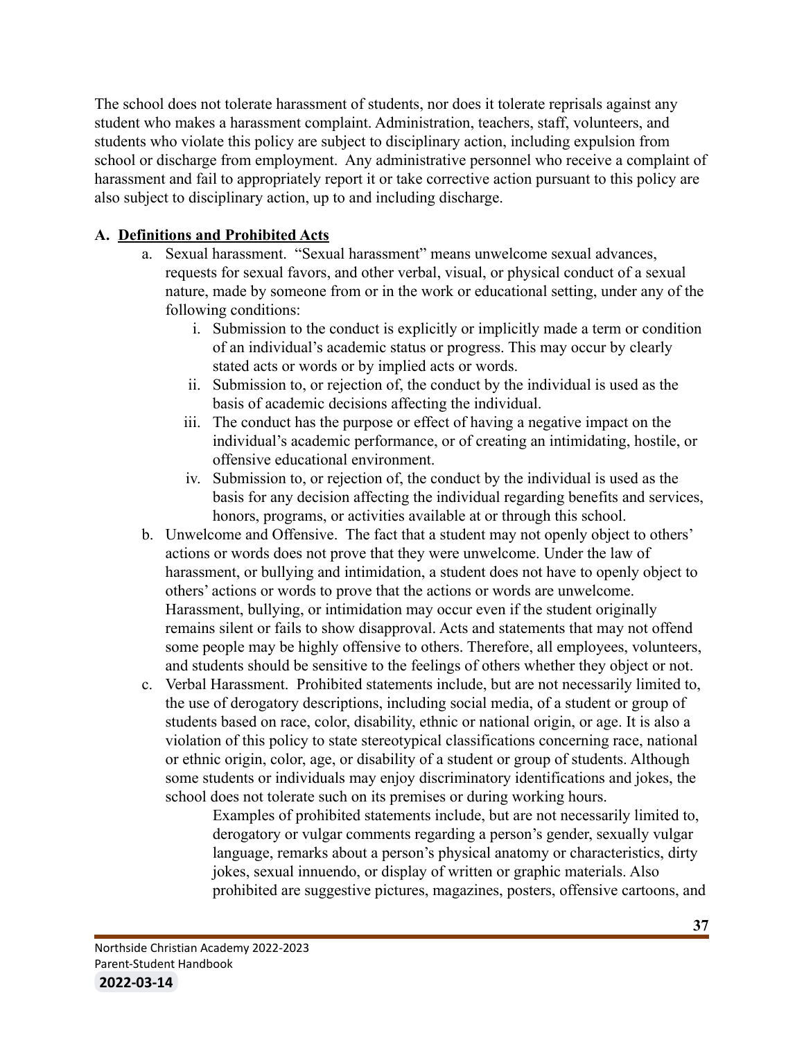The school does not tolerate harassment of students, nor does it tolerate reprisals against any student who makes a harassment complaint. Administration, teachers, staff, volunteers, and students who violate this policy are subject to disciplinary action, including expulsion from school or discharge from employment. Any administrative personnel who receive a complaint of harassment and fail to appropriately report it or take corrective action pursuant to this policy are also subject to disciplinary action, up to and including discharge.

**A. <u>Definitions and Prohibited Acts</u>**

a. Sexual harassment. "Sexual harassment" means unwelcome sexual advances, requests for sexual favors, and other verbal, visual, or physical conduct of a sexual nature, made by someone from or in the work or educational setting, under any of the following conditions:
   i. Submission to the conduct is explicitly or implicitly made a term or condition of an individual's academic status or progress. This may occur by clearly stated acts or words or by implied acts or words.
   ii. Submission to, or rejection of, the conduct by the individual is used as the basis of academic decisions affecting the individual.
   iii. The conduct has the purpose or effect of having a negative impact on the individual's academic performance, or of creating an intimidating, hostile, or offensive educational environment.
   iv. Submission to, or rejection of, the conduct by the individual is used as the basis for any decision affecting the individual regarding benefits and services, honors, programs, or activities available at or through this school.

b. Unwelcome and Offensive. The fact that a student may not openly object to others' actions or words does not prove that they were unwelcome. Under the law of harassment, or bullying and intimidation, a student does not have to openly object to others' actions or words to prove that the actions or words are unwelcome. Harassment, bullying, or intimidation may occur even if the student originally remains silent or fails to show disapproval. Acts and statements that may not offend some people may be highly offensive to others. Therefore, all employees, volunteers, and students should be sensitive to the feelings of others whether they object or not.

c. Verbal Harassment. Prohibited statements include, but are not necessarily limited to, the use of derogatory descriptions, including social media, of a student or group of students based on race, color, disability, ethnic or national origin, or age. It is also a violation of this policy to state stereotypical classifications concerning race, national or ethnic origin, color, age, or disability of a student or group of students. Although some students or individuals may enjoy discriminatory identifications and jokes, the school does not tolerate such on its premises or during working hours.

   Examples of prohibited statements include, but are not necessarily limited to, derogatory or vulgar comments regarding a person's gender, sexually vulgar language, remarks about a person's physical anatomy or characteristics, dirty jokes, sexual innuendo, or display of written or graphic materials. Also prohibited are suggestive pictures, magazines, posters, offensive cartoons, and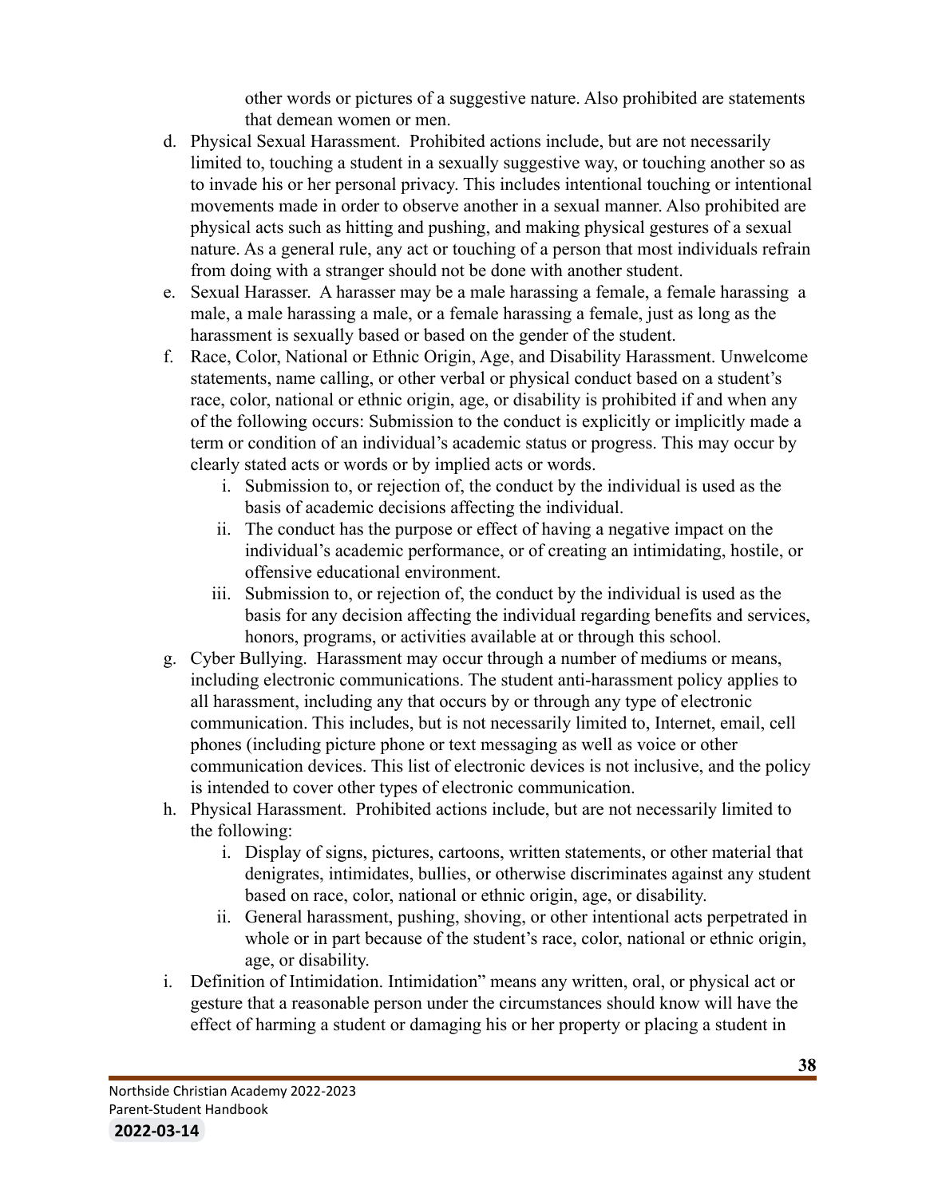other words or pictures of a suggestive nature. Also prohibited are statements that demean women or men.

d. Physical Sexual Harassment. Prohibited actions include, but are not necessarily limited to, touching a student in a sexually suggestive way, or touching another so as to invade his or her personal privacy. This includes intentional touching or intentional movements made in order to observe another in a sexual manner. Also prohibited are physical acts such as hitting and pushing, and making physical gestures of a sexual nature. As a general rule, any act or touching of a person that most individuals refrain from doing with a stranger should not be done with another student.

e. Sexual Harasser. A harasser may be a male harassing a female, a female harassing a male, a male harassing a male, or a female harassing a female, just as long as the harassment is sexually based or based on the gender of the student.

f. Race, Color, National or Ethnic Origin, Age, and Disability Harassment. Unwelcome statements, name calling, or other verbal or physical conduct based on a student's race, color, national or ethnic origin, age, or disability is prohibited if and when any of the following occurs: Submission to the conduct is explicitly or implicitly made a term or condition of an individual's academic status or progress. This may occur by clearly stated acts or words or by implied acts or words.
   i. Submission to, or rejection of, the conduct by the individual is used as the basis of academic decisions affecting the individual.
   ii. The conduct has the purpose or effect of having a negative impact on the individual's academic performance, or of creating an intimidating, hostile, or offensive educational environment.
   iii. Submission to, or rejection of, the conduct by the individual is used as the basis for any decision affecting the individual regarding benefits and services, honors, programs, or activities available at or through this school.

g. Cyber Bullying. Harassment may occur through a number of mediums or means, including electronic communications. The student anti-harassment policy applies to all harassment, including any that occurs by or through any type of electronic communication. This includes, but is not necessarily limited to, Internet, email, cell phones (including picture phone or text messaging as well as voice or other communication devices. This list of electronic devices is not inclusive, and the policy is intended to cover other types of electronic communication.

h. Physical Harassment. Prohibited actions include, but are not necessarily limited to the following:
   i. Display of signs, pictures, cartoons, written statements, or other material that denigrates, intimidates, bullies, or otherwise discriminates against any student based on race, color, national or ethnic origin, age, or disability.
   ii. General harassment, pushing, shoving, or other intentional acts perpetrated in whole or in part because of the student's race, color, national or ethnic origin, age, or disability.

i. Definition of Intimidation. Intimidation" means any written, oral, or physical act or gesture that a reasonable person under the circumstances should know will have the effect of harming a student or damaging his or her property or placing a student in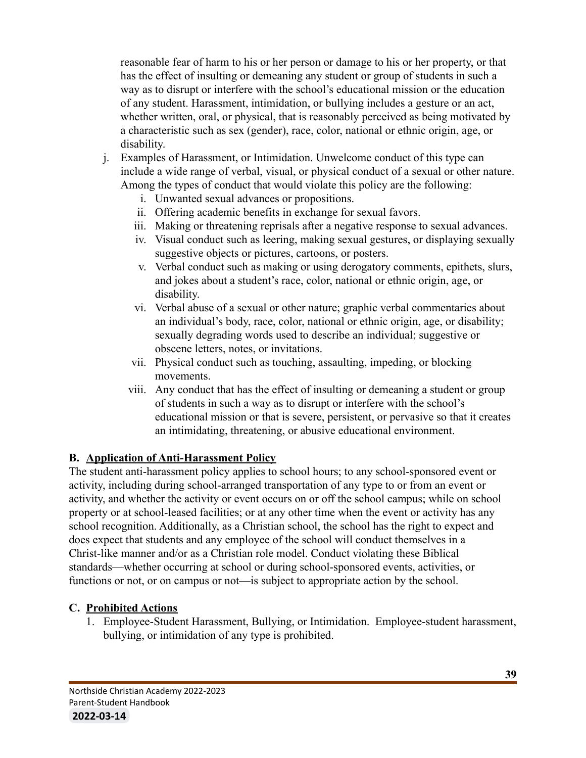reasonable fear of harm to his or her person or damage to his or her property, or that has the effect of insulting or demeaning any student or group of students in such a way as to disrupt or interfere with the school's educational mission or the education of any student. Harassment, intimidation, or bullying includes a gesture or an act, whether written, oral, or physical, that is reasonably perceived as being motivated by a characteristic such as sex (gender), race, color, national or ethnic origin, age, or disability.

j. Examples of Harassment, or Intimidation. Unwelcome conduct of this type can include a wide range of verbal, visual, or physical conduct of a sexual or other nature. Among the types of conduct that would violate this policy are the following:
    i. Unwanted sexual advances or propositions.
    ii. Offering academic benefits in exchange for sexual favors.
    iii. Making or threatening reprisals after a negative response to sexual advances.
    iv. Visual conduct such as leering, making sexual gestures, or displaying sexually suggestive objects or pictures, cartoons, or posters.
    v. Verbal conduct such as making or using derogatory comments, epithets, slurs, and jokes about a student's race, color, national or ethnic origin, age, or disability.
    vi. Verbal abuse of a sexual or other nature; graphic verbal commentaries about an individual's body, race, color, national or ethnic origin, age, or disability; sexually degrading words used to describe an individual; suggestive or obscene letters, notes, or invitations.
    vii. Physical conduct such as touching, assaulting, impeding, or blocking movements.
    viii. Any conduct that has the effect of insulting or demeaning a student or group of students in such a way as to disrupt or interfere with the school's educational mission or that is severe, persistent, or pervasive so that it creates an intimidating, threatening, or abusive educational environment.

### B. Application of Anti-Harassment Policy

The student anti-harassment policy applies to school hours; to any school-sponsored event or activity, including during school-arranged transportation of any type to or from an event or activity, and whether the activity or event occurs on or off the school campus; while on school property or at school-leased facilities; or at any other time when the event or activity has any school recognition. Additionally, as a Christian school, the school has the right to expect and does expect that students and any employee of the school will conduct themselves in a Christ-like manner and/or as a Christian role model. Conduct violating these Biblical standards—whether occurring at school or during school-sponsored events, activities, or functions or not, or on campus or not—is subject to appropriate action by the school.

### C. Prohibited Actions

1. Employee-Student Harassment, Bullying, or Intimidation. Employee-student harassment, bullying, or intimidation of any type is prohibited.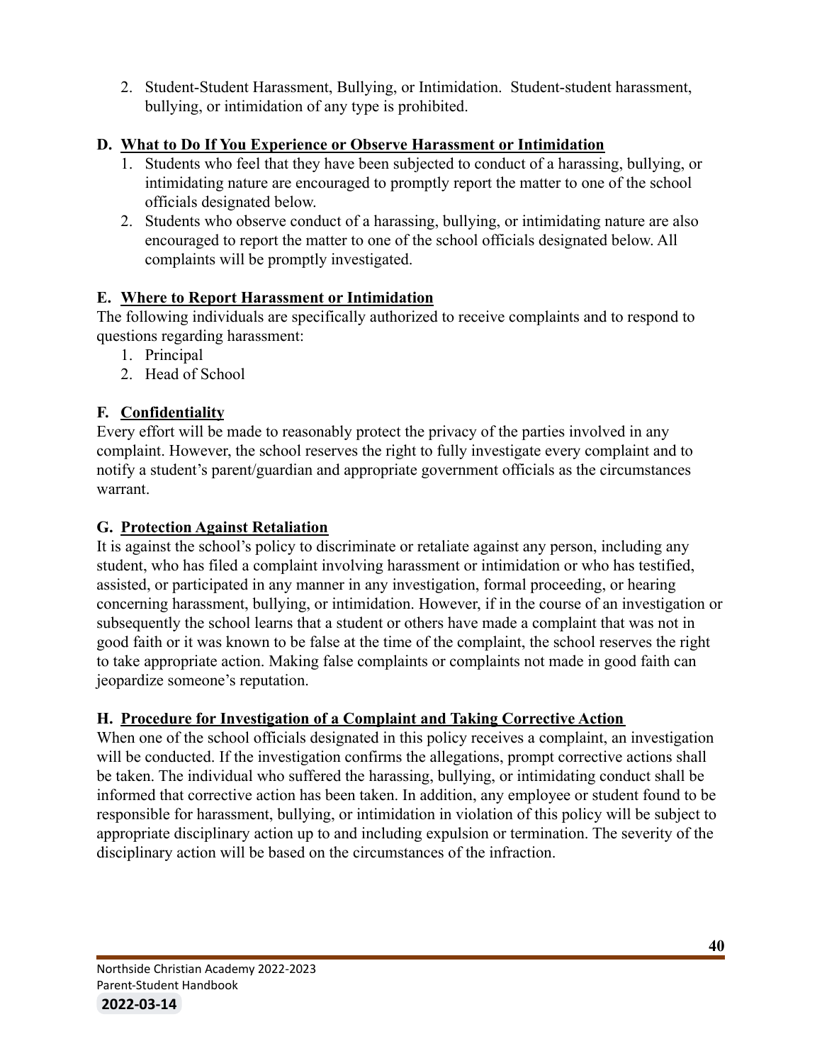2. Student-Student Harassment, Bullying, or Intimidation. Student-student harassment, bullying, or intimidation of any type is prohibited.

### D. What to Do If You Experience or Observe Harassment or Intimidation

1. Students who feel that they have been subjected to conduct of a harassing, bullying, or intimidating nature are encouraged to promptly report the matter to one of the school officials designated below.
2. Students who observe conduct of a harassing, bullying, or intimidating nature are also encouraged to report the matter to one of the school officials designated below. All complaints will be promptly investigated.

### E. Where to Report Harassment or Intimidation

The following individuals are specifically authorized to receive complaints and to respond to questions regarding harassment:

1. Principal
2. Head of School

### F. Confidentiality

Every effort will be made to reasonably protect the privacy of the parties involved in any complaint. However, the school reserves the right to fully investigate every complaint and to notify a student's parent/guardian and appropriate government officials as the circumstances warrant.

### G. Protection Against Retaliation

It is against the school's policy to discriminate or retaliate against any person, including any student, who has filed a complaint involving harassment or intimidation or who has testified, assisted, or participated in any manner in any investigation, formal proceeding, or hearing concerning harassment, bullying, or intimidation. However, if in the course of an investigation or subsequently the school learns that a student or others have made a complaint that was not in good faith or it was known to be false at the time of the complaint, the school reserves the right to take appropriate action. Making false complaints or complaints not made in good faith can jeopardize someone's reputation.

### H. Procedure for Investigation of a Complaint and Taking Corrective Action

When one of the school officials designated in this policy receives a complaint, an investigation will be conducted. If the investigation confirms the allegations, prompt corrective actions shall be taken. The individual who suffered the harassing, bullying, or intimidating conduct shall be informed that corrective action has been taken. In addition, any employee or student found to be responsible for harassment, bullying, or intimidation in violation of this policy will be subject to appropriate disciplinary action up to and including expulsion or termination. The severity of the disciplinary action will be based on the circumstances of the infraction.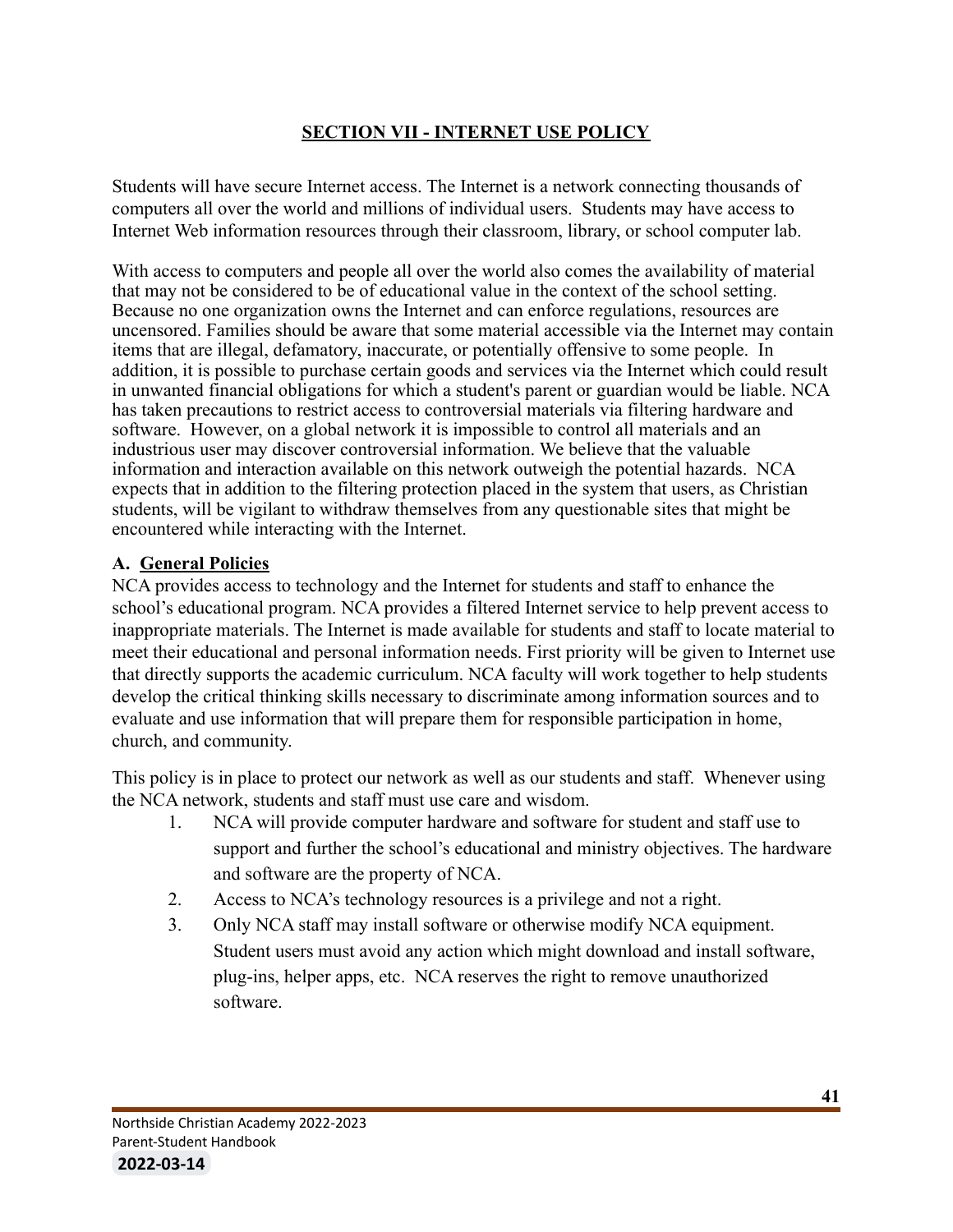## SECTION VII - INTERNET USE POLICY

Students will have secure Internet access. The Internet is a network connecting thousands of computers all over the world and millions of individual users. Students may have access to Internet Web information resources through their classroom, library, or school computer lab.

With access to computers and people all over the world also comes the availability of material that may not be considered to be of educational value in the context of the school setting. Because no one organization owns the Internet and can enforce regulations, resources are uncensored. Families should be aware that some material accessible via the Internet may contain items that are illegal, defamatory, inaccurate, or potentially offensive to some people. In addition, it is possible to purchase certain goods and services via the Internet which could result in unwanted financial obligations for which a student's parent or guardian would be liable. NCA has taken precautions to restrict access to controversial materials via filtering hardware and software. However, on a global network it is impossible to control all materials and an industrious user may discover controversial information. We believe that the valuable information and interaction available on this network outweigh the potential hazards. NCA expects that in addition to the filtering protection placed in the system that users, as Christian students, will be vigilant to withdraw themselves from any questionable sites that might be encountered while interacting with the Internet.

### A. General Policies

NCA provides access to technology and the Internet for students and staff to enhance the school's educational program. NCA provides a filtered Internet service to help prevent access to inappropriate materials. The Internet is made available for students and staff to locate material to meet their educational and personal information needs. First priority will be given to Internet use that directly supports the academic curriculum. NCA faculty will work together to help students develop the critical thinking skills necessary to discriminate among information sources and to evaluate and use information that will prepare them for responsible participation in home, church, and community.

This policy is in place to protect our network as well as our students and staff. Whenever using the NCA network, students and staff must use care and wisdom.

1. NCA will provide computer hardware and software for student and staff use to support and further the school's educational and ministry objectives. The hardware and software are the property of NCA.
2. Access to NCA's technology resources is a privilege and not a right.
3. Only NCA staff may install software or otherwise modify NCA equipment. Student users must avoid any action which might download and install software, plug-ins, helper apps, etc. NCA reserves the right to remove unauthorized software.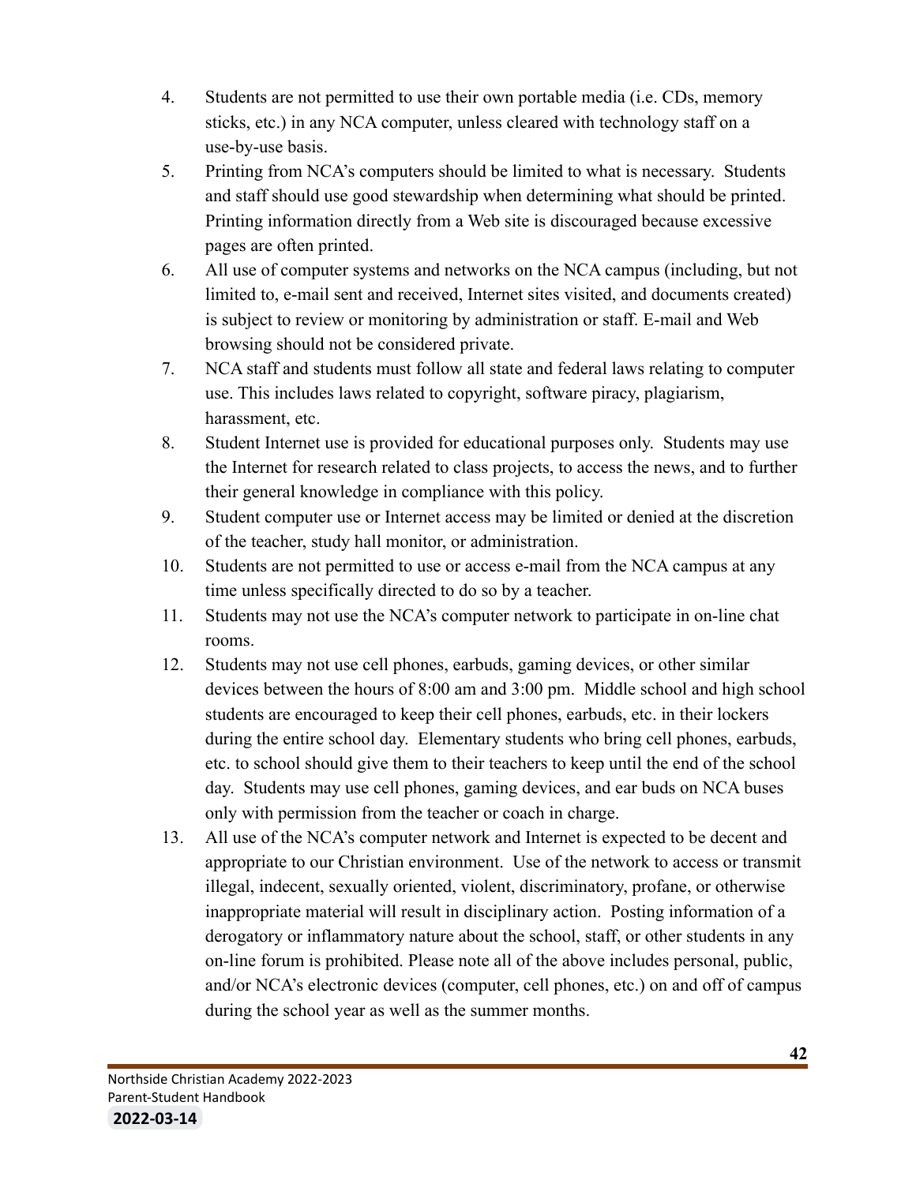4. Students are not permitted to use their own portable media (i.e. CDs, memory sticks, etc.) in any NCA computer, unless cleared with technology staff on a use-by-use basis.
5. Printing from NCA's computers should be limited to what is necessary. Students and staff should use good stewardship when determining what should be printed. Printing information directly from a Web site is discouraged because excessive pages are often printed.
6. All use of computer systems and networks on the NCA campus (including, but not limited to, e-mail sent and received, Internet sites visited, and documents created) is subject to review or monitoring by administration or staff. E-mail and Web browsing should not be considered private.
7. NCA staff and students must follow all state and federal laws relating to computer use. This includes laws related to copyright, software piracy, plagiarism, harassment, etc.
8. Student Internet use is provided for educational purposes only. Students may use the Internet for research related to class projects, to access the news, and to further their general knowledge in compliance with this policy.
9. Student computer use or Internet access may be limited or denied at the discretion of the teacher, study hall monitor, or administration.
10. Students are not permitted to use or access e-mail from the NCA campus at any time unless specifically directed to do so by a teacher.
11. Students may not use the NCA's computer network to participate in on-line chat rooms.
12. Students may not use cell phones, earbuds, gaming devices, or other similar devices between the hours of 8:00 am and 3:00 pm. Middle school and high school students are encouraged to keep their cell phones, earbuds, etc. in their lockers during the entire school day. Elementary students who bring cell phones, earbuds, etc. to school should give them to their teachers to keep until the end of the school day. Students may use cell phones, gaming devices, and ear buds on NCA buses only with permission from the teacher or coach in charge.
13. All use of the NCA's computer network and Internet is expected to be decent and appropriate to our Christian environment. Use of the network to access or transmit illegal, indecent, sexually oriented, violent, discriminatory, profane, or otherwise inappropriate material will result in disciplinary action. Posting information of a derogatory or inflammatory nature about the school, staff, or other students in any on-line forum is prohibited. Please note all of the above includes personal, public, and/or NCA's electronic devices (computer, cell phones, etc.) on and off of campus during the school year as well as the summer months.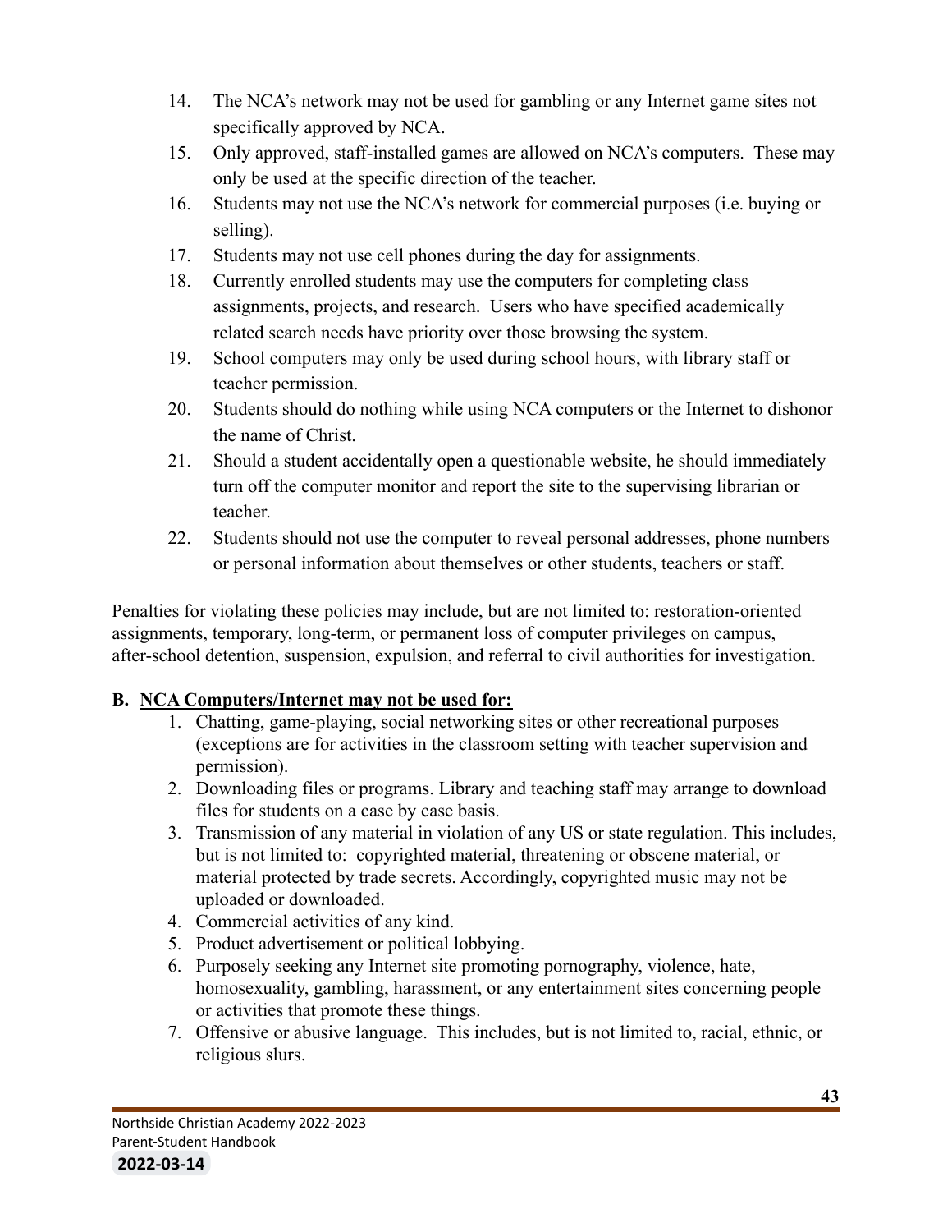14. The NCA's network may not be used for gambling or any Internet game sites not specifically approved by NCA.
15. Only approved, staff-installed games are allowed on NCA's computers. These may only be used at the specific direction of the teacher.
16. Students may not use the NCA's network for commercial purposes (i.e. buying or selling).
17. Students may not use cell phones during the day for assignments.
18. Currently enrolled students may use the computers for completing class assignments, projects, and research. Users who have specified academically related search needs have priority over those browsing the system.
19. School computers may only be used during school hours, with library staff or teacher permission.
20. Students should do nothing while using NCA computers or the Internet to dishonor the name of Christ.
21. Should a student accidentally open a questionable website, he should immediately turn off the computer monitor and report the site to the supervising librarian or teacher.
22. Students should not use the computer to reveal personal addresses, phone numbers or personal information about themselves or other students, teachers or staff.

Penalties for violating these policies may include, but are not limited to: restoration-oriented assignments, temporary, long-term, or permanent loss of computer privileges on campus, after-school detention, suspension, expulsion, and referral to civil authorities for investigation.

**B. <u>NCA Computers/Internet may not be used for:</u>**

1. Chatting, game-playing, social networking sites or other recreational purposes (exceptions are for activities in the classroom setting with teacher supervision and permission).
2. Downloading files or programs. Library and teaching staff may arrange to download files for students on a case by case basis.
3. Transmission of any material in violation of any US or state regulation. This includes, but is not limited to: copyrighted material, threatening or obscene material, or material protected by trade secrets. Accordingly, copyrighted music may not be uploaded or downloaded.
4. Commercial activities of any kind.
5. Product advertisement or political lobbying.
6. Purposely seeking any Internet site promoting pornography, violence, hate, homosexuality, gambling, harassment, or any entertainment sites concerning people or activities that promote these things.
7. Offensive or abusive language. This includes, but is not limited to, racial, ethnic, or religious slurs.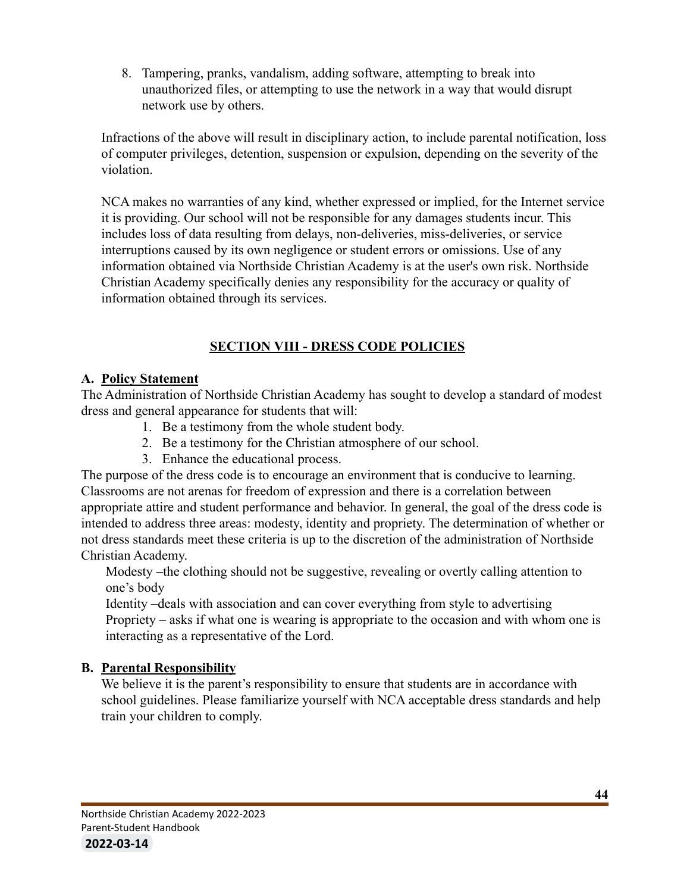8. Tampering, pranks, vandalism, adding software, attempting to break into unauthorized files, or attempting to use the network in a way that would disrupt network use by others.

Infractions of the above will result in disciplinary action, to include parental notification, loss of computer privileges, detention, suspension or expulsion, depending on the severity of the violation.

NCA makes no warranties of any kind, whether expressed or implied, for the Internet service it is providing. Our school will not be responsible for any damages students incur. This includes loss of data resulting from delays, non-deliveries, miss-deliveries, or service interruptions caused by its own negligence or student errors or omissions. Use of any information obtained via Northside Christian Academy is at the user's own risk. Northside Christian Academy specifically denies any responsibility for the accuracy or quality of information obtained through its services.

## SECTION VIII - DRESS CODE POLICIES

### A. Policy Statement

The Administration of Northside Christian Academy has sought to develop a standard of modest dress and general appearance for students that will:

1. Be a testimony from the whole student body.
2. Be a testimony for the Christian atmosphere of our school.
3. Enhance the educational process.

The purpose of the dress code is to encourage an environment that is conducive to learning. Classrooms are not arenas for freedom of expression and there is a correlation between appropriate attire and student performance and behavior. In general, the goal of the dress code is intended to address three areas: modesty, identity and propriety. The determination of whether or not dress standards meet these criteria is up to the discretion of the administration of Northside Christian Academy.

Modesty –the clothing should not be suggestive, revealing or overtly calling attention to one's body

Identity –deals with association and can cover everything from style to advertising

Propriety – asks if what one is wearing is appropriate to the occasion and with whom one is interacting as a representative of the Lord.

### B. Parental Responsibility

We believe it is the parent's responsibility to ensure that students are in accordance with school guidelines. Please familiarize yourself with NCA acceptable dress standards and help train your children to comply.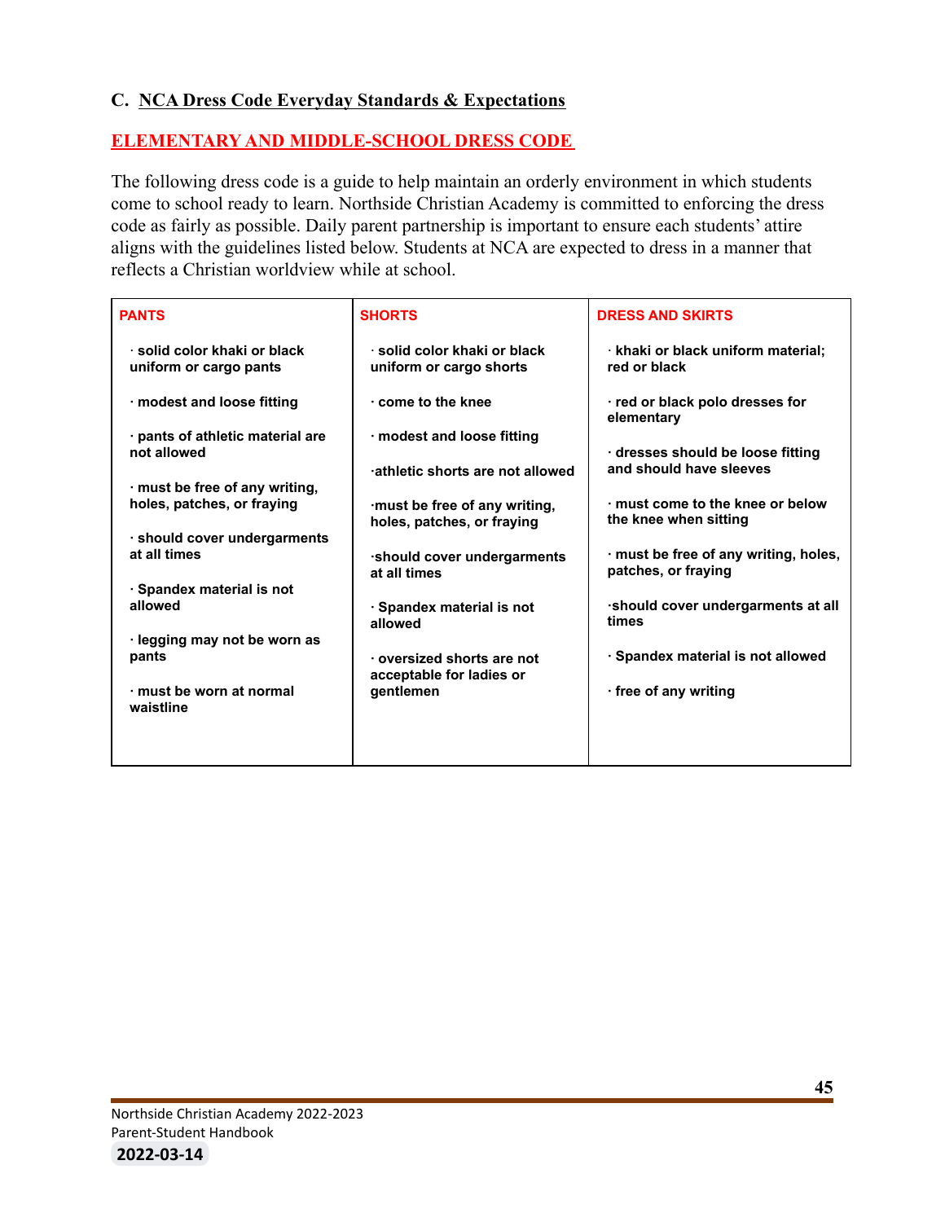### C. NCA Dress Code Everyday Standards & Expectations

#### ELEMENTARY AND MIDDLE-SCHOOL DRESS CODE

The following dress code is a guide to help maintain an orderly environment in which students come to school ready to learn. Northside Christian Academy is committed to enforcing the dress code as fairly as possible. Daily parent partnership is important to ensure each students' attire aligns with the guidelines listed below. Students at NCA are expected to dress in a manner that reflects a Christian worldview while at school.

| PANTS | SHORTS | DRESS AND SKIRTS |
|---|---|---|
| · solid color khaki or black uniform or cargo pants | · solid color khaki or black uniform or cargo shorts | · khaki or black uniform material; red or black |
| · modest and loose fitting | · come to the knee | · red or black polo dresses for elementary |
| · pants of athletic material are not allowed | · modest and loose fitting | · dresses should be loose fitting and should have sleeves |
| · must be free of any writing, holes, patches, or fraying | ·athletic shorts are not allowed | · must come to the knee or below the knee when sitting |
| · should cover undergarments at all times | ·must be free of any writing, holes, patches, or fraying | · must be free of any writing, holes, patches, or fraying |
| · Spandex material is not allowed | ·should cover undergarments at all times | ·should cover undergarments at all times |
| · legging may not be worn as pants | · Spandex material is not allowed | · Spandex material is not allowed |
| · must be worn at normal waistline | · oversized shorts are not acceptable for ladies or gentlemen | · free of any writing |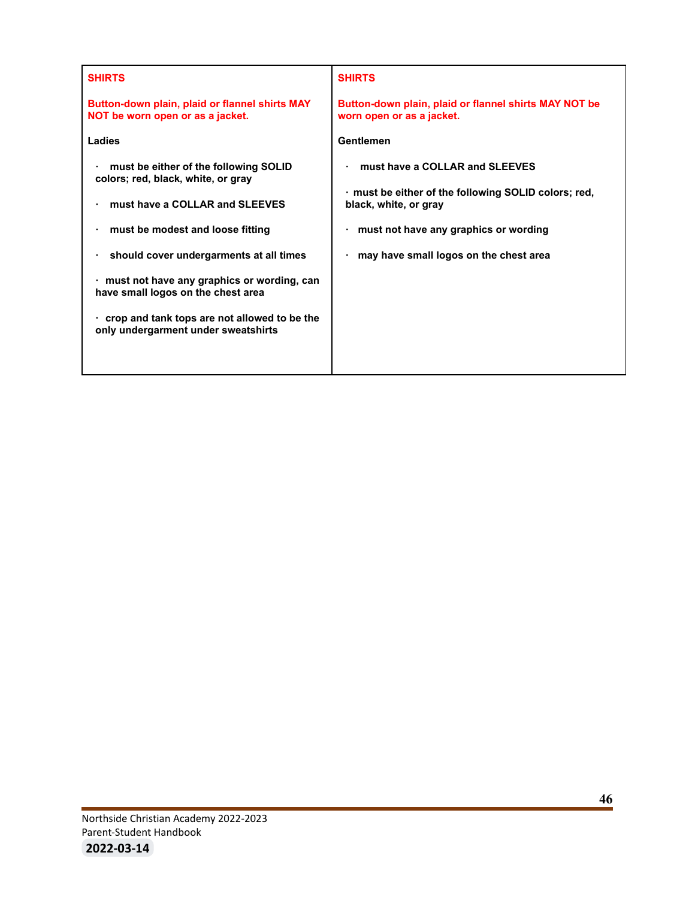| **SHIRTS**<br><br>**Button-down plain, plaid or flannel shirts MAY NOT be worn open or as a jacket.**<br><br>**Ladies**<br><br>· **must be either of the following SOLID colors; red, black, white, or gray**<br><br>· **must have a COLLAR and SLEEVES**<br><br>· **must be modest and loose fitting**<br><br>· **should cover undergarments at all times**<br><br>· **must not have any graphics or wording, can have small logos on the chest area**<br><br>· **crop and tank tops are not allowed to be the only undergarment under sweatshirts** | **SHIRTS**<br><br>**Button-down plain, plaid or flannel shirts MAY NOT be worn open or as a jacket.**<br><br>**Gentlemen**<br><br>· **must have a COLLAR and SLEEVES**<br><br>· **must be either of the following SOLID colors; red, black, white, or gray**<br><br>· **must not have any graphics or wording**<br><br>· **may have small logos on the chest area** |
|---|---|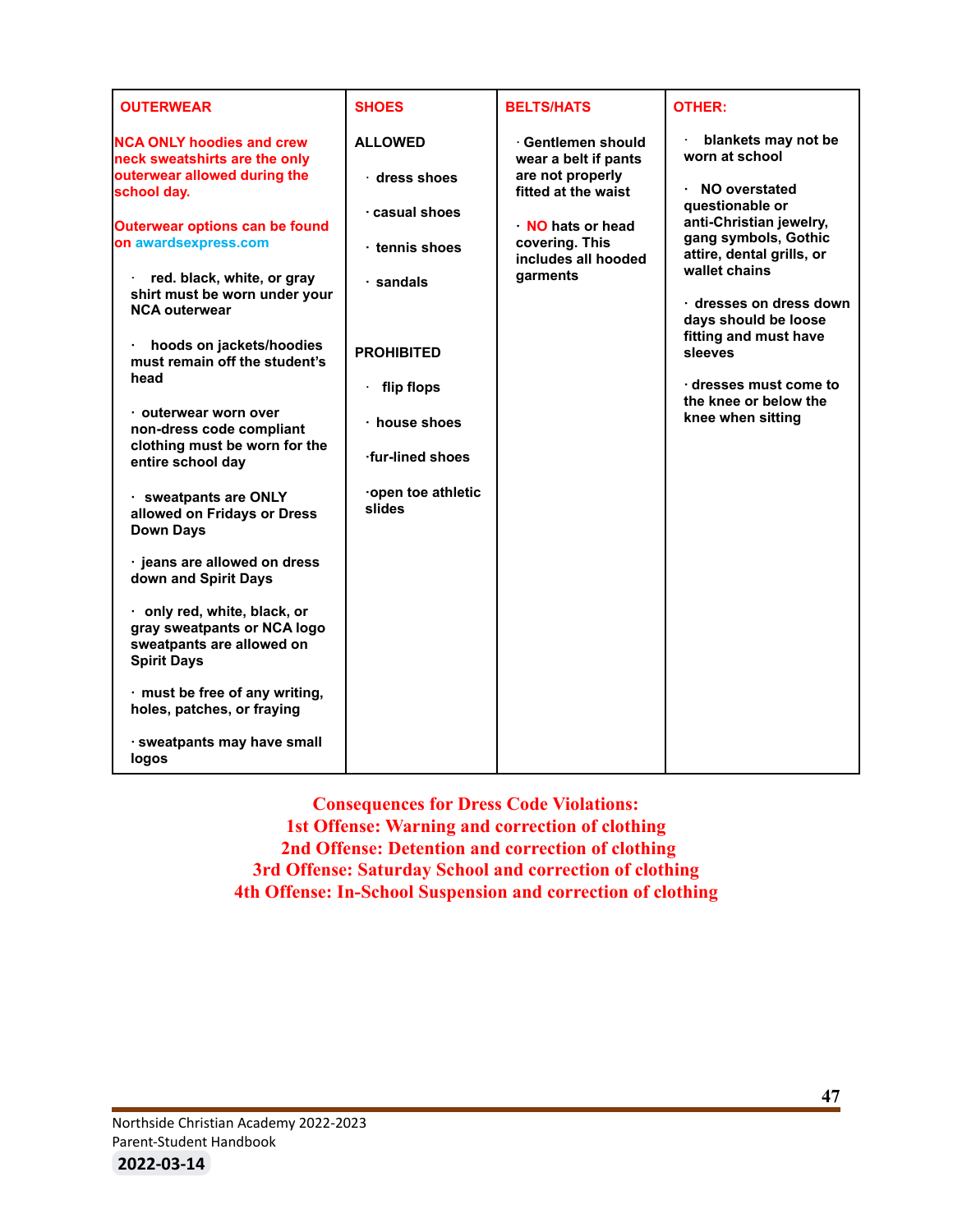| OUTERWEAR | SHOES | BELTS/HATS | OTHER: |
| --- | --- | --- | --- |
| NCA ONLY hoodies and crew neck sweatshirts are the only outerwear allowed during the school day.<br><br>Outerwear options can be found on awardsexpress.com<br><br>· red. black, white, or gray shirt must be worn under your NCA outerwear<br><br>· hoods on jackets/hoodies must remain off the student's head<br><br>· outerwear worn over non-dress code compliant clothing must be worn for the entire school day<br><br>· sweatpants are ONLY allowed on Fridays or Dress Down Days<br><br>· jeans are allowed on dress down and Spirit Days<br><br>· only red, white, black, or gray sweatpants or NCA logo sweatpants are allowed on Spirit Days<br><br>· must be free of any writing, holes, patches, or fraying<br><br>· sweatpants may have small logos | ALLOWED<br><br>· dress shoes<br><br>· casual shoes<br><br>· tennis shoes<br><br>· sandals<br><br>PROHIBITED<br><br>· flip flops<br><br>· house shoes<br><br>·fur-lined shoes<br><br>·open toe athletic slides | · Gentlemen should wear a belt if pants are not properly fitted at the waist<br><br>· NO hats or head covering. This includes all hooded garments | · blankets may not be worn at school<br><br>· NO overstated questionable or anti-Christian jewelry, gang symbols, Gothic attire, dental grills, or wallet chains<br><br>· dresses on dress down days should be loose fitting and must have sleeves<br><br>· dresses must come to the knee or below the knee when sitting |

**Consequences for Dress Code Violations:**
**1st Offense: Warning and correction of clothing**
**2nd Offense: Detention and correction of clothing**
**3rd Offense: Saturday School and correction of clothing**
**4th Offense: In-School Suspension and correction of clothing**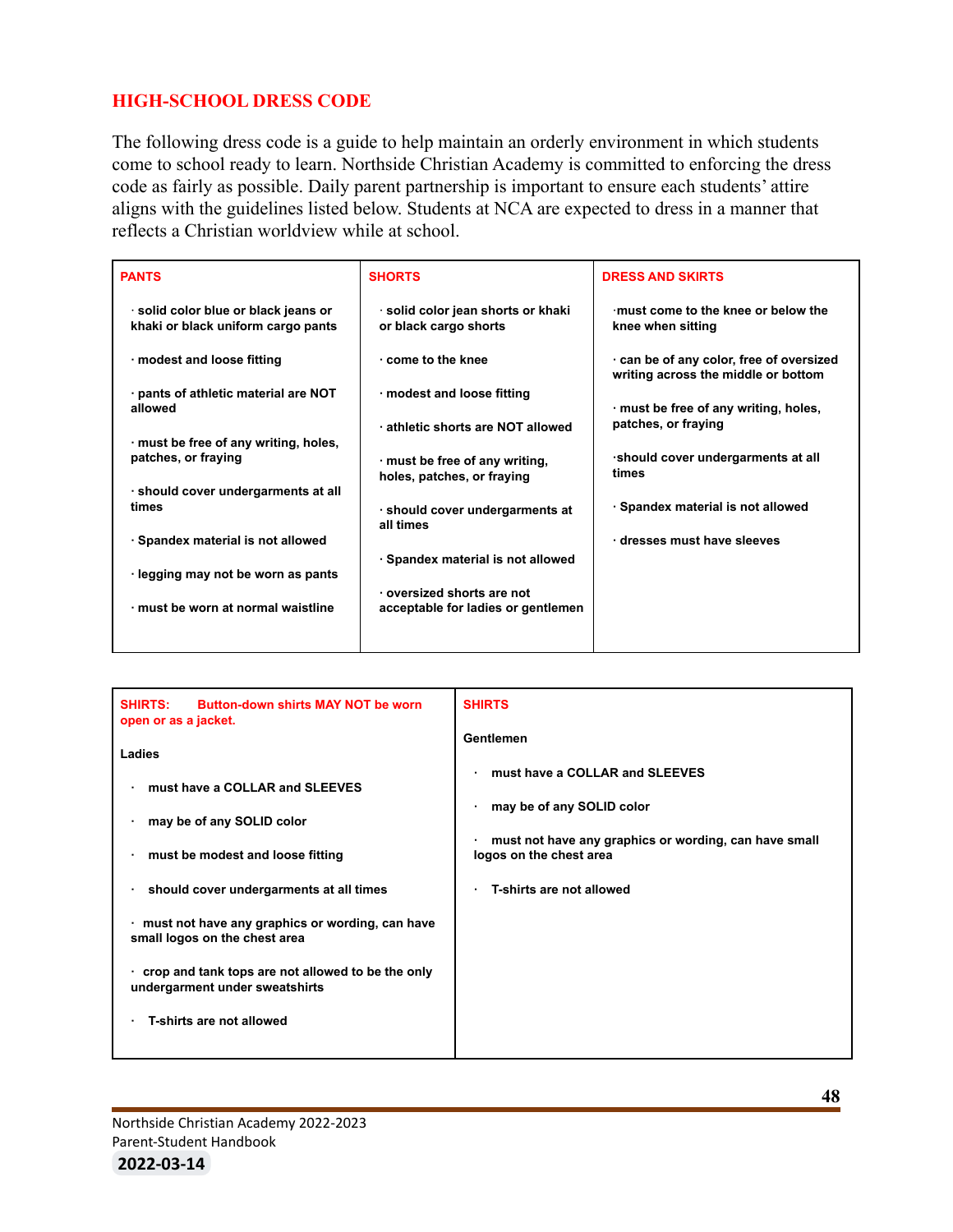## HIGH-SCHOOL DRESS CODE

The following dress code is a guide to help maintain an orderly environment in which students come to school ready to learn. Northside Christian Academy is committed to enforcing the dress code as fairly as possible. Daily parent partnership is important to ensure each students' attire aligns with the guidelines listed below. Students at NCA are expected to dress in a manner that reflects a Christian worldview while at school.

| PANTS | SHORTS | DRESS AND SKIRTS |
|---|---|---|
| · solid color blue or black jeans or khaki or black uniform cargo pants<br><br>· modest and loose fitting<br><br>· pants of athletic material are NOT allowed<br><br>· must be free of any writing, holes, patches, or fraying<br><br>· should cover undergarments at all times<br><br>· Spandex material is not allowed<br><br>· legging may not be worn as pants<br><br>· must be worn at normal waistline | · solid color jean shorts or khaki or black cargo shorts<br><br>· come to the knee<br><br>· modest and loose fitting<br><br>· athletic shorts are NOT allowed<br><br>· must be free of any writing, holes, patches, or fraying<br><br>· should cover undergarments at all times<br><br>· Spandex material is not allowed<br><br>· oversized shorts are not acceptable for ladies or gentlemen | ·must come to the knee or below the knee when sitting<br><br>· can be of any color, free of oversized writing across the middle or bottom<br><br>· must be free of any writing, holes, patches, or fraying<br><br>·should cover undergarments at all times<br><br>· Spandex material is not allowed<br><br>· dresses must have sleeves |

| SHIRTS: Button-down shirts MAY NOT be worn open or as a jacket. | SHIRTS |
|---|---|
| **Ladies**<br><br>· must have a COLLAR and SLEEVES<br><br>· may be of any SOLID color<br><br>· must be modest and loose fitting<br><br>· should cover undergarments at all times<br><br>· must not have any graphics or wording, can have small logos on the chest area<br><br>· crop and tank tops are not allowed to be the only undergarment under sweatshirts<br><br>· T-shirts are not allowed | **Gentlemen**<br><br>· must have a COLLAR and SLEEVES<br><br>· may be of any SOLID color<br><br>· must not have any graphics or wording, can have small logos on the chest area<br><br>· T-shirts are not allowed |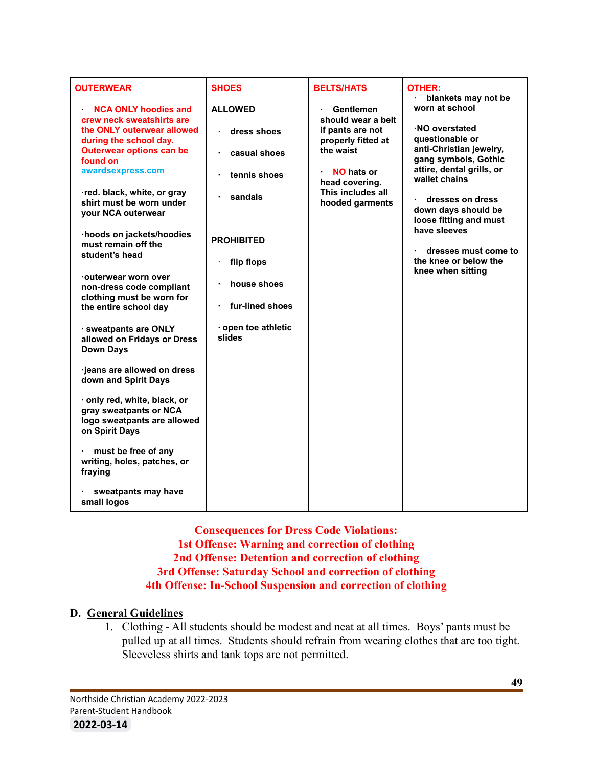| OUTERWEAR | SHOES | BELTS/HATS | OTHER: |
|---|---|---|---|
| · NCA ONLY hoodies and crew neck sweatshirts are the ONLY outerwear allowed during the school day. Outerwear options can be found on awardsexpress.com<br><br>·red. black, white, or gray shirt must be worn under your NCA outerwear<br><br>·hoods on jackets/hoodies must remain off the student's head<br><br>·outerwear worn over non-dress code compliant clothing must be worn for the entire school day<br><br>· sweatpants are ONLY allowed on Fridays or Dress Down Days<br><br>·jeans are allowed on dress down and Spirit Days<br><br>· only red, white, black, or gray sweatpants or NCA logo sweatpants are allowed on Spirit Days<br><br>· must be free of any writing, holes, patches, or fraying<br><br>· sweatpants may have small logos | **ALLOWED**<br><br>· dress shoes<br><br>· casual shoes<br><br>· tennis shoes<br><br>· sandals<br><br>**PROHIBITED**<br><br>· flip flops<br><br>· house shoes<br><br>· fur-lined shoes<br><br>· open toe athletic slides | · Gentlemen should wear a belt if pants are not properly fitted at the waist<br><br>· NO hats or head covering. This includes all hooded garments | · blankets may not be worn at school<br><br>·NO overstated questionable or anti-Christian jewelry, gang symbols, Gothic attire, dental grills, or wallet chains<br><br>· dresses on dress down days should be loose fitting and must have sleeves<br><br>· dresses must come to the knee or below the knee when sitting |

**Consequences for Dress Code Violations:**
**1st Offense: Warning and correction of clothing**
**2nd Offense: Detention and correction of clothing**
**3rd Offense: Saturday School and correction of clothing**
**4th Offense: In-School Suspension and correction of clothing**

## D. General Guidelines

1. Clothing - All students should be modest and neat at all times. Boys' pants must be pulled up at all times. Students should refrain from wearing clothes that are too tight. Sleeveless shirts and tank tops are not permitted.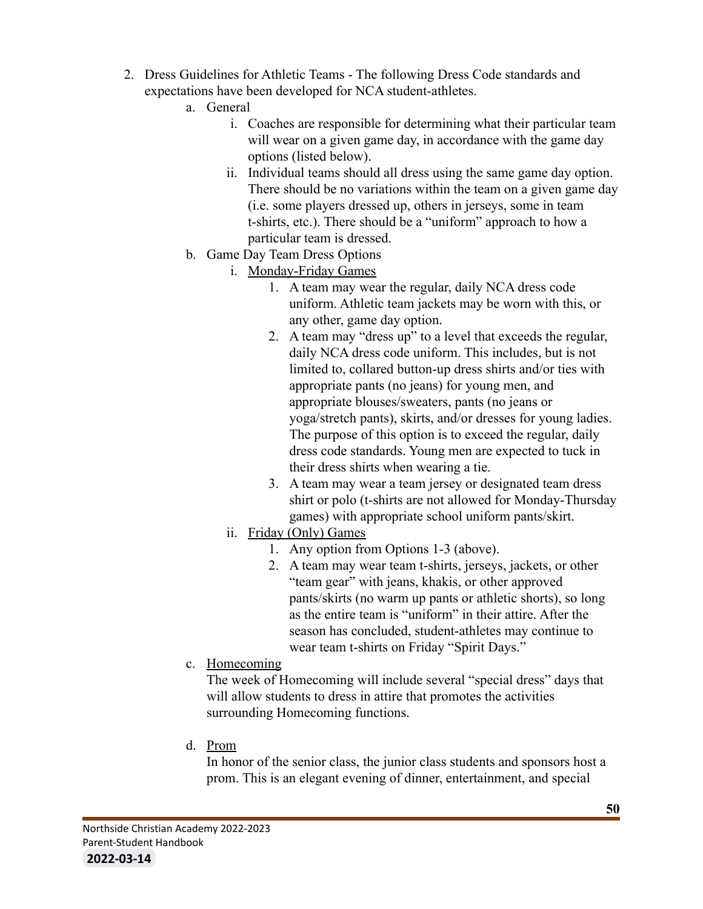2. Dress Guidelines for Athletic Teams - The following Dress Code standards and expectations have been developed for NCA student-athletes.
    a. General
        i. Coaches are responsible for determining what their particular team will wear on a given game day, in accordance with the game day options (listed below).
        ii. Individual teams should all dress using the same game day option. There should be no variations within the team on a given game day (i.e. some players dressed up, others in jerseys, some in team t-shirts, etc.). There should be a "uniform" approach to how a particular team is dressed.
    b. Game Day Team Dress Options
        i. Monday-Friday Games
            1. A team may wear the regular, daily NCA dress code uniform. Athletic team jackets may be worn with this, or any other, game day option.
            2. A team may "dress up" to a level that exceeds the regular, daily NCA dress code uniform. This includes, but is not limited to, collared button-up dress shirts and/or ties with appropriate pants (no jeans) for young men, and appropriate blouses/sweaters, pants (no jeans or yoga/stretch pants), skirts, and/or dresses for young ladies. The purpose of this option is to exceed the regular, daily dress code standards. Young men are expected to tuck in their dress shirts when wearing a tie.
            3. A team may wear a team jersey or designated team dress shirt or polo (t-shirts are not allowed for Monday-Thursday games) with appropriate school uniform pants/skirt.
        ii. Friday (Only) Games
            1. Any option from Options 1-3 (above).
            2. A team may wear team t-shirts, jerseys, jackets, or other "team gear" with jeans, khakis, or other approved pants/skirts (no warm up pants or athletic shorts), so long as the entire team is "uniform" in their attire. After the season has concluded, student-athletes may continue to wear team t-shirts on Friday "Spirit Days."
    c. Homecoming
       The week of Homecoming will include several "special dress" days that will allow students to dress in attire that promotes the activities surrounding Homecoming functions.
    d. Prom
       In honor of the senior class, the junior class students and sponsors host a prom. This is an elegant evening of dinner, entertainment, and special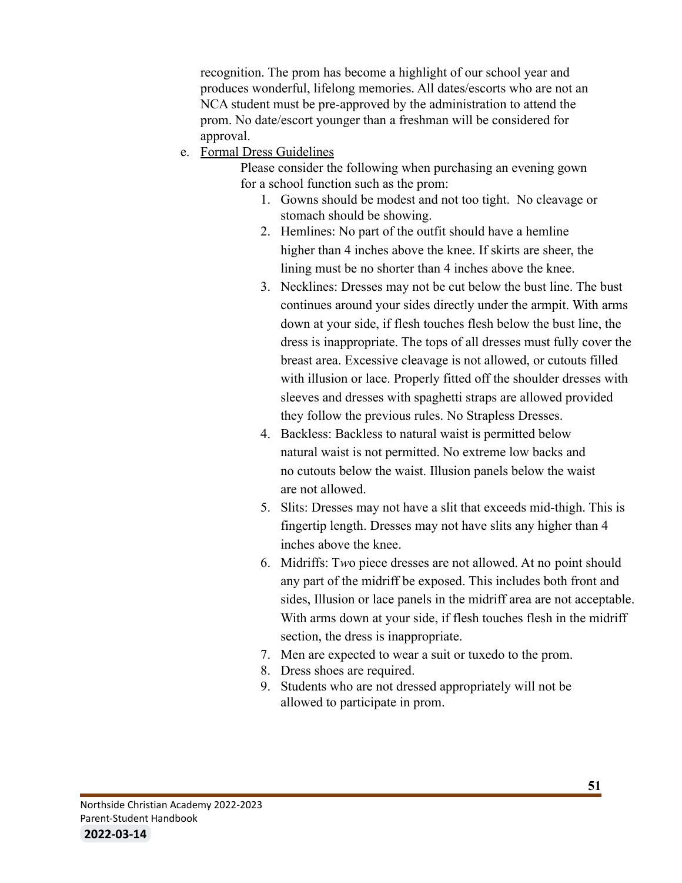recognition. The prom has become a highlight of our school year and produces wonderful, lifelong memories. All dates/escorts who are not an NCA student must be pre-approved by the administration to attend the prom. No date/escort younger than a freshman will be considered for approval.

e. Formal Dress Guidelines

Please consider the following when purchasing an evening gown for a school function such as the prom:

1. Gowns should be modest and not too tight. No cleavage or stomach should be showing.
2. Hemlines: No part of the outfit should have a hemline higher than 4 inches above the knee. If skirts are sheer, the lining must be no shorter than 4 inches above the knee.
3. Necklines: Dresses may not be cut below the bust line. The bust continues around your sides directly under the armpit. With arms down at your side, if flesh touches flesh below the bust line, the dress is inappropriate. The tops of all dresses must fully cover the breast area. Excessive cleavage is not allowed, or cutouts filled with illusion or lace. Properly fitted off the shoulder dresses with sleeves and dresses with spaghetti straps are allowed provided they follow the previous rules. No Strapless Dresses.
4. Backless: Backless to natural waist is permitted below natural waist is not permitted. No extreme low backs and no cutouts below the waist. Illusion panels below the waist are not allowed.
5. Slits: Dresses may not have a slit that exceeds mid-thigh. This is fingertip length. Dresses may not have slits any higher than 4 inches above the knee.
6. Midriffs: Two piece dresses are not allowed. At no point should any part of the midriff be exposed. This includes both front and sides, Illusion or lace panels in the midriff area are not acceptable. With arms down at your side, if flesh touches flesh in the midriff section, the dress is inappropriate.
7. Men are expected to wear a suit or tuxedo to the prom.
8. Dress shoes are required.
9. Students who are not dressed appropriately will not be allowed to participate in prom.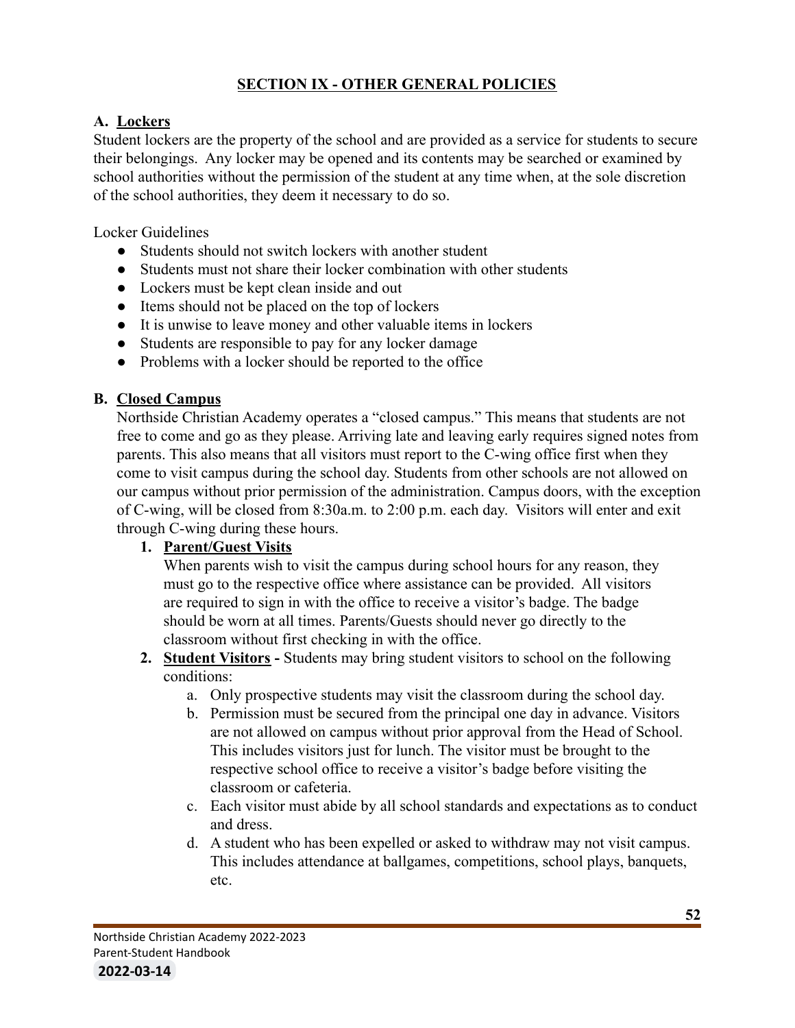## SECTION IX - OTHER GENERAL POLICIES

### A. Lockers

Student lockers are the property of the school and are provided as a service for students to secure their belongings. Any locker may be opened and its contents may be searched or examined by school authorities without the permission of the student at any time when, at the sole discretion of the school authorities, they deem it necessary to do so.

Locker Guidelines

- Students should not switch lockers with another student
- Students must not share their locker combination with other students
- Lockers must be kept clean inside and out
- Items should not be placed on the top of lockers
- It is unwise to leave money and other valuable items in lockers
- Students are responsible to pay for any locker damage
- Problems with a locker should be reported to the office

### B. Closed Campus

Northside Christian Academy operates a "closed campus." This means that students are not free to come and go as they please. Arriving late and leaving early requires signed notes from parents. This also means that all visitors must report to the C-wing office first when they come to visit campus during the school day. Students from other schools are not allowed on our campus without prior permission of the administration. Campus doors, with the exception of C-wing, will be closed from 8:30a.m. to 2:00 p.m. each day. Visitors will enter and exit through C-wing during these hours.

1. **Parent/Guest Visits**
   When parents wish to visit the campus during school hours for any reason, they must go to the respective office where assistance can be provided. All visitors are required to sign in with the office to receive a visitor's badge. The badge should be worn at all times. Parents/Guests should never go directly to the classroom without first checking in with the office.
2. **Student Visitors -** Students may bring student visitors to school on the following conditions:
   a. Only prospective students may visit the classroom during the school day.
   b. Permission must be secured from the principal one day in advance. Visitors are not allowed on campus without prior approval from the Head of School. This includes visitors just for lunch. The visitor must be brought to the respective school office to receive a visitor's badge before visiting the classroom or cafeteria.
   c. Each visitor must abide by all school standards and expectations as to conduct and dress.
   d. A student who has been expelled or asked to withdraw may not visit campus. This includes attendance at ballgames, competitions, school plays, banquets, etc.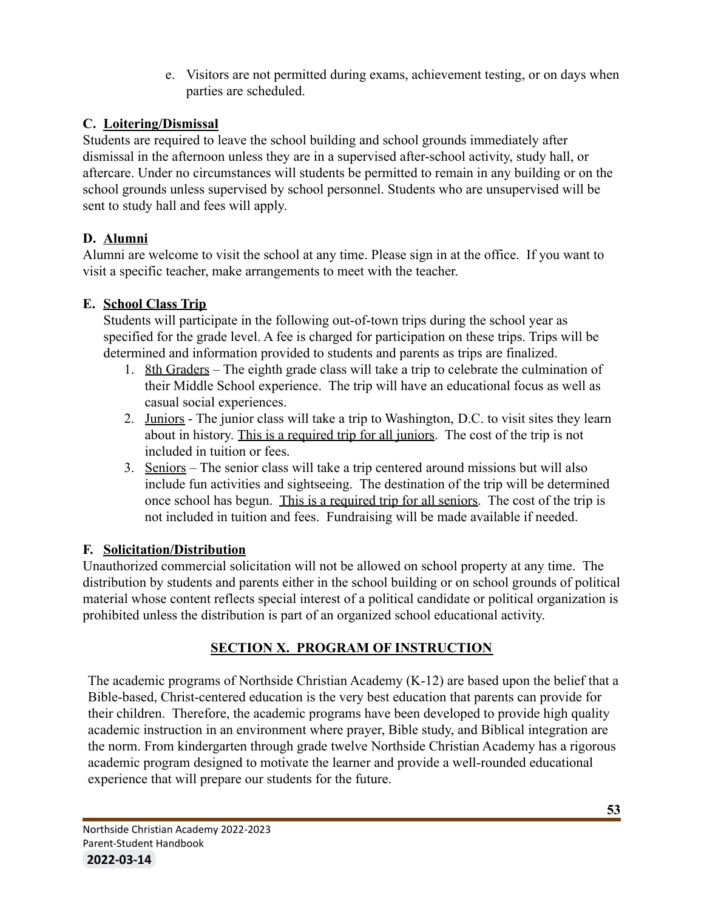e. Visitors are not permitted during exams, achievement testing, or on days when parties are scheduled.

### C. Loitering/Dismissal

Students are required to leave the school building and school grounds immediately after dismissal in the afternoon unless they are in a supervised after-school activity, study hall, or aftercare. Under no circumstances will students be permitted to remain in any building or on the school grounds unless supervised by school personnel. Students who are unsupervised will be sent to study hall and fees will apply.

### D. Alumni

Alumni are welcome to visit the school at any time. Please sign in at the office. If you want to visit a specific teacher, make arrangements to meet with the teacher.

### E. School Class Trip

Students will participate in the following out-of-town trips during the school year as specified for the grade level. A fee is charged for participation on these trips. Trips will be determined and information provided to students and parents as trips are finalized.

1. <u>8th Graders</u> – The eighth grade class will take a trip to celebrate the culmination of their Middle School experience. The trip will have an educational focus as well as casual social experiences.
2. <u>Juniors</u> - The junior class will take a trip to Washington, D.C. to visit sites they learn about in history. <u>This is a required trip for all juniors</u>. The cost of the trip is not included in tuition or fees.
3. <u>Seniors</u> – The senior class will take a trip centered around missions but will also include fun activities and sightseeing. The destination of the trip will be determined once school has begun. <u>This is a required trip for all seniors</u>. The cost of the trip is not included in tuition and fees. Fundraising will be made available if needed.

### F. Solicitation/Distribution

Unauthorized commercial solicitation will not be allowed on school property at any time. The distribution by students and parents either in the school building or on school grounds of political material whose content reflects special interest of a political candidate or political organization is prohibited unless the distribution is part of an organized school educational activity.

## SECTION X. PROGRAM OF INSTRUCTION

The academic programs of Northside Christian Academy (K-12) are based upon the belief that a Bible-based, Christ-centered education is the very best education that parents can provide for their children. Therefore, the academic programs have been developed to provide high quality academic instruction in an environment where prayer, Bible study, and Biblical integration are the norm. From kindergarten through grade twelve Northside Christian Academy has a rigorous academic program designed to motivate the learner and provide a well-rounded educational experience that will prepare our students for the future.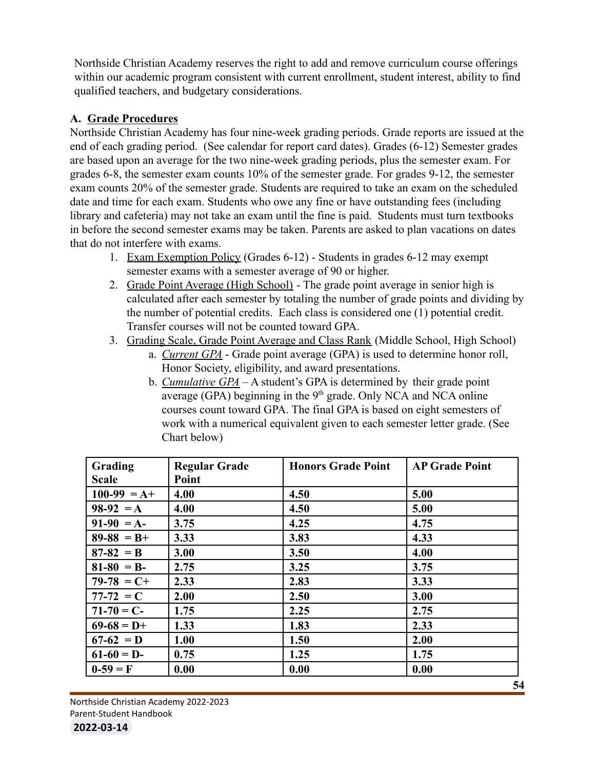Northside Christian Academy reserves the right to add and remove curriculum course offerings within our academic program consistent with current enrollment, student interest, ability to find qualified teachers, and budgetary considerations.

## A. Grade Procedures

Northside Christian Academy has four nine-week grading periods. Grade reports are issued at the end of each grading period. (See calendar for report card dates). Grades (6-12) Semester grades are based upon an average for the two nine-week grading periods, plus the semester exam. For grades 6-8, the semester exam counts 10% of the semester grade. For grades 9-12, the semester exam counts 20% of the semester grade. Students are required to take an exam on the scheduled date and time for each exam. Students who owe any fine or have outstanding fees (including library and cafeteria) may not take an exam until the fine is paid. Students must turn textbooks in before the second semester exams may be taken. Parents are asked to plan vacations on dates that do not interfere with exams.

1. Exam Exemption Policy (Grades 6-12) - Students in grades 6-12 may exempt semester exams with a semester average of 90 or higher.
2. Grade Point Average (High School) - The grade point average in senior high is calculated after each semester by totaling the number of grade points and dividing by the number of potential credits. Each class is considered one (1) potential credit. Transfer courses will not be counted toward GPA.
3. Grading Scale, Grade Point Average and Class Rank (Middle School, High School)
   a. *Current GPA* - Grade point average (GPA) is used to determine honor roll, Honor Society, eligibility, and award presentations.
   b. *Cumulative GPA* – A student's GPA is determined by their grade point average (GPA) beginning in the 9th grade. Only NCA and NCA online courses count toward GPA. The final GPA is based on eight semesters of work with a numerical equivalent given to each semester letter grade. (See Chart below)

| Grading Scale | Regular Grade Point | Honors Grade Point | AP Grade Point |
|---|---|---|---|
| 100-99 = A+ | 4.00 | 4.50 | 5.00 |
| 98-92 = A | 4.00 | 4.50 | 5.00 |
| 91-90 = A- | 3.75 | 4.25 | 4.75 |
| 89-88 = B+ | 3.33 | 3.83 | 4.33 |
| 87-82 = B | 3.00 | 3.50 | 4.00 |
| 81-80 = B- | 2.75 | 3.25 | 3.75 |
| 79-78 = C+ | 2.33 | 2.83 | 3.33 |
| 77-72 = C | 2.00 | 2.50 | 3.00 |
| 71-70 = C- | 1.75 | 2.25 | 2.75 |
| 69-68 = D+ | 1.33 | 1.83 | 2.33 |
| 67-62 = D | 1.00 | 1.50 | 2.00 |
| 61-60 = D- | 0.75 | 1.25 | 1.75 |
| 0-59 = F | 0.00 | 0.00 | 0.00 |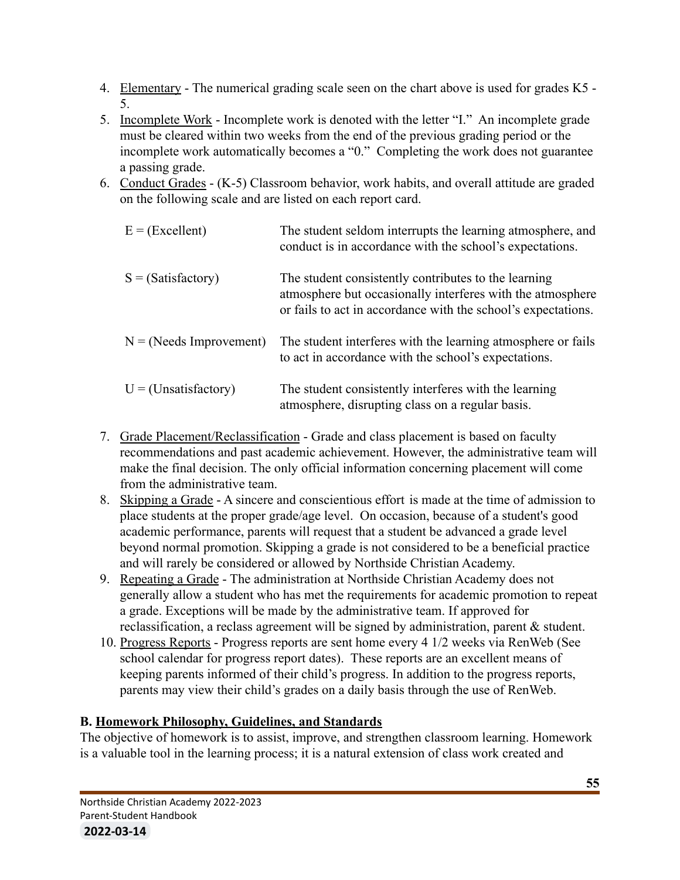4. Elementary - The numerical grading scale seen on the chart above is used for grades K5 - 5.
5. Incomplete Work - Incomplete work is denoted with the letter "I." An incomplete grade must be cleared within two weeks from the end of the previous grading period or the incomplete work automatically becomes a "0." Completing the work does not guarantee a passing grade.
6. Conduct Grades - (K-5) Classroom behavior, work habits, and overall attitude are graded on the following scale and are listed on each report card.

| | |
|---|---|
| E = (Excellent) | The student seldom interrupts the learning atmosphere, and conduct is in accordance with the school's expectations. |
| S = (Satisfactory) | The student consistently contributes to the learning atmosphere but occasionally interferes with the atmosphere or fails to act in accordance with the school's expectations. |
| N = (Needs Improvement) | The student interferes with the learning atmosphere or fails to act in accordance with the school's expectations. |
| U = (Unsatisfactory) | The student consistently interferes with the learning atmosphere, disrupting class on a regular basis. |

7. Grade Placement/Reclassification - Grade and class placement is based on faculty recommendations and past academic achievement. However, the administrative team will make the final decision. The only official information concerning placement will come from the administrative team.
8. Skipping a Grade - A sincere and conscientious effort is made at the time of admission to place students at the proper grade/age level. On occasion, because of a student's good academic performance, parents will request that a student be advanced a grade level beyond normal promotion. Skipping a grade is not considered to be a beneficial practice and will rarely be considered or allowed by Northside Christian Academy.
9. Repeating a Grade - The administration at Northside Christian Academy does not generally allow a student who has met the requirements for academic promotion to repeat a grade. Exceptions will be made by the administrative team. If approved for reclassification, a reclass agreement will be signed by administration, parent & student.
10. Progress Reports - Progress reports are sent home every 4 1/2 weeks via RenWeb (See school calendar for progress report dates). These reports are an excellent means of keeping parents informed of their child's progress. In addition to the progress reports, parents may view their child's grades on a daily basis through the use of RenWeb.

### B. Homework Philosophy, Guidelines, and Standards

The objective of homework is to assist, improve, and strengthen classroom learning. Homework is a valuable tool in the learning process; it is a natural extension of class work created and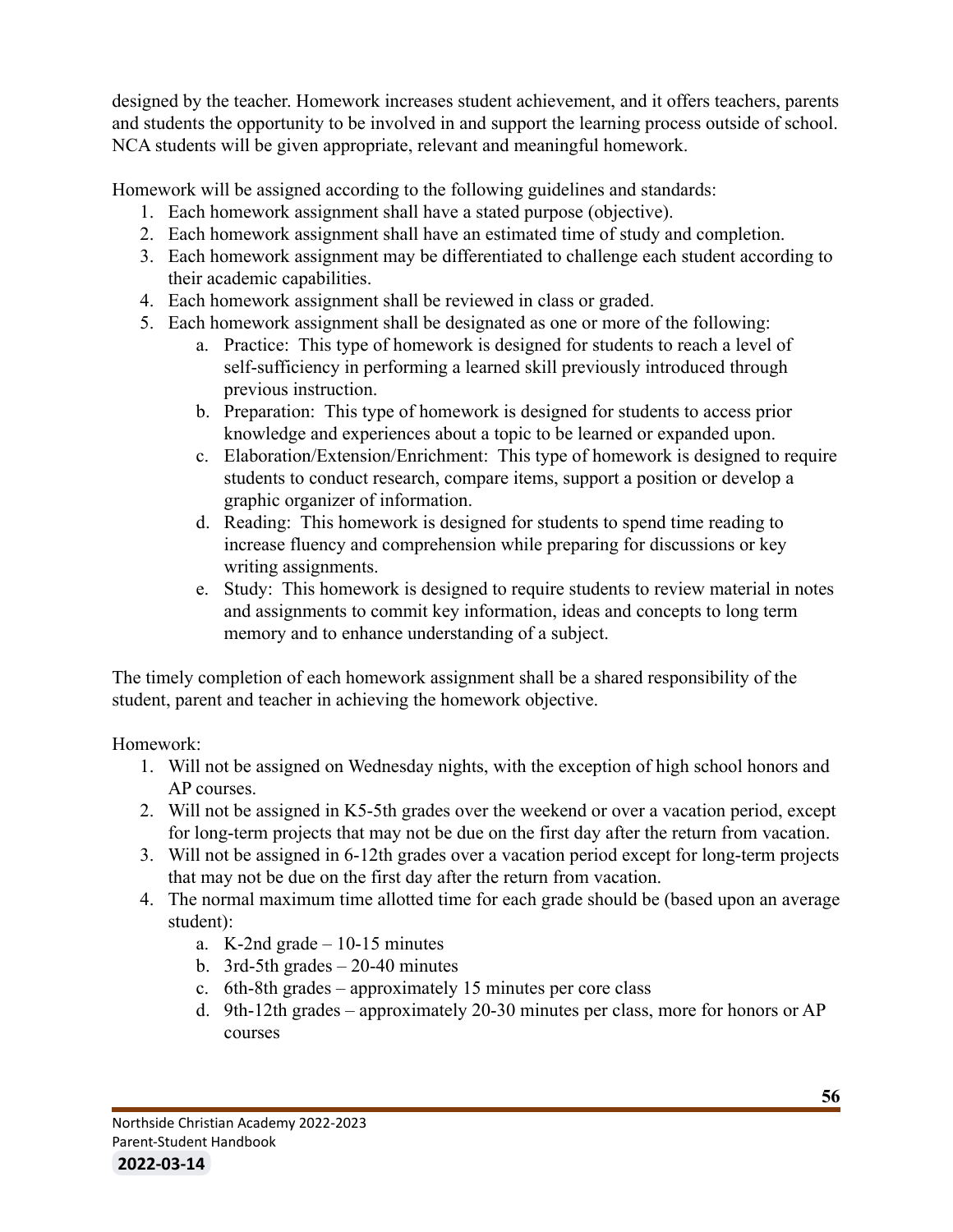designed by the teacher. Homework increases student achievement, and it offers teachers, parents and students the opportunity to be involved in and support the learning process outside of school. NCA students will be given appropriate, relevant and meaningful homework.

Homework will be assigned according to the following guidelines and standards:

1. Each homework assignment shall have a stated purpose (objective).
2. Each homework assignment shall have an estimated time of study and completion.
3. Each homework assignment may be differentiated to challenge each student according to their academic capabilities.
4. Each homework assignment shall be reviewed in class or graded.
5. Each homework assignment shall be designated as one or more of the following:
    a. Practice: This type of homework is designed for students to reach a level of self-sufficiency in performing a learned skill previously introduced through previous instruction.
    b. Preparation: This type of homework is designed for students to access prior knowledge and experiences about a topic to be learned or expanded upon.
    c. Elaboration/Extension/Enrichment: This type of homework is designed to require students to conduct research, compare items, support a position or develop a graphic organizer of information.
    d. Reading: This homework is designed for students to spend time reading to increase fluency and comprehension while preparing for discussions or key writing assignments.
    e. Study: This homework is designed to require students to review material in notes and assignments to commit key information, ideas and concepts to long term memory and to enhance understanding of a subject.

The timely completion of each homework assignment shall be a shared responsibility of the student, parent and teacher in achieving the homework objective.

Homework:

1. Will not be assigned on Wednesday nights, with the exception of high school honors and AP courses.
2. Will not be assigned in K5-5th grades over the weekend or over a vacation period, except for long-term projects that may not be due on the first day after the return from vacation.
3. Will not be assigned in 6-12th grades over a vacation period except for long-term projects that may not be due on the first day after the return from vacation.
4. The normal maximum time allotted time for each grade should be (based upon an average student):
    a. K-2nd grade – 10-15 minutes
    b. 3rd-5th grades – 20-40 minutes
    c. 6th-8th grades – approximately 15 minutes per core class
    d. 9th-12th grades – approximately 20-30 minutes per class, more for honors or AP courses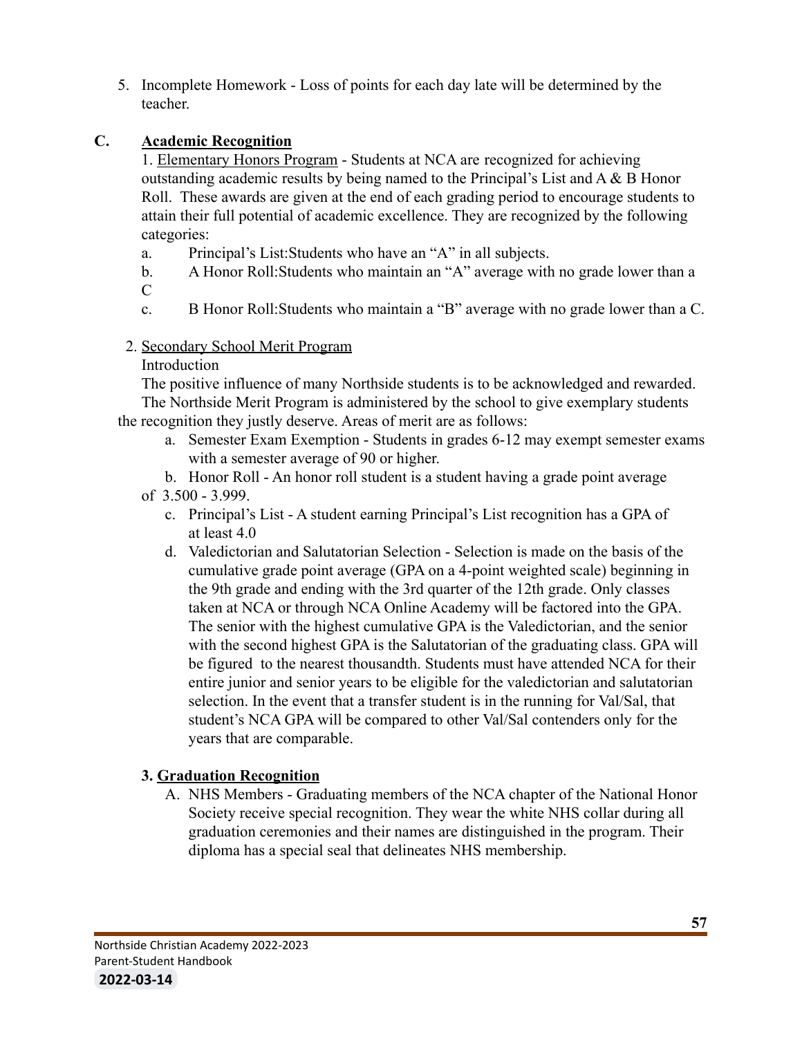5. Incomplete Homework - Loss of points for each day late will be determined by the teacher.

## C. Academic Recognition

1. Elementary Honors Program - Students at NCA are recognized for achieving outstanding academic results by being named to the Principal's List and A & B Honor Roll. These awards are given at the end of each grading period to encourage students to attain their full potential of academic excellence. They are recognized by the following categories:

   a. Principal's List:Students who have an "A" in all subjects.

   b. A Honor Roll:Students who maintain an "A" average with no grade lower than a C

   c. B Honor Roll:Students who maintain a "B" average with no grade lower than a C.

2. Secondary School Merit Program

   Introduction

   The positive influence of many Northside students is to be acknowledged and rewarded. The Northside Merit Program is administered by the school to give exemplary students the recognition they justly deserve. Areas of merit are as follows:

   a. Semester Exam Exemption - Students in grades 6-12 may exempt semester exams with a semester average of 90 or higher.

   b. Honor Roll - An honor roll student is a student having a grade point average of 3.500 - 3.999.

   c. Principal's List - A student earning Principal's List recognition has a GPA of at least 4.0

   d. Valedictorian and Salutatorian Selection - Selection is made on the basis of the cumulative grade point average (GPA on a 4-point weighted scale) beginning in the 9th grade and ending with the 3rd quarter of the 12th grade. Only classes taken at NCA or through NCA Online Academy will be factored into the GPA. The senior with the highest cumulative GPA is the Valedictorian, and the senior with the second highest GPA is the Salutatorian of the graduating class. GPA will be figured to the nearest thousandth. Students must have attended NCA for their entire junior and senior years to be eligible for the valedictorian and salutatorian selection. In the event that a transfer student is in the running for Val/Sal, that student's NCA GPA will be compared to other Val/Sal contenders only for the years that are comparable.

3. **Graduation Recognition**

   A. NHS Members - Graduating members of the NCA chapter of the National Honor Society receive special recognition. They wear the white NHS collar during all graduation ceremonies and their names are distinguished in the program. Their diploma has a special seal that delineates NHS membership.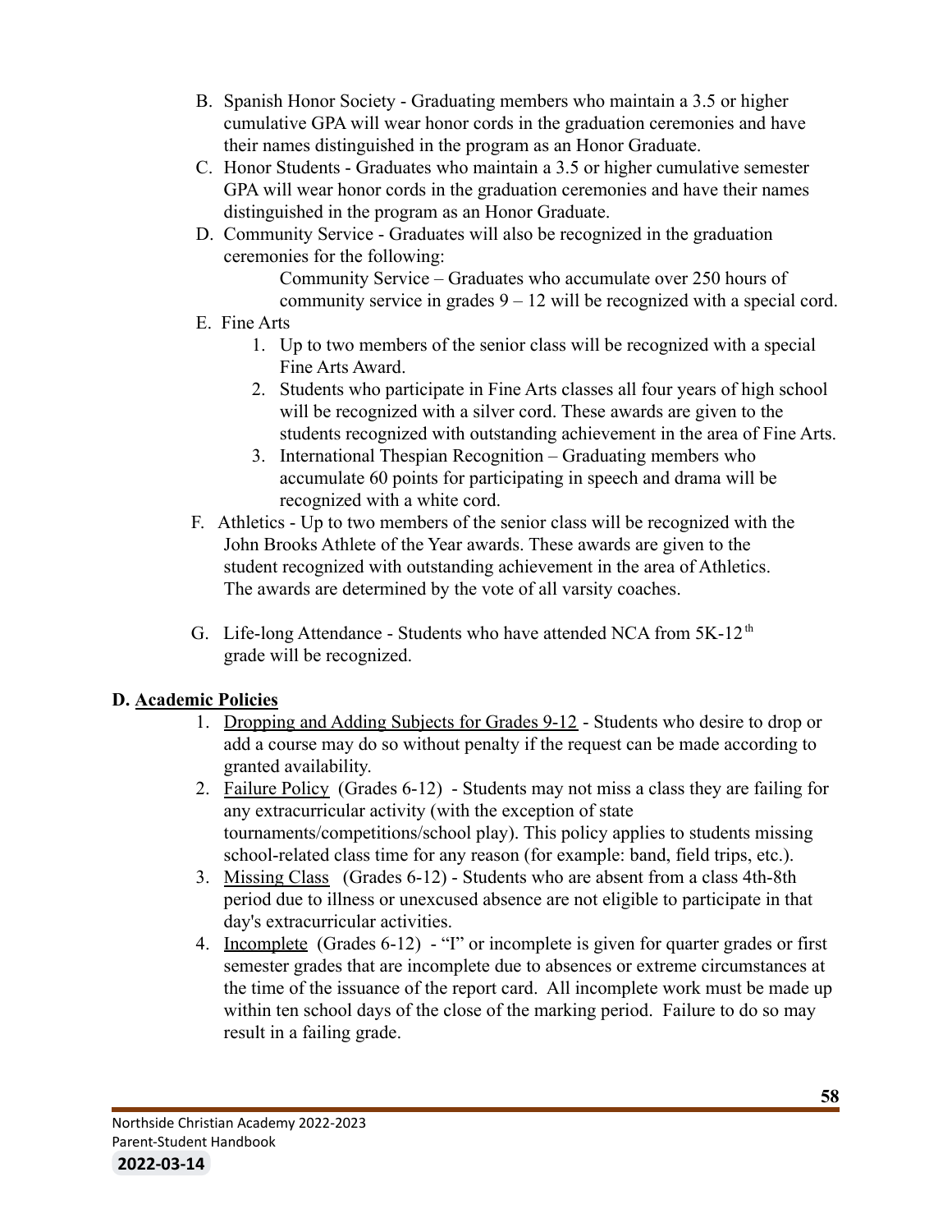B. Spanish Honor Society - Graduating members who maintain a 3.5 or higher cumulative GPA will wear honor cords in the graduation ceremonies and have their names distinguished in the program as an Honor Graduate.

C. Honor Students - Graduates who maintain a 3.5 or higher cumulative semester GPA will wear honor cords in the graduation ceremonies and have their names distinguished in the program as an Honor Graduate.

D. Community Service - Graduates will also be recognized in the graduation ceremonies for the following:

   Community Service – Graduates who accumulate over 250 hours of community service in grades 9 – 12 will be recognized with a special cord.

E. Fine Arts
   1. Up to two members of the senior class will be recognized with a special Fine Arts Award.
   2. Students who participate in Fine Arts classes all four years of high school will be recognized with a silver cord. These awards are given to the students recognized with outstanding achievement in the area of Fine Arts.
   3. International Thespian Recognition – Graduating members who accumulate 60 points for participating in speech and drama will be recognized with a white cord.

F. Athletics - Up to two members of the senior class will be recognized with the John Brooks Athlete of the Year awards. These awards are given to the student recognized with outstanding achievement in the area of Athletics. The awards are determined by the vote of all varsity coaches.

G. Life-long Attendance - Students who have attended NCA from 5K-12th grade will be recognized.

## D. Academic Policies

1. Dropping and Adding Subjects for Grades 9-12 - Students who desire to drop or add a course may do so without penalty if the request can be made according to granted availability.
2. Failure Policy (Grades 6-12) - Students may not miss a class they are failing for any extracurricular activity (with the exception of state tournaments/competitions/school play). This policy applies to students missing school-related class time for any reason (for example: band, field trips, etc.).
3. Missing Class (Grades 6-12) - Students who are absent from a class 4th-8th period due to illness or unexcused absence are not eligible to participate in that day's extracurricular activities.
4. Incomplete (Grades 6-12) - "I" or incomplete is given for quarter grades or first semester grades that are incomplete due to absences or extreme circumstances at the time of the issuance of the report card. All incomplete work must be made up within ten school days of the close of the marking period. Failure to do so may result in a failing grade.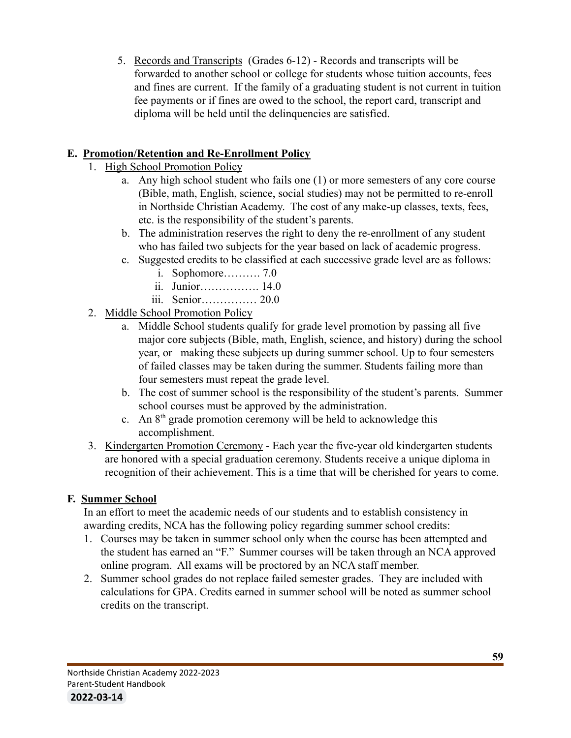5. Records and Transcripts (Grades 6-12) - Records and transcripts will be forwarded to another school or college for students whose tuition accounts, fees and fines are current. If the family of a graduating student is not current in tuition fee payments or if fines are owed to the school, the report card, transcript and diploma will be held until the delinquencies are satisfied.

## E. Promotion/Retention and Re-Enrollment Policy

1. High School Promotion Policy
   a. Any high school student who fails one (1) or more semesters of any core course (Bible, math, English, science, social studies) may not be permitted to re-enroll in Northside Christian Academy. The cost of any make-up classes, texts, fees, etc. is the responsibility of the student's parents.
   b. The administration reserves the right to deny the re-enrollment of any student who has failed two subjects for the year based on lack of academic progress.
   c. Suggested credits to be classified at each successive grade level are as follows:
      i. Sophomore………. 7.0
      ii. Junior……………. 14.0
      iii. Senior…………… 20.0
2. Middle School Promotion Policy
   a. Middle School students qualify for grade level promotion by passing all five major core subjects (Bible, math, English, science, and history) during the school year, or making these subjects up during summer school. Up to four semesters of failed classes may be taken during the summer. Students failing more than four semesters must repeat the grade level.
   b. The cost of summer school is the responsibility of the student's parents. Summer school courses must be approved by the administration.
   c. An 8th grade promotion ceremony will be held to acknowledge this accomplishment.
3. Kindergarten Promotion Ceremony - Each year the five-year old kindergarten students are honored with a special graduation ceremony. Students receive a unique diploma in recognition of their achievement. This is a time that will be cherished for years to come.

## F. Summer School

In an effort to meet the academic needs of our students and to establish consistency in awarding credits, NCA has the following policy regarding summer school credits:

1. Courses may be taken in summer school only when the course has been attempted and the student has earned an "F." Summer courses will be taken through an NCA approved online program. All exams will be proctored by an NCA staff member.
2. Summer school grades do not replace failed semester grades. They are included with calculations for GPA. Credits earned in summer school will be noted as summer school credits on the transcript.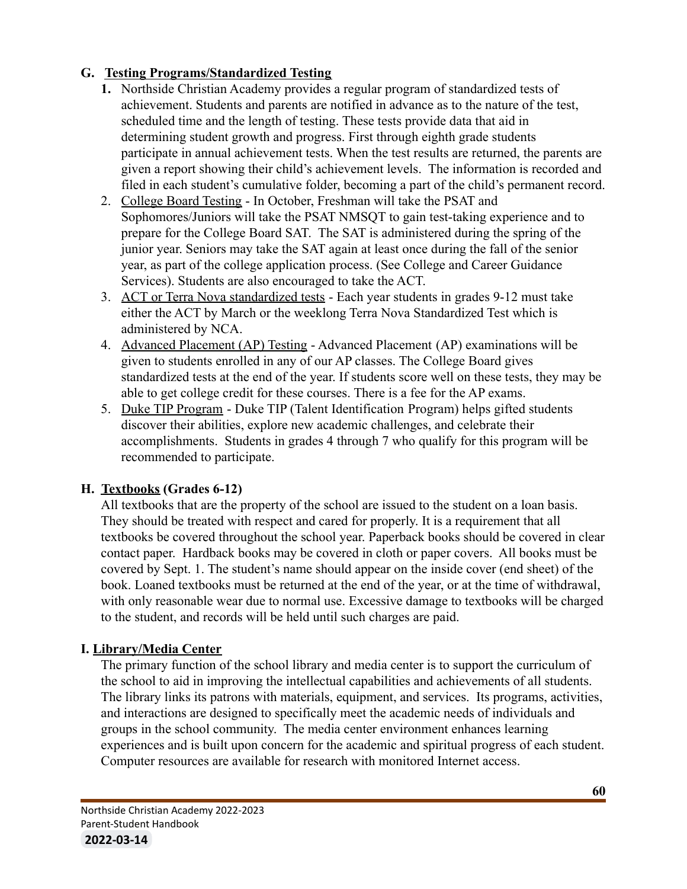## G. Testing Programs/Standardized Testing

1. Northside Christian Academy provides a regular program of standardized tests of achievement. Students and parents are notified in advance as to the nature of the test, scheduled time and the length of testing. These tests provide data that aid in determining student growth and progress. First through eighth grade students participate in annual achievement tests. When the test results are returned, the parents are given a report showing their child's achievement levels. The information is recorded and filed in each student's cumulative folder, becoming a part of the child's permanent record.
2. College Board Testing - In October, Freshman will take the PSAT and Sophomores/Juniors will take the PSAT NMSQT to gain test-taking experience and to prepare for the College Board SAT. The SAT is administered during the spring of the junior year. Seniors may take the SAT again at least once during the fall of the senior year, as part of the college application process. (See College and Career Guidance Services). Students are also encouraged to take the ACT.
3. ACT or Terra Nova standardized tests - Each year students in grades 9-12 must take either the ACT by March or the weeklong Terra Nova Standardized Test which is administered by NCA.
4. Advanced Placement (AP) Testing - Advanced Placement (AP) examinations will be given to students enrolled in any of our AP classes. The College Board gives standardized tests at the end of the year. If students score well on these tests, they may be able to get college credit for these courses. There is a fee for the AP exams.
5. Duke TIP Program - Duke TIP (Talent Identification Program) helps gifted students discover their abilities, explore new academic challenges, and celebrate their accomplishments. Students in grades 4 through 7 who qualify for this program will be recommended to participate.

## H. Textbooks (Grades 6-12)

All textbooks that are the property of the school are issued to the student on a loan basis. They should be treated with respect and cared for properly. It is a requirement that all textbooks be covered throughout the school year. Paperback books should be covered in clear contact paper. Hardback books may be covered in cloth or paper covers. All books must be covered by Sept. 1. The student's name should appear on the inside cover (end sheet) of the book. Loaned textbooks must be returned at the end of the year, or at the time of withdrawal, with only reasonable wear due to normal use. Excessive damage to textbooks will be charged to the student, and records will be held until such charges are paid.

## I. Library/Media Center

The primary function of the school library and media center is to support the curriculum of the school to aid in improving the intellectual capabilities and achievements of all students. The library links its patrons with materials, equipment, and services. Its programs, activities, and interactions are designed to specifically meet the academic needs of individuals and groups in the school community. The media center environment enhances learning experiences and is built upon concern for the academic and spiritual progress of each student. Computer resources are available for research with monitored Internet access.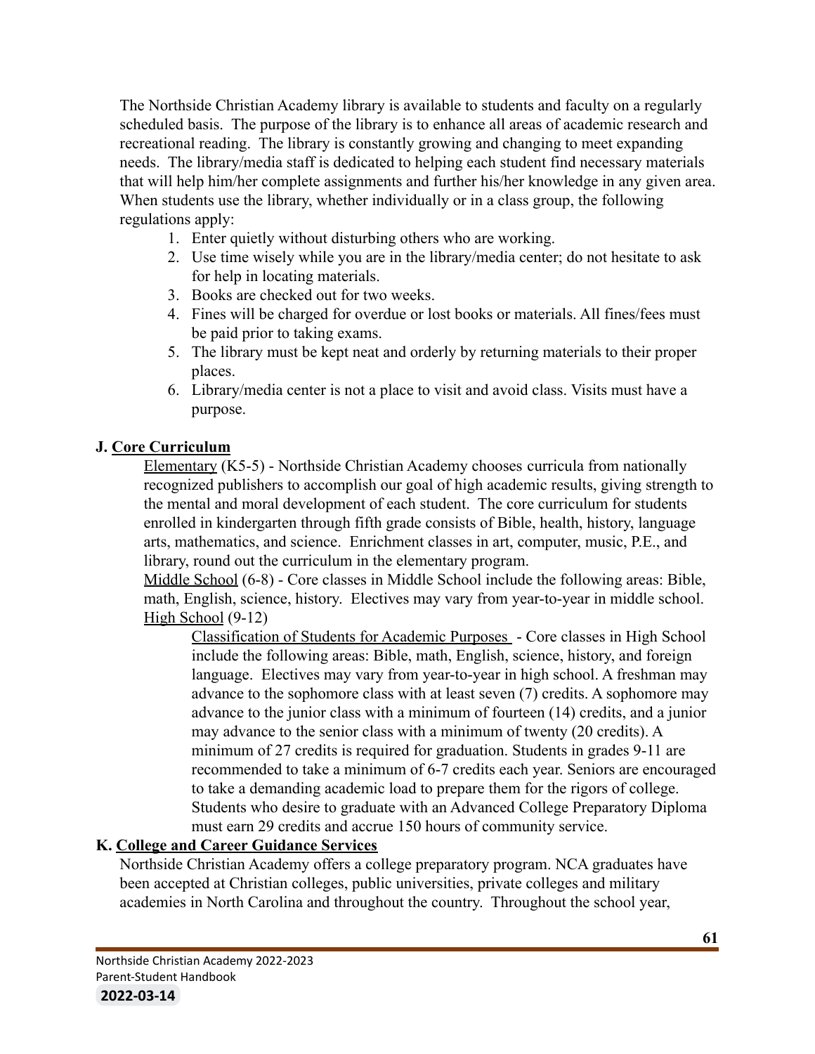The Northside Christian Academy library is available to students and faculty on a regularly scheduled basis. The purpose of the library is to enhance all areas of academic research and recreational reading. The library is constantly growing and changing to meet expanding needs. The library/media staff is dedicated to helping each student find necessary materials that will help him/her complete assignments and further his/her knowledge in any given area. When students use the library, whether individually or in a class group, the following regulations apply:

1. Enter quietly without disturbing others who are working.
2. Use time wisely while you are in the library/media center; do not hesitate to ask for help in locating materials.
3. Books are checked out for two weeks.
4. Fines will be charged for overdue or lost books or materials. All fines/fees must be paid prior to taking exams.
5. The library must be kept neat and orderly by returning materials to their proper places.
6. Library/media center is not a place to visit and avoid class. Visits must have a purpose.

**J. <u>Core Curriculum</u>**

<u>Elementary</u> (K5-5) - Northside Christian Academy chooses curricula from nationally recognized publishers to accomplish our goal of high academic results, giving strength to the mental and moral development of each student. The core curriculum for students enrolled in kindergarten through fifth grade consists of Bible, health, history, language arts, mathematics, and science. Enrichment classes in art, computer, music, P.E., and library, round out the curriculum in the elementary program.

<u>Middle School</u> (6-8) - Core classes in Middle School include the following areas: Bible, math, English, science, history. Electives may vary from year-to-year in middle school.

<u>High School</u> (9-12)

<u>Classification of Students for Academic Purposes</u> - Core classes in High School include the following areas: Bible, math, English, science, history, and foreign language. Electives may vary from year-to-year in high school. A freshman may advance to the sophomore class with at least seven (7) credits. A sophomore may advance to the junior class with a minimum of fourteen (14) credits, and a junior may advance to the senior class with a minimum of twenty (20 credits). A minimum of 27 credits is required for graduation. Students in grades 9-11 are recommended to take a minimum of 6-7 credits each year. Seniors are encouraged to take a demanding academic load to prepare them for the rigors of college. Students who desire to graduate with an Advanced College Preparatory Diploma must earn 29 credits and accrue 150 hours of community service.

**K. <u>College and Career Guidance Services</u>**

Northside Christian Academy offers a college preparatory program. NCA graduates have been accepted at Christian colleges, public universities, private colleges and military academies in North Carolina and throughout the country. Throughout the school year,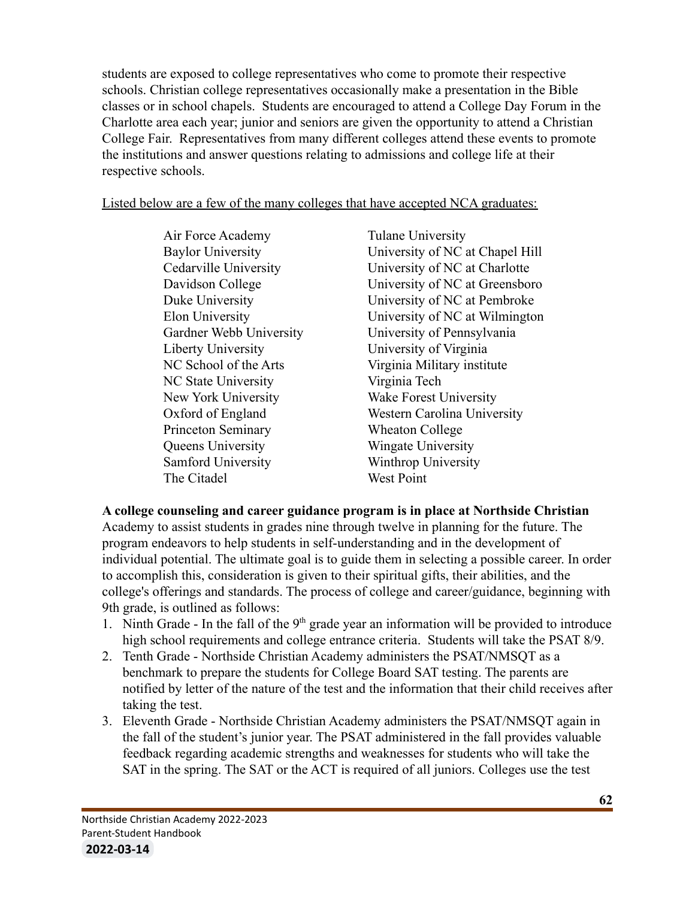students are exposed to college representatives who come to promote their respective schools. Christian college representatives occasionally make a presentation in the Bible classes or in school chapels. Students are encouraged to attend a College Day Forum in the Charlotte area each year; junior and seniors are given the opportunity to attend a Christian College Fair. Representatives from many different colleges attend these events to promote the institutions and answer questions relating to admissions and college life at their respective schools.

Listed below are a few of the many colleges that have accepted NCA graduates:

- Air Force Academy
- Baylor University
- Cedarville University
- Davidson College
- Duke University
- Elon University
- Gardner Webb University
- Liberty University
- NC School of the Arts
- NC State University
- New York University
- Oxford of England
- Princeton Seminary
- Queens University
- Samford University
- The Citadel
- Tulane University
- University of NC at Chapel Hill
- University of NC at Charlotte
- University of NC at Greensboro
- University of NC at Pembroke
- University of NC at Wilmington
- University of Pennsylvania
- University of Virginia
- Virginia Military institute
- Virginia Tech
- Wake Forest University
- Western Carolina University
- Wheaton College
- Wingate University
- Winthrop University
- West Point

**A college counseling and career guidance program is in place at Northside Christian** Academy to assist students in grades nine through twelve in planning for the future. The program endeavors to help students in self-understanding and in the development of individual potential. The ultimate goal is to guide them in selecting a possible career. In order to accomplish this, consideration is given to their spiritual gifts, their abilities, and the college's offerings and standards. The process of college and career/guidance, beginning with 9th grade, is outlined as follows:

1. Ninth Grade - In the fall of the 9th grade year an information will be provided to introduce high school requirements and college entrance criteria. Students will take the PSAT 8/9.
2. Tenth Grade - Northside Christian Academy administers the PSAT/NMSQT as a benchmark to prepare the students for College Board SAT testing. The parents are notified by letter of the nature of the test and the information that their child receives after taking the test.
3. Eleventh Grade - Northside Christian Academy administers the PSAT/NMSQT again in the fall of the student's junior year. The PSAT administered in the fall provides valuable feedback regarding academic strengths and weaknesses for students who will take the SAT in the spring. The SAT or the ACT is required of all juniors. Colleges use the test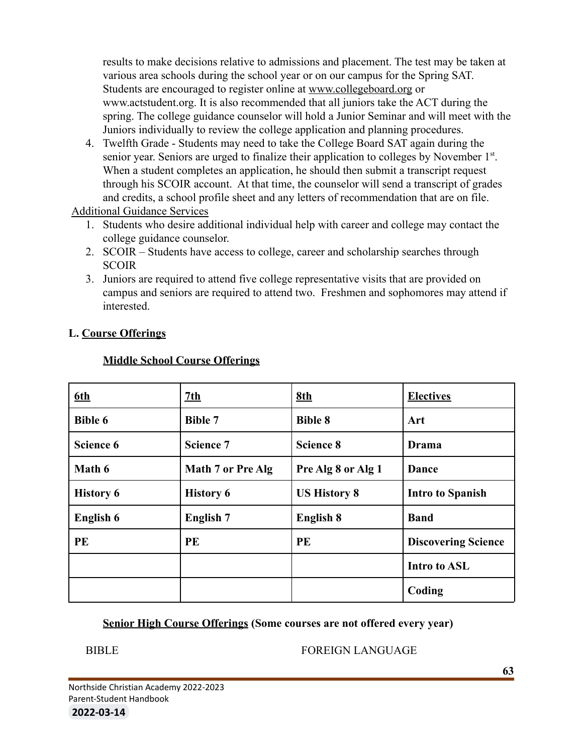results to make decisions relative to admissions and placement. The test may be taken at various area schools during the school year or on our campus for the Spring SAT. Students are encouraged to register online at www.collegeboard.org or www.actstudent.org. It is also recommended that all juniors take the ACT during the spring. The college guidance counselor will hold a Junior Seminar and will meet with the Juniors individually to review the college application and planning procedures.

4. Twelfth Grade - Students may need to take the College Board SAT again during the senior year. Seniors are urged to finalize their application to colleges by November 1st. When a student completes an application, he should then submit a transcript request through his SCOIR account. At that time, the counselor will send a transcript of grades and credits, a school profile sheet and any letters of recommendation that are on file.

Additional Guidance Services

1. Students who desire additional individual help with career and college may contact the college guidance counselor.
2. SCOIR – Students have access to college, career and scholarship searches through SCOIR
3. Juniors are required to attend five college representative visits that are provided on campus and seniors are required to attend two. Freshmen and sophomores may attend if interested.

**L. Course Offerings**

**Middle School Course Offerings**

| 6th | 7th | 8th | Electives |
|---|---|---|---|
| **Bible 6** | **Bible 7** | **Bible 8** | **Art** |
| **Science 6** | **Science 7** | **Science 8** | **Drama** |
| **Math 6** | **Math 7 or Pre Alg** | **Pre Alg 8 or Alg 1** | **Dance** |
| **History 6** | **History 6** | **US History 8** | **Intro to Spanish** |
| **English 6** | **English 7** | **English 8** | **Band** |
| **PE** | **PE** | **PE** | **Discovering Science** |
| | | | **Intro to ASL** |
| | | | **Coding** |

**Senior High Course Offerings (Some courses are not offered every year)**

BIBLE

FOREIGN LANGUAGE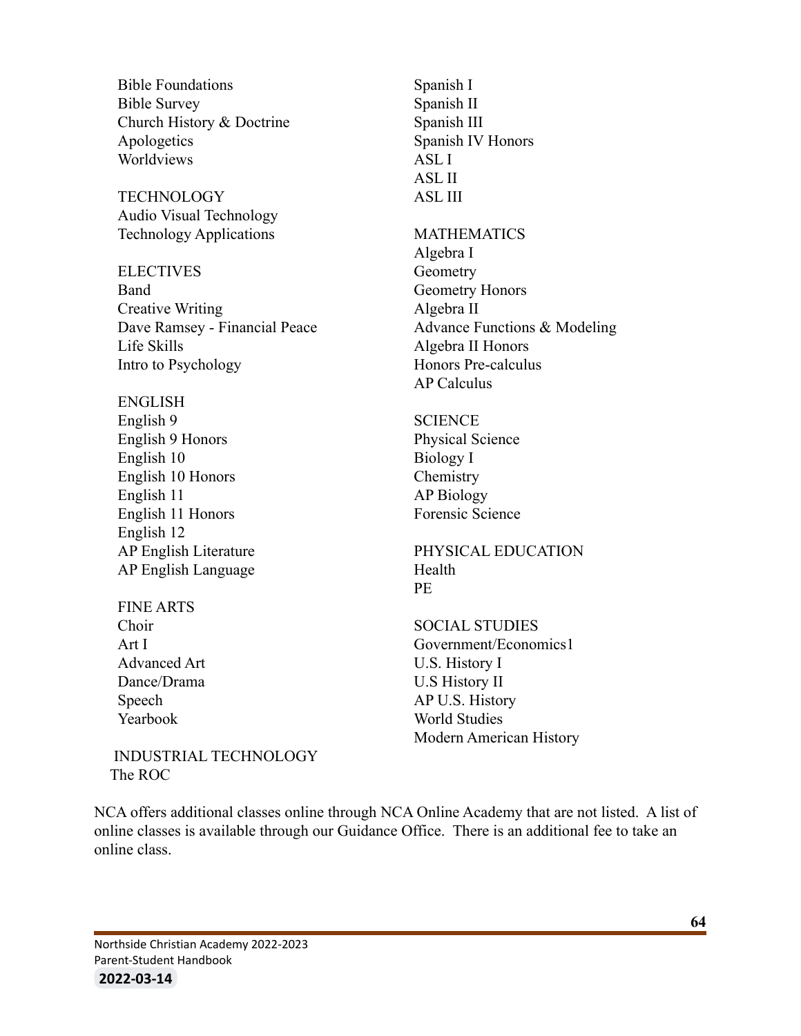Bible Foundations
Bible Survey
Church History & Doctrine
Apologetics
Worldviews

TECHNOLOGY
Audio Visual Technology
Technology Applications

ELECTIVES
Band
Creative Writing
Dave Ramsey - Financial Peace
Life Skills
Intro to Psychology

ENGLISH
English 9
English 9 Honors
English 10
English 10 Honors
English 11
English 11 Honors
English 12
AP English Literature
AP English Language

FINE ARTS
Choir
Art I
Advanced Art
Dance/Drama
Speech
Yearbook

INDUSTRIAL TECHNOLOGY
The ROC

Spanish I
Spanish II
Spanish III
Spanish IV Honors
ASL I
ASL II
ASL III

MATHEMATICS
Algebra I
Geometry
Geometry Honors
Algebra II
Advance Functions & Modeling
Algebra II Honors
Honors Pre-calculus
AP Calculus

SCIENCE
Physical Science
Biology I
Chemistry
AP Biology
Forensic Science

PHYSICAL EDUCATION
Health
PE

SOCIAL STUDIES
Government/Economics1
U.S. History I
U.S History II
AP U.S. History
World Studies
Modern American History

NCA offers additional classes online through NCA Online Academy that are not listed. A list of online classes is available through our Guidance Office. There is an additional fee to take an online class.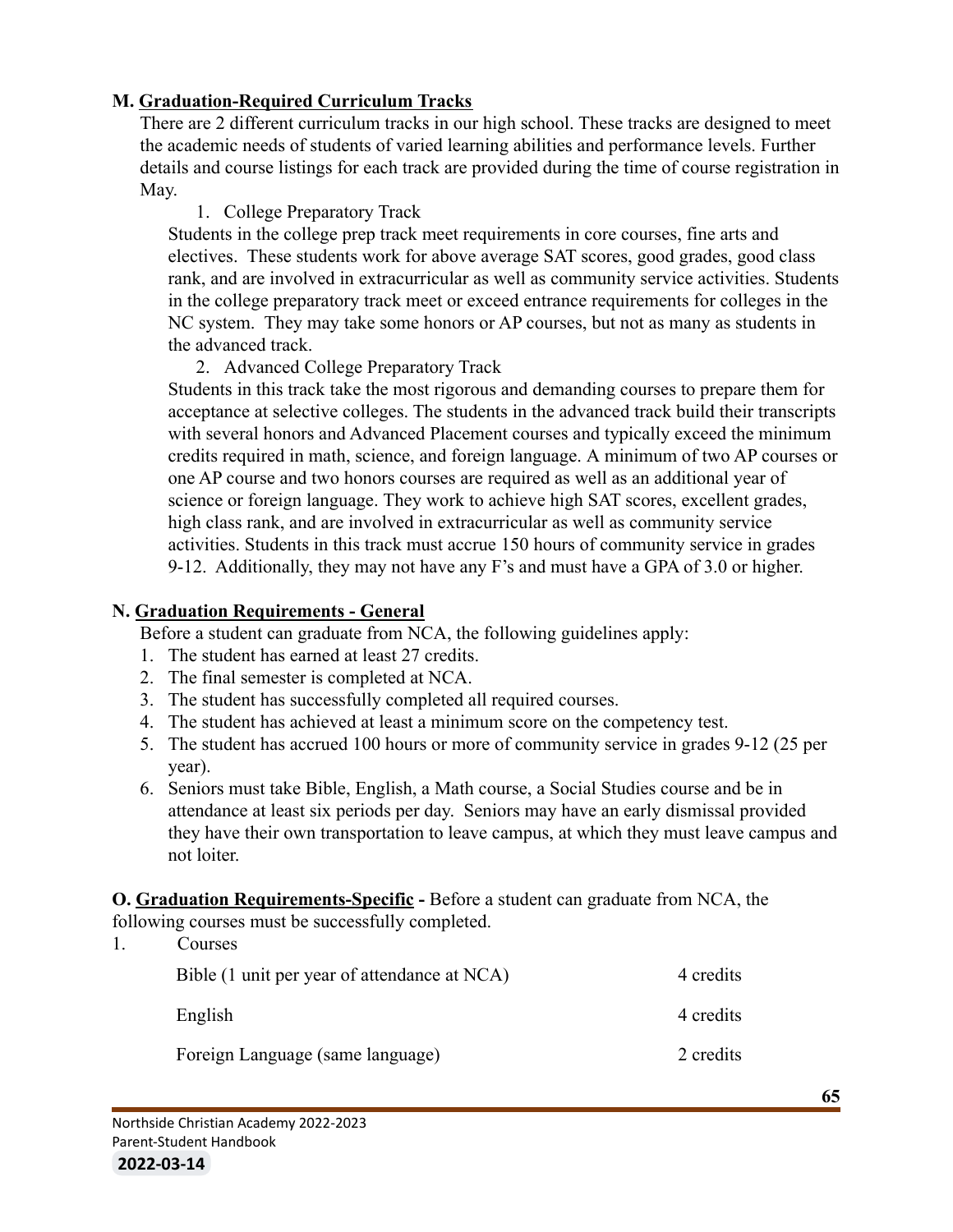**M. Graduation-Required Curriculum Tracks**

There are 2 different curriculum tracks in our high school. These tracks are designed to meet the academic needs of students of varied learning abilities and performance levels. Further details and course listings for each track are provided during the time of course registration in May.

1. College Preparatory Track

Students in the college prep track meet requirements in core courses, fine arts and electives. These students work for above average SAT scores, good grades, good class rank, and are involved in extracurricular as well as community service activities. Students in the college preparatory track meet or exceed entrance requirements for colleges in the NC system. They may take some honors or AP courses, but not as many as students in the advanced track.

2. Advanced College Preparatory Track

Students in this track take the most rigorous and demanding courses to prepare them for acceptance at selective colleges. The students in the advanced track build their transcripts with several honors and Advanced Placement courses and typically exceed the minimum credits required in math, science, and foreign language. A minimum of two AP courses or one AP course and two honors courses are required as well as an additional year of science or foreign language. They work to achieve high SAT scores, excellent grades, high class rank, and are involved in extracurricular as well as community service activities. Students in this track must accrue 150 hours of community service in grades 9-12. Additionally, they may not have any F's and must have a GPA of 3.0 or higher.

**N. Graduation Requirements - General**

Before a student can graduate from NCA, the following guidelines apply:

1. The student has earned at least 27 credits.
2. The final semester is completed at NCA.
3. The student has successfully completed all required courses.
4. The student has achieved at least a minimum score on the competency test.
5. The student has accrued 100 hours or more of community service in grades 9-12 (25 per year).
6. Seniors must take Bible, English, a Math course, a Social Studies course and be in attendance at least six periods per day. Seniors may have an early dismissal provided they have their own transportation to leave campus, at which they must leave campus and not loiter.

**O. Graduation Requirements-Specific -** Before a student can graduate from NCA, the following courses must be successfully completed.

1. Courses

| | |
|---|---|
| Bible (1 unit per year of attendance at NCA) | 4 credits |
| English | 4 credits |
| Foreign Language (same language) | 2 credits |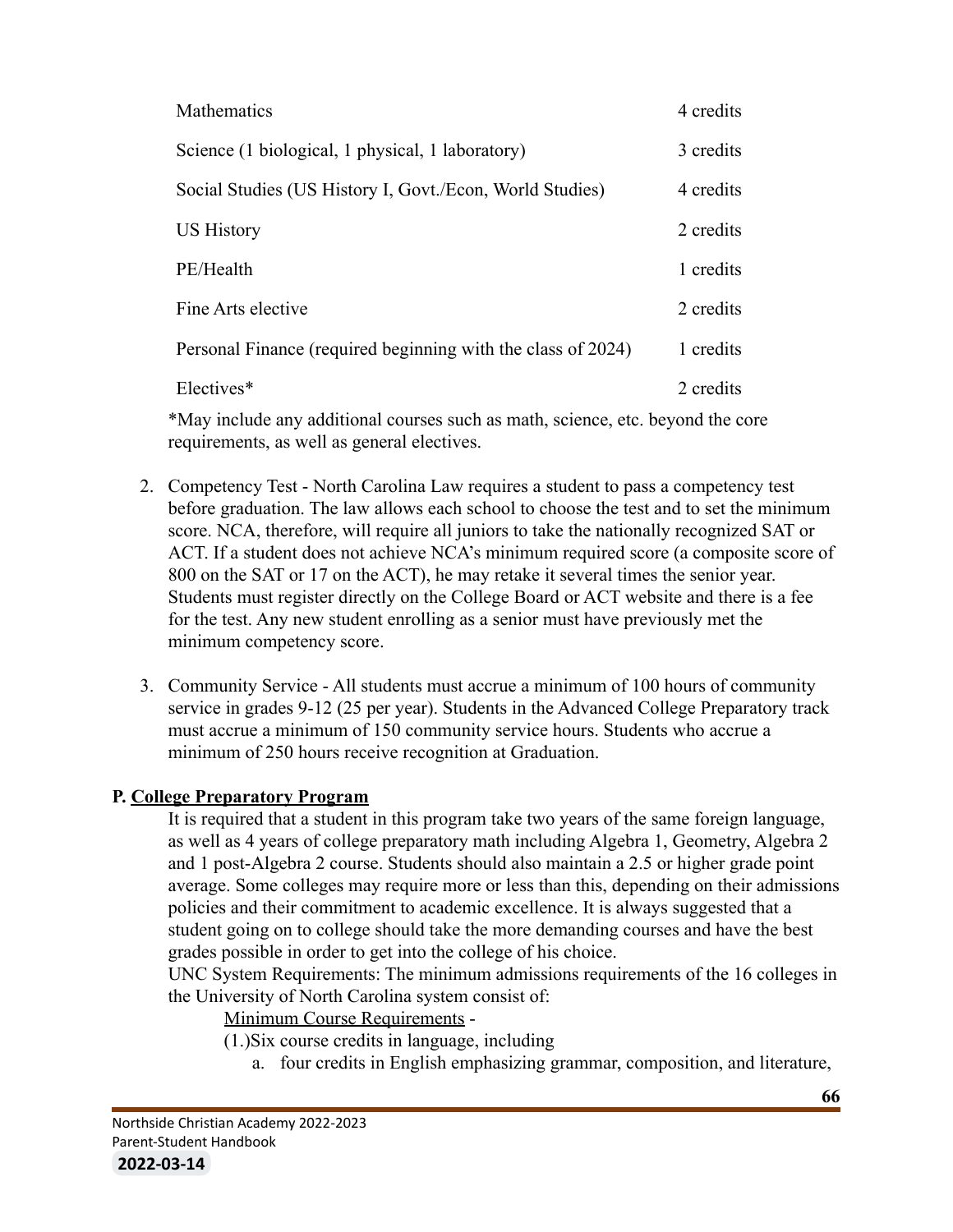| | |
|---|---|
| Mathematics | 4 credits |
| Science (1 biological, 1 physical, 1 laboratory) | 3 credits |
| Social Studies (US History I, Govt./Econ, World Studies) | 4 credits |
| US History | 2 credits |
| PE/Health | 1 credits |
| Fine Arts elective | 2 credits |
| Personal Finance (required beginning with the class of 2024) | 1 credits |
| Electives* | 2 credits |

*May include any additional courses such as math, science, etc. beyond the core requirements, as well as general electives.

2. Competency Test - North Carolina Law requires a student to pass a competency test before graduation. The law allows each school to choose the test and to set the minimum score. NCA, therefore, will require all juniors to take the nationally recognized SAT or ACT. If a student does not achieve NCA's minimum required score (a composite score of 800 on the SAT or 17 on the ACT), he may retake it several times the senior year. Students must register directly on the College Board or ACT website and there is a fee for the test. Any new student enrolling as a senior must have previously met the minimum competency score.

3. Community Service - All students must accrue a minimum of 100 hours of community service in grades 9-12 (25 per year). Students in the Advanced College Preparatory track must accrue a minimum of 150 community service hours. Students who accrue a minimum of 250 hours receive recognition at Graduation.

**P. <u>College Preparatory Program</u>**

It is required that a student in this program take two years of the same foreign language, as well as 4 years of college preparatory math including Algebra 1, Geometry, Algebra 2 and 1 post-Algebra 2 course. Students should also maintain a 2.5 or higher grade point average. Some colleges may require more or less than this, depending on their admissions policies and their commitment to academic excellence. It is always suggested that a student going on to college should take the more demanding courses and have the best grades possible in order to get into the college of his choice.

UNC System Requirements: The minimum admissions requirements of the 16 colleges in the University of North Carolina system consist of:

<u>Minimum Course Requirements</u> -

(1.)Six course credits in language, including

a. four credits in English emphasizing grammar, composition, and literature,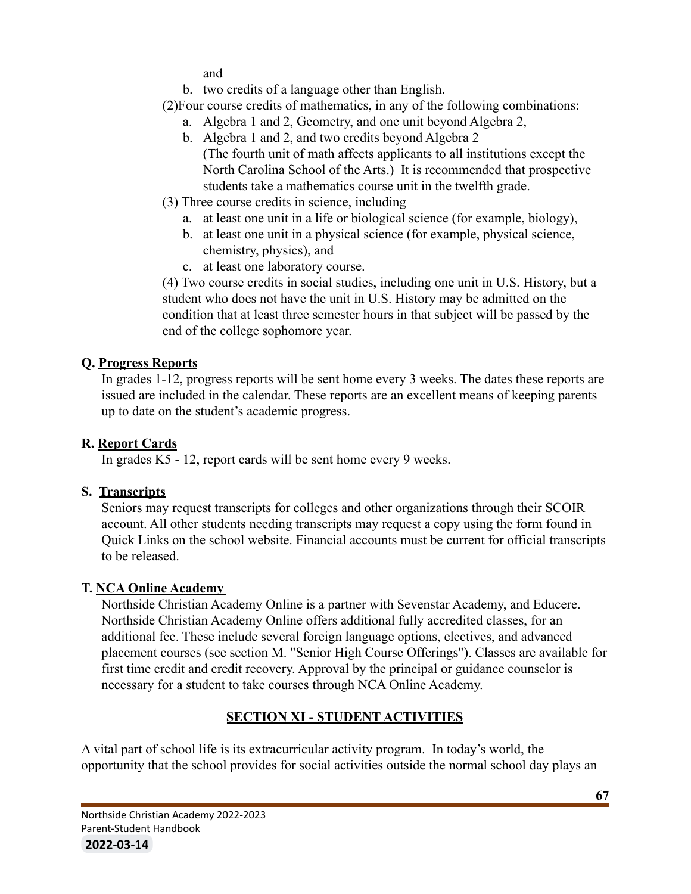and

b. two credits of a language other than English.

(2)Four course credits of mathematics, in any of the following combinations:

a. Algebra 1 and 2, Geometry, and one unit beyond Algebra 2,
b. Algebra 1 and 2, and two credits beyond Algebra 2
(The fourth unit of math affects applicants to all institutions except the North Carolina School of the Arts.) It is recommended that prospective students take a mathematics course unit in the twelfth grade.

(3) Three course credits in science, including

a. at least one unit in a life or biological science (for example, biology),
b. at least one unit in a physical science (for example, physical science, chemistry, physics), and
c. at least one laboratory course.

(4) Two course credits in social studies, including one unit in U.S. History, but a student who does not have the unit in U.S. History may be admitted on the condition that at least three semester hours in that subject will be passed by the end of the college sophomore year.

**Q. Progress Reports**

In grades 1-12, progress reports will be sent home every 3 weeks. The dates these reports are issued are included in the calendar. These reports are an excellent means of keeping parents up to date on the student's academic progress.

**R. Report Cards**

In grades K5 - 12, report cards will be sent home every 9 weeks.

**S. Transcripts**

Seniors may request transcripts for colleges and other organizations through their SCOIR account. All other students needing transcripts may request a copy using the form found in Quick Links on the school website. Financial accounts must be current for official transcripts to be released.

**T. NCA Online Academy**

Northside Christian Academy Online is a partner with Sevenstar Academy, and Educere. Northside Christian Academy Online offers additional fully accredited classes, for an additional fee. These include several foreign language options, electives, and advanced placement courses (see section M. "Senior High Course Offerings"). Classes are available for first time credit and credit recovery. Approval by the principal or guidance counselor is necessary for a student to take courses through NCA Online Academy.

## SECTION XI - STUDENT ACTIVITIES

A vital part of school life is its extracurricular activity program. In today's world, the opportunity that the school provides for social activities outside the normal school day plays an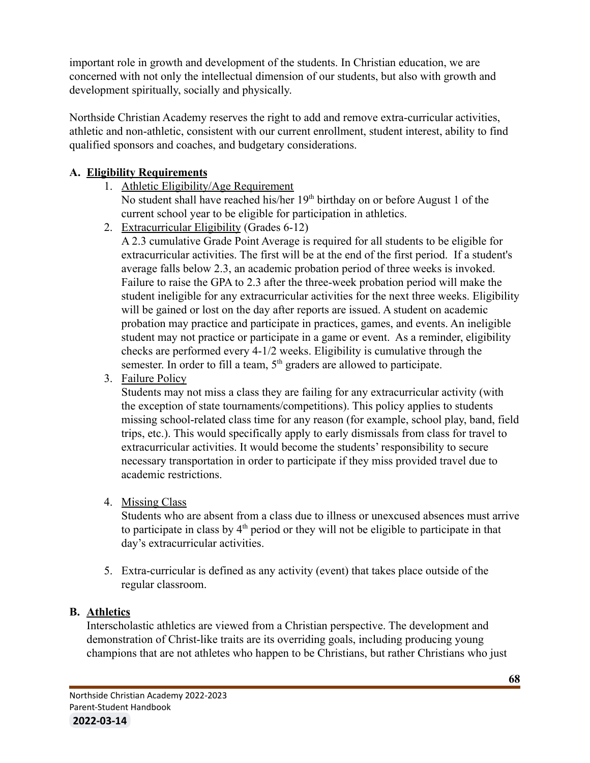important role in growth and development of the students. In Christian education, we are concerned with not only the intellectual dimension of our students, but also with growth and development spiritually, socially and physically.

Northside Christian Academy reserves the right to add and remove extra-curricular activities, athletic and non-athletic, consistent with our current enrollment, student interest, ability to find qualified sponsors and coaches, and budgetary considerations.

**A. Eligibility Requirements**

1. Athletic Eligibility/Age Requirement
   No student shall have reached his/her 19th birthday on or before August 1 of the current school year to be eligible for participation in athletics.

2. Extracurricular Eligibility (Grades 6-12)
   A 2.3 cumulative Grade Point Average is required for all students to be eligible for extracurricular activities. The first will be at the end of the first period. If a student's average falls below 2.3, an academic probation period of three weeks is invoked. Failure to raise the GPA to 2.3 after the three-week probation period will make the student ineligible for any extracurricular activities for the next three weeks. Eligibility will be gained or lost on the day after reports are issued. A student on academic probation may practice and participate in practices, games, and events. An ineligible student may not practice or participate in a game or event. As a reminder, eligibility checks are performed every 4-1/2 weeks. Eligibility is cumulative through the semester. In order to fill a team, 5th graders are allowed to participate.

3. Failure Policy
   Students may not miss a class they are failing for any extracurricular activity (with the exception of state tournaments/competitions). This policy applies to students missing school-related class time for any reason (for example, school play, band, field trips, etc.). This would specifically apply to early dismissals from class for travel to extracurricular activities. It would become the students' responsibility to secure necessary transportation in order to participate if they miss provided travel due to academic restrictions.

4. Missing Class
   Students who are absent from a class due to illness or unexcused absences must arrive to participate in class by 4th period or they will not be eligible to participate in that day's extracurricular activities.

5. Extra-curricular is defined as any activity (event) that takes place outside of the regular classroom.

**B. Athletics**

Interscholastic athletics are viewed from a Christian perspective. The development and demonstration of Christ-like traits are its overriding goals, including producing young champions that are not athletes who happen to be Christians, but rather Christians who just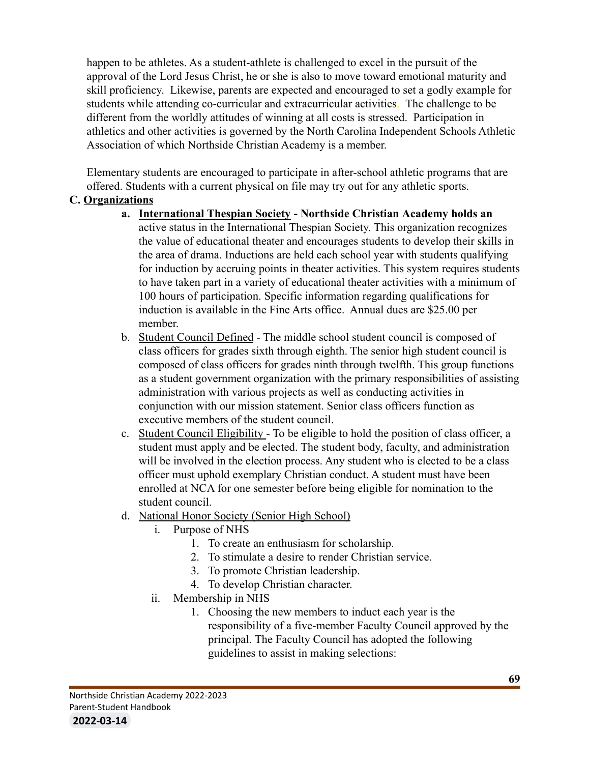happen to be athletes. As a student-athlete is challenged to excel in the pursuit of the approval of the Lord Jesus Christ, he or she is also to move toward emotional maturity and skill proficiency. Likewise, parents are expected and encouraged to set a godly example for students while attending co-curricular and extracurricular activities. The challenge to be different from the worldly attitudes of winning at all costs is stressed. Participation in athletics and other activities is governed by the North Carolina Independent Schools Athletic Association of which Northside Christian Academy is a member.

Elementary students are encouraged to participate in after-school athletic programs that are offered. Students with a current physical on file may try out for any athletic sports.

**C. Organizations**

a. **International Thespian Society - Northside Christian Academy holds an** active status in the International Thespian Society. This organization recognizes the value of educational theater and encourages students to develop their skills in the area of drama. Inductions are held each school year with students qualifying for induction by accruing points in theater activities. This system requires students to have taken part in a variety of educational theater activities with a minimum of 100 hours of participation. Specific information regarding qualifications for induction is available in the Fine Arts office. Annual dues are $25.00 per member.

b. Student Council Defined - The middle school student council is composed of class officers for grades sixth through eighth. The senior high student council is composed of class officers for grades ninth through twelfth. This group functions as a student government organization with the primary responsibilities of assisting administration with various projects as well as conducting activities in conjunction with our mission statement. Senior class officers function as executive members of the student council.

c. Student Council Eligibility - To be eligible to hold the position of class officer, a student must apply and be elected. The student body, faculty, and administration will be involved in the election process. Any student who is elected to be a class officer must uphold exemplary Christian conduct. A student must have been enrolled at NCA for one semester before being eligible for nomination to the student council.

d. National Honor Society (Senior High School)

   i. Purpose of NHS

      1. To create an enthusiasm for scholarship.
      2. To stimulate a desire to render Christian service.
      3. To promote Christian leadership.
      4. To develop Christian character.

   ii. Membership in NHS

      1. Choosing the new members to induct each year is the responsibility of a five-member Faculty Council approved by the principal. The Faculty Council has adopted the following guidelines to assist in making selections: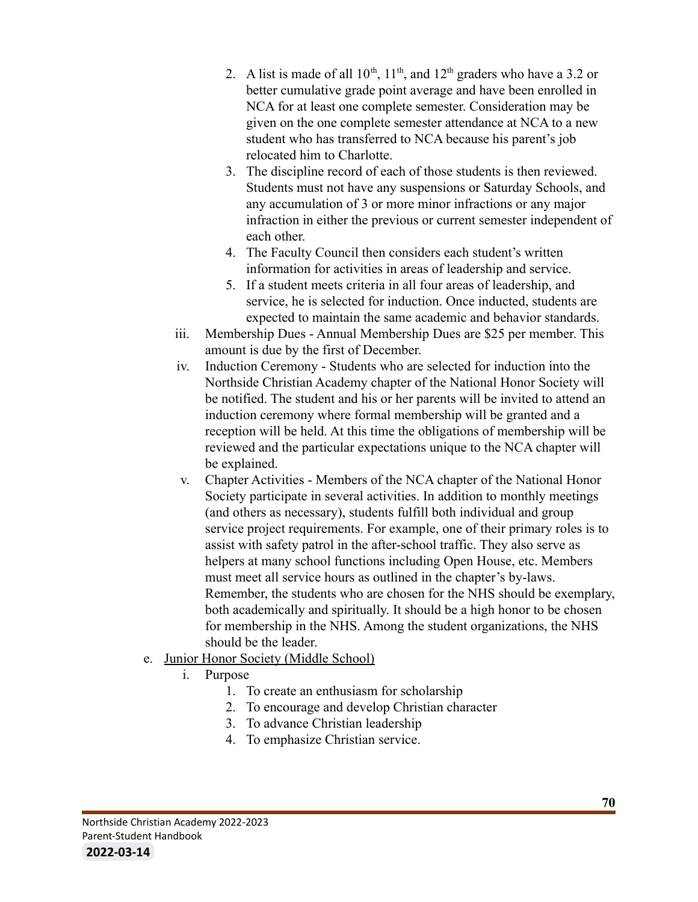2. A list is made of all $10^{th}$, $11^{th}$, and $12^{th}$ graders who have a 3.2 or better cumulative grade point average and have been enrolled in NCA for at least one complete semester. Consideration may be given on the one complete semester attendance at NCA to a new student who has transferred to NCA because his parent's job relocated him to Charlotte.
3. The discipline record of each of those students is then reviewed. Students must not have any suspensions or Saturday Schools, and any accumulation of 3 or more minor infractions or any major infraction in either the previous or current semester independent of each other.
4. The Faculty Council then considers each student's written information for activities in areas of leadership and service.
5. If a student meets criteria in all four areas of leadership, and service, he is selected for induction. Once inducted, students are expected to maintain the same academic and behavior standards.

iii. Membership Dues - Annual Membership Dues are $25 per member. This amount is due by the first of December.

iv. Induction Ceremony - Students who are selected for induction into the Northside Christian Academy chapter of the National Honor Society will be notified. The student and his or her parents will be invited to attend an induction ceremony where formal membership will be granted and a reception will be held. At this time the obligations of membership will be reviewed and the particular expectations unique to the NCA chapter will be explained.

v. Chapter Activities - Members of the NCA chapter of the National Honor Society participate in several activities. In addition to monthly meetings (and others as necessary), students fulfill both individual and group service project requirements. For example, one of their primary roles is to assist with safety patrol in the after-school traffic. They also serve as helpers at many school functions including Open House, etc. Members must meet all service hours as outlined in the chapter's by-laws. Remember, the students who are chosen for the NHS should be exemplary, both academically and spiritually. It should be a high honor to be chosen for membership in the NHS. Among the student organizations, the NHS should be the leader.

e. Junior Honor Society (Middle School)

i. Purpose
1. To create an enthusiasm for scholarship
2. To encourage and develop Christian character
3. To advance Christian leadership
4. To emphasize Christian service.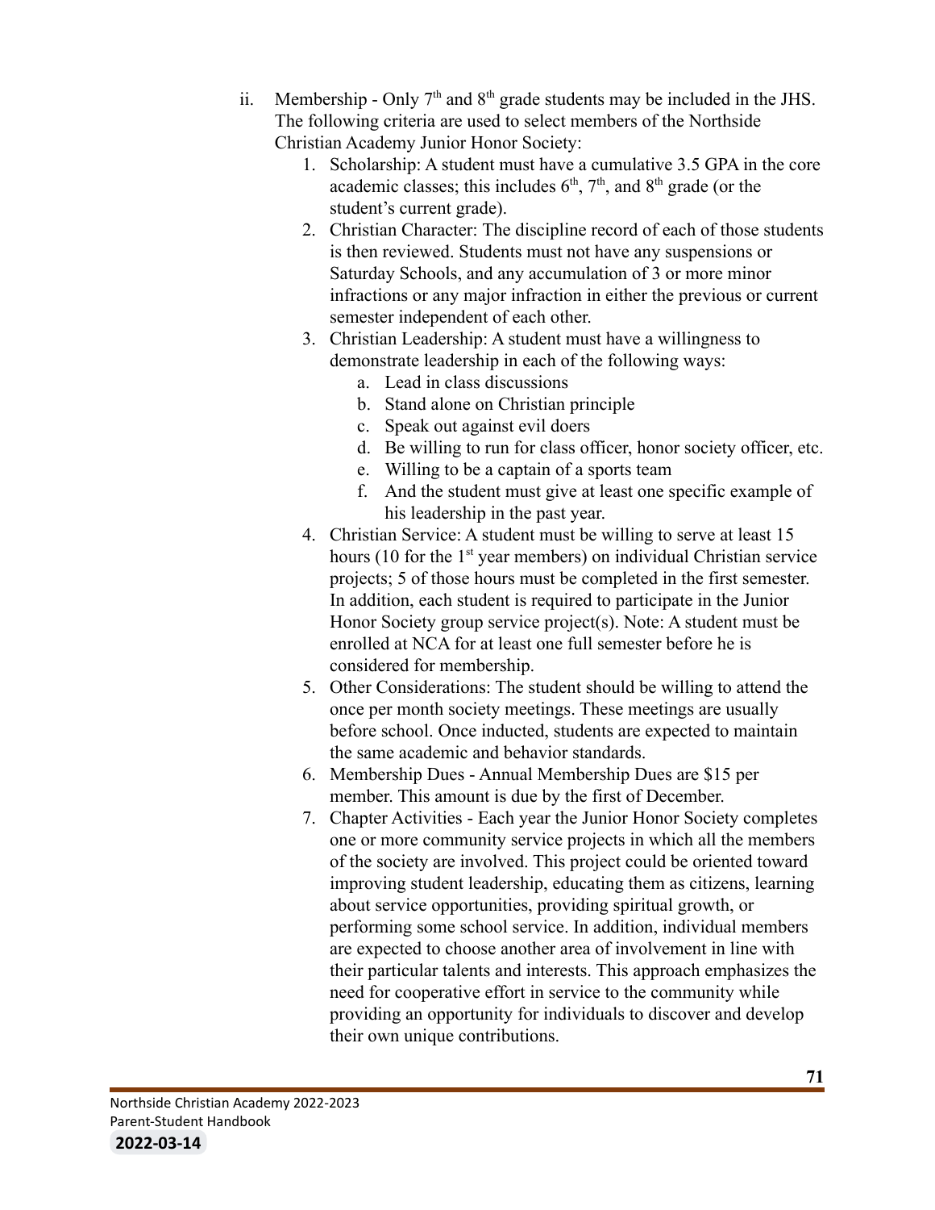ii. Membership - Only 7th and 8th grade students may be included in the JHS. The following criteria are used to select members of the Northside Christian Academy Junior Honor Society:

1. Scholarship: A student must have a cumulative 3.5 GPA in the core academic classes; this includes 6th, 7th, and 8th grade (or the student's current grade).
2. Christian Character: The discipline record of each of those students is then reviewed. Students must not have any suspensions or Saturday Schools, and any accumulation of 3 or more minor infractions or any major infraction in either the previous or current semester independent of each other.
3. Christian Leadership: A student must have a willingness to demonstrate leadership in each of the following ways:
   a. Lead in class discussions
   b. Stand alone on Christian principle
   c. Speak out against evil doers
   d. Be willing to run for class officer, honor society officer, etc.
   e. Willing to be a captain of a sports team
   f. And the student must give at least one specific example of his leadership in the past year.
4. Christian Service: A student must be willing to serve at least 15 hours (10 for the 1st year members) on individual Christian service projects; 5 of those hours must be completed in the first semester. In addition, each student is required to participate in the Junior Honor Society group service project(s). Note: A student must be enrolled at NCA for at least one full semester before he is considered for membership.
5. Other Considerations: The student should be willing to attend the once per month society meetings. These meetings are usually before school. Once inducted, students are expected to maintain the same academic and behavior standards.
6. Membership Dues - Annual Membership Dues are $15 per member. This amount is due by the first of December.
7. Chapter Activities - Each year the Junior Honor Society completes one or more community service projects in which all the members of the society are involved. This project could be oriented toward improving student leadership, educating them as citizens, learning about service opportunities, providing spiritual growth, or performing some school service. In addition, individual members are expected to choose another area of involvement in line with their particular talents and interests. This approach emphasizes the need for cooperative effort in service to the community while providing an opportunity for individuals to discover and develop their own unique contributions.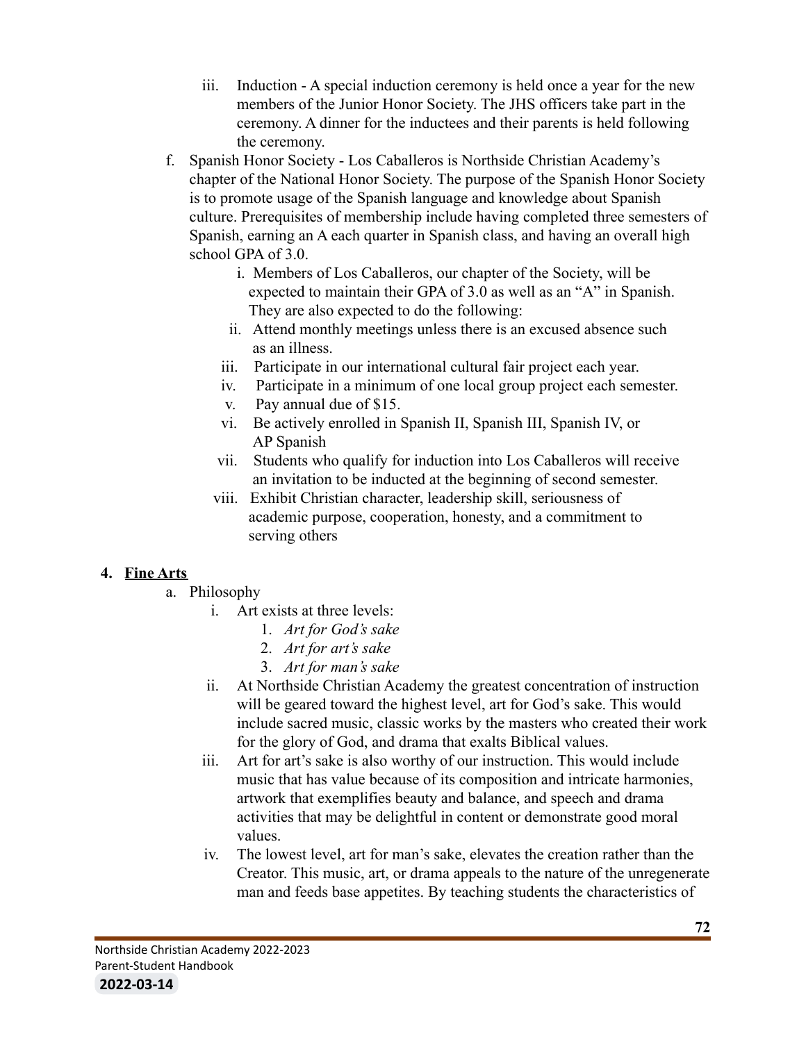iii. Induction - A special induction ceremony is held once a year for the new members of the Junior Honor Society. The JHS officers take part in the ceremony. A dinner for the inductees and their parents is held following the ceremony.

f. Spanish Honor Society - Los Caballeros is Northside Christian Academy's chapter of the National Honor Society. The purpose of the Spanish Honor Society is to promote usage of the Spanish language and knowledge about Spanish culture. Prerequisites of membership include having completed three semesters of Spanish, earning an A each quarter in Spanish class, and having an overall high school GPA of 3.0.

   i. Members of Los Caballeros, our chapter of the Society, will be expected to maintain their GPA of 3.0 as well as an "A" in Spanish. They are also expected to do the following:
   ii. Attend monthly meetings unless there is an excused absence such as an illness.
   iii. Participate in our international cultural fair project each year.
   iv. Participate in a minimum of one local group project each semester.
   v. Pay annual due of $15.
   vi. Be actively enrolled in Spanish II, Spanish III, Spanish IV, or AP Spanish
   vii. Students who qualify for induction into Los Caballeros will receive an invitation to be inducted at the beginning of second semester.
   viii. Exhibit Christian character, leadership skill, seriousness of academic purpose, cooperation, honesty, and a commitment to serving others

## 4. Fine Arts

a. Philosophy

   i. Art exists at three levels:
      1. *Art for God's sake*
      2. *Art for art's sake*
      3. *Art for man's sake*
   ii. At Northside Christian Academy the greatest concentration of instruction will be geared toward the highest level, art for God's sake. This would include sacred music, classic works by the masters who created their work for the glory of God, and drama that exalts Biblical values.
   iii. Art for art's sake is also worthy of our instruction. This would include music that has value because of its composition and intricate harmonies, artwork that exemplifies beauty and balance, and speech and drama activities that may be delightful in content or demonstrate good moral values.
   iv. The lowest level, art for man's sake, elevates the creation rather than the Creator. This music, art, or drama appeals to the nature of the unregenerate man and feeds base appetites. By teaching students the characteristics of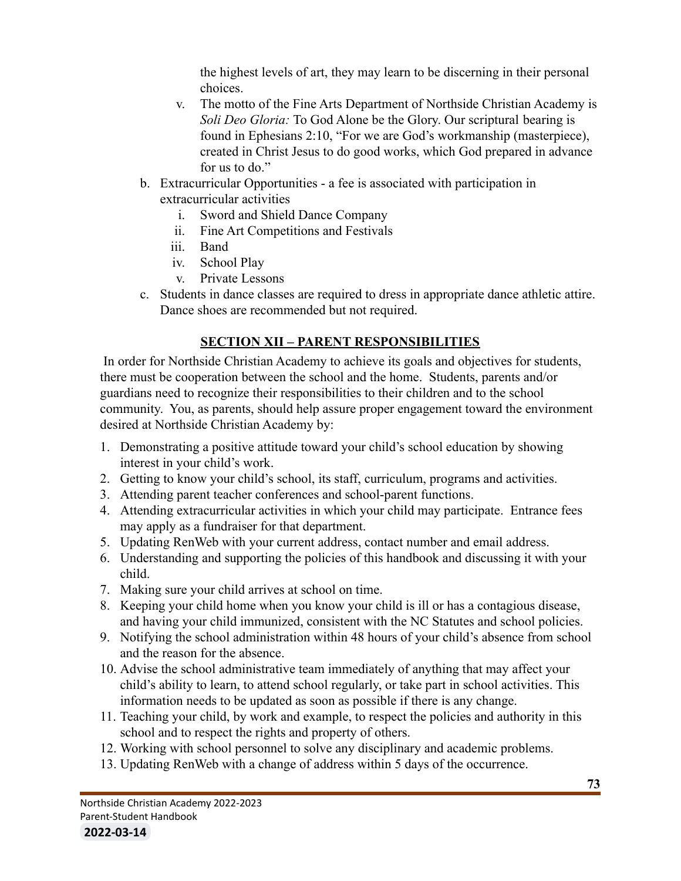the highest levels of art, they may learn to be discerning in their personal choices.

v. The motto of the Fine Arts Department of Northside Christian Academy is *Soli Deo Gloria:* To God Alone be the Glory. Our scriptural bearing is found in Ephesians 2:10, "For we are God's workmanship (masterpiece), created in Christ Jesus to do good works, which God prepared in advance for us to do."

b. Extracurricular Opportunities - a fee is associated with participation in extracurricular activities
   - i. Sword and Shield Dance Company
   - ii. Fine Art Competitions and Festivals
   - iii. Band
   - iv. School Play
   - v. Private Lessons

c. Students in dance classes are required to dress in appropriate dance athletic attire. Dance shoes are recommended but not required.

## SECTION XII – PARENT RESPONSIBILITIES

In order for Northside Christian Academy to achieve its goals and objectives for students, there must be cooperation between the school and the home. Students, parents and/or guardians need to recognize their responsibilities to their children and to the school community. You, as parents, should help assure proper engagement toward the environment desired at Northside Christian Academy by:

1. Demonstrating a positive attitude toward your child's school education by showing interest in your child's work.
2. Getting to know your child's school, its staff, curriculum, programs and activities.
3. Attending parent teacher conferences and school-parent functions.
4. Attending extracurricular activities in which your child may participate. Entrance fees may apply as a fundraiser for that department.
5. Updating RenWeb with your current address, contact number and email address.
6. Understanding and supporting the policies of this handbook and discussing it with your child.
7. Making sure your child arrives at school on time.
8. Keeping your child home when you know your child is ill or has a contagious disease, and having your child immunized, consistent with the NC Statutes and school policies.
9. Notifying the school administration within 48 hours of your child's absence from school and the reason for the absence.
10. Advise the school administrative team immediately of anything that may affect your child's ability to learn, to attend school regularly, or take part in school activities. This information needs to be updated as soon as possible if there is any change.
11. Teaching your child, by work and example, to respect the policies and authority in this school and to respect the rights and property of others.
12. Working with school personnel to solve any disciplinary and academic problems.
13. Updating RenWeb with a change of address within 5 days of the occurrence.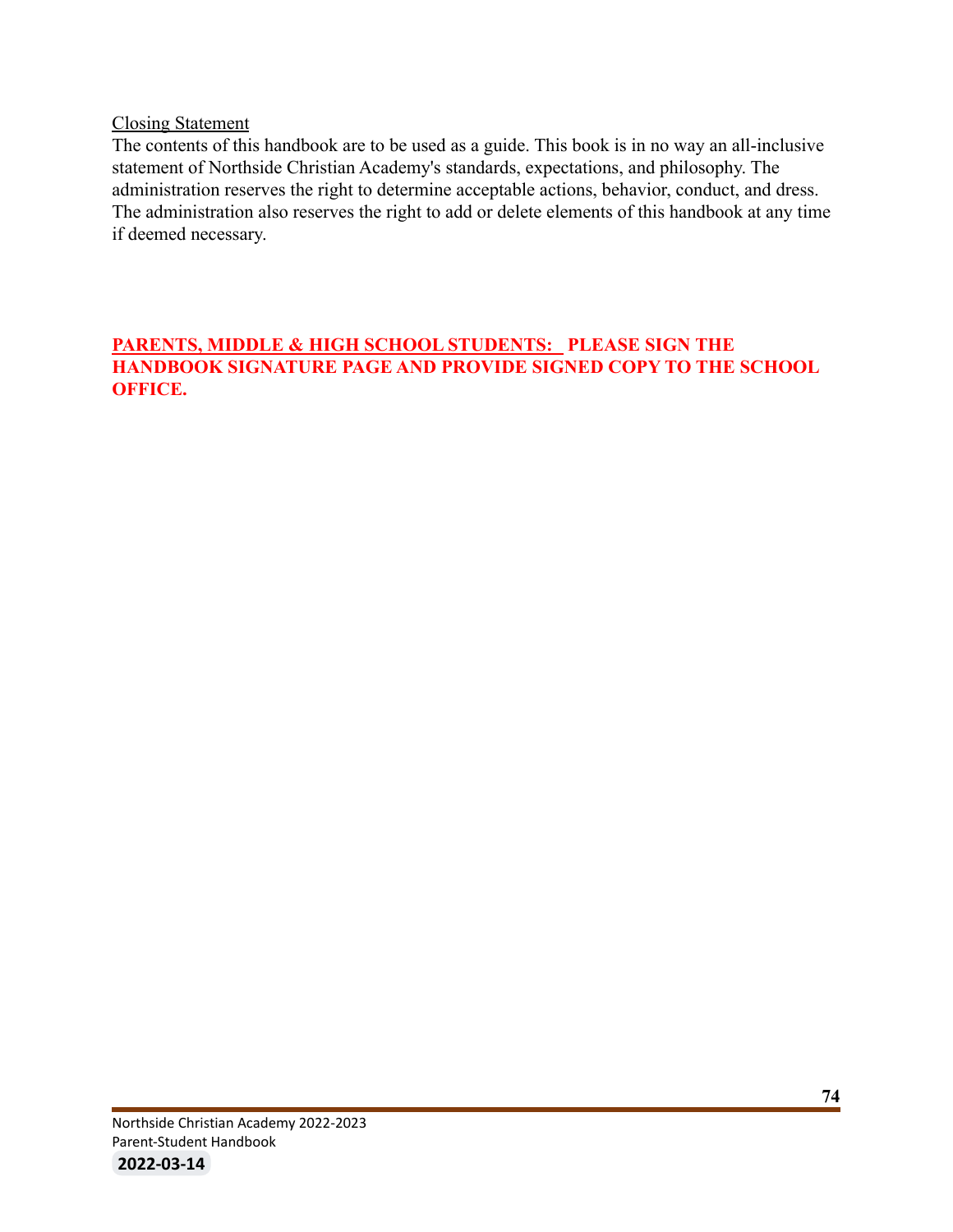Closing Statement

The contents of this handbook are to be used as a guide. This book is in no way an all-inclusive statement of Northside Christian Academy's standards, expectations, and philosophy. The administration reserves the right to determine acceptable actions, behavior, conduct, and dress. The administration also reserves the right to add or delete elements of this handbook at any time if deemed necessary.

**PARENTS, MIDDLE & HIGH SCHOOL STUDENTS: PLEASE SIGN THE HANDBOOK SIGNATURE PAGE AND PROVIDE SIGNED COPY TO THE SCHOOL OFFICE.**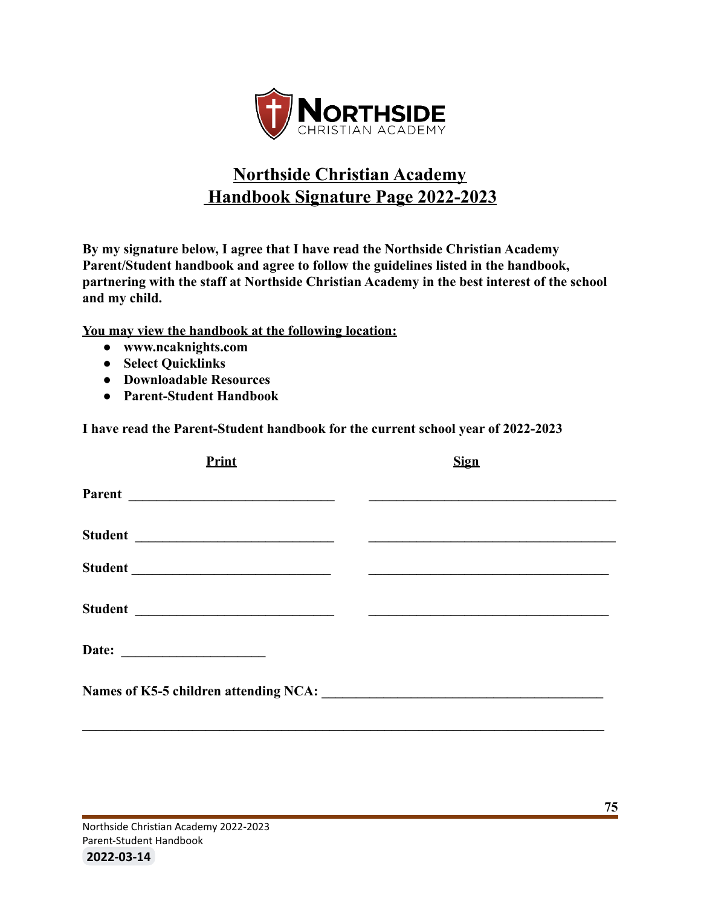# Northside Christian Academy Handbook Signature Page 2022-2023

**By my signature below, I agree that I have read the Northside Christian Academy Parent/Student handbook and agree to follow the guidelines listed in the handbook, partnering with the staff at Northside Christian Academy in the best interest of the school and my child.**

**You may view the handbook at the following location:**

- **www.ncaknights.com**
- **Select Quicklinks**
- **Downloadable Resources**
- **Parent-Student Handbook**

**I have read the Parent-Student handbook for the current school year of 2022-2023**

| | Print | Sign |
|---|---|---|
| **Parent** | ______________________________ | ____________________________________ |
| **Student** | ______________________________ | ____________________________________ |
| **Student** | ______________________________ | ____________________________________ |
| **Student** | ______________________________ | ____________________________________ |

**Date:** _____________________

**Names of K5-5 children attending NCA:** __________________________________________

_____________________________________________________________________________